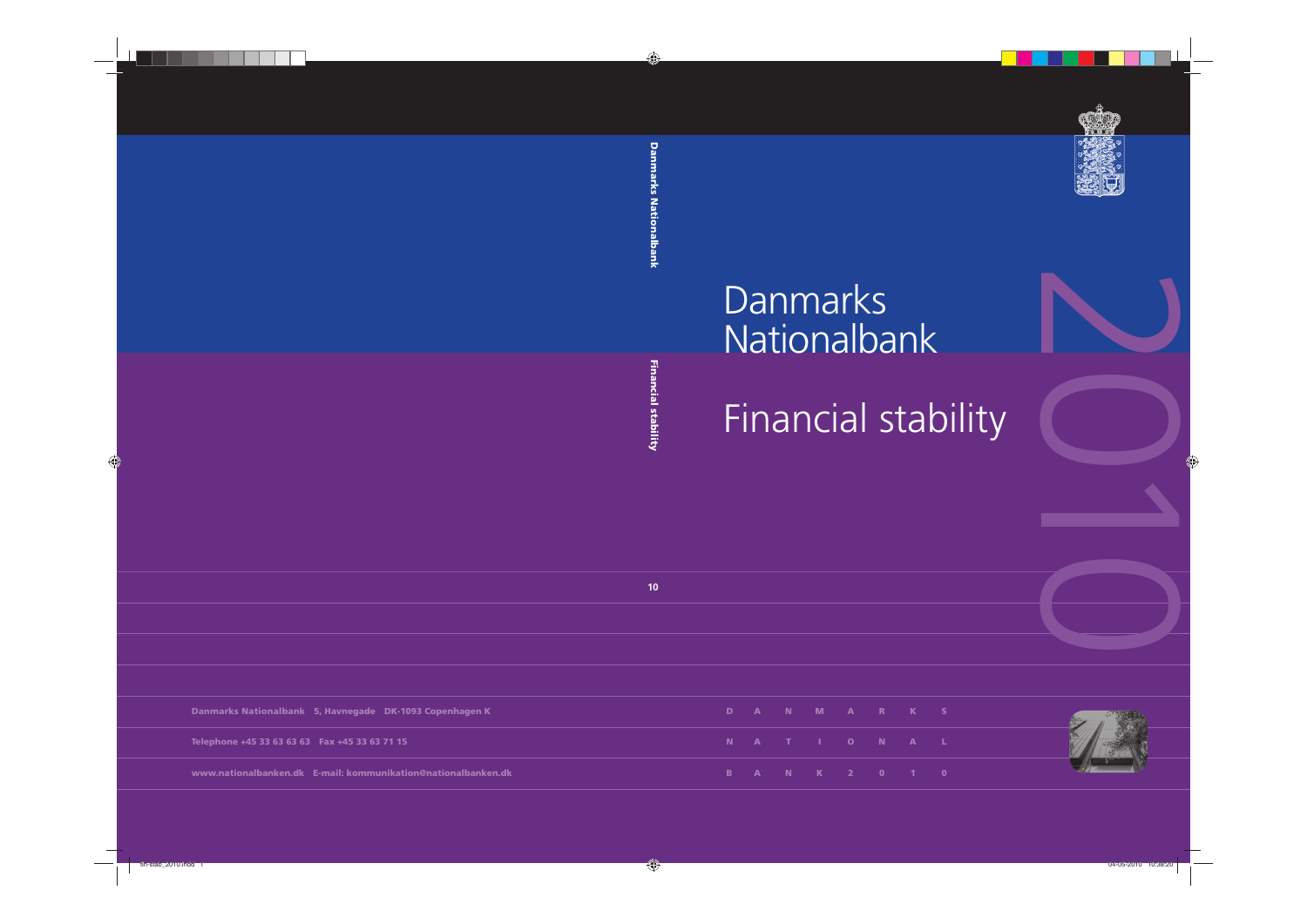# Danmarks Nationalbank

# Financial stability

# 2010

Danmarks Nationalbank 5, Havnegade DK-1093 Copenhagen K

Telephone +45 33 63 63 63 Fax +45 33 63 71 15

www.nationalbanken.dk E-mail: kommunikation@nationalbanken.dk

D A N M A R K S

N A T I O N A L

B A N K 2 0 1 0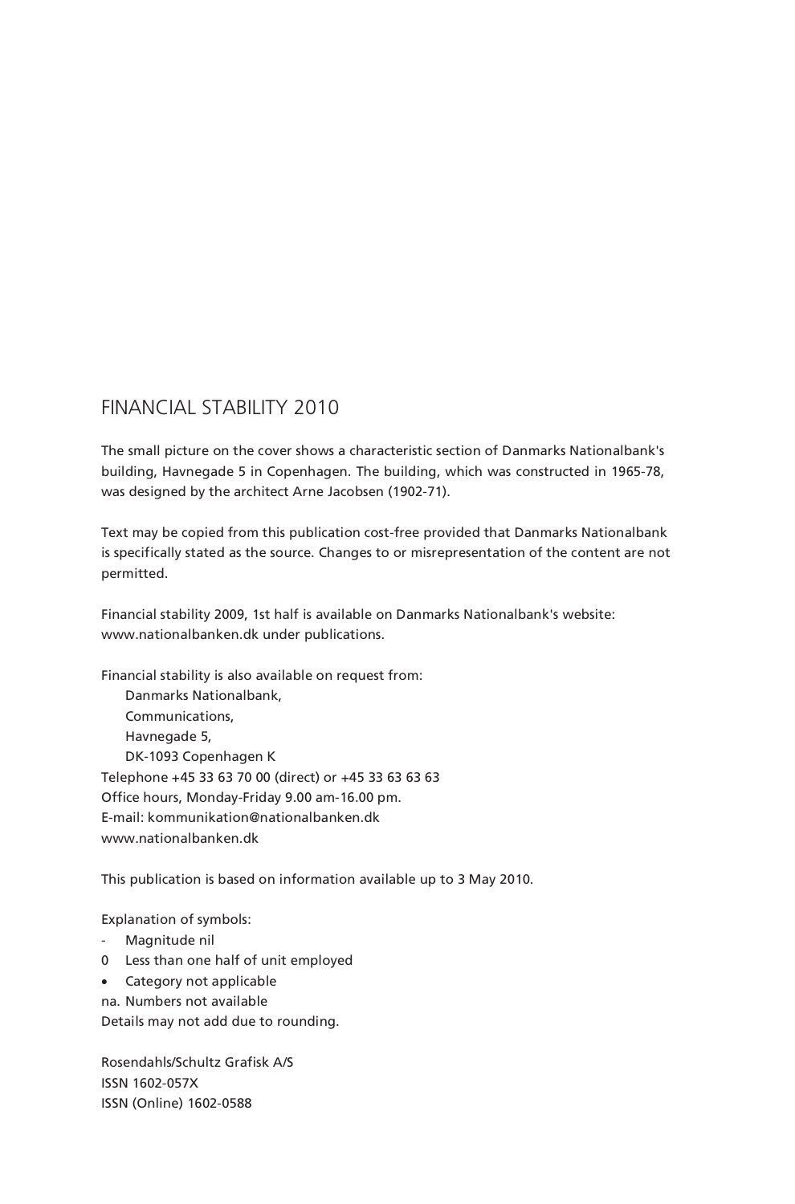# FINANCIAL STABILITY 2010

The small picture on the cover shows a characteristic section of Danmarks Nationalbank's building, Havnegade 5 in Copenhagen. The building, which was constructed in 1965-78, was designed by the architect Arne Jacobsen (1902-71).

Text may be copied from this publication cost-free provided that Danmarks Nationalbank is specifically stated as the source. Changes to or misrepresentation of the content are not permitted.

Financial stability 2009, 1st half is available on Danmarks Nationalbank's website: www.nationalbanken.dk under publications.

Financial stability is also available on request from:

Danmarks Nationalbank,
Communications,
Havnegade 5,
DK-1093 Copenhagen K

Telephone +45 33 63 70 00 (direct) or +45 33 63 63 63
Office hours, Monday-Friday 9.00 am-16.00 pm.
E-mail: kommunikation@nationalbanken.dk
www.nationalbanken.dk

This publication is based on information available up to 3 May 2010.

Explanation of symbols:

- \- Magnitude nil
- 0 Less than one half of unit employed
- • Category not applicable
- na. Numbers not available

Details may not add due to rounding.

Rosendahls/Schultz Grafisk A/S
ISSN 1602-057X
ISSN (Online) 1602-0588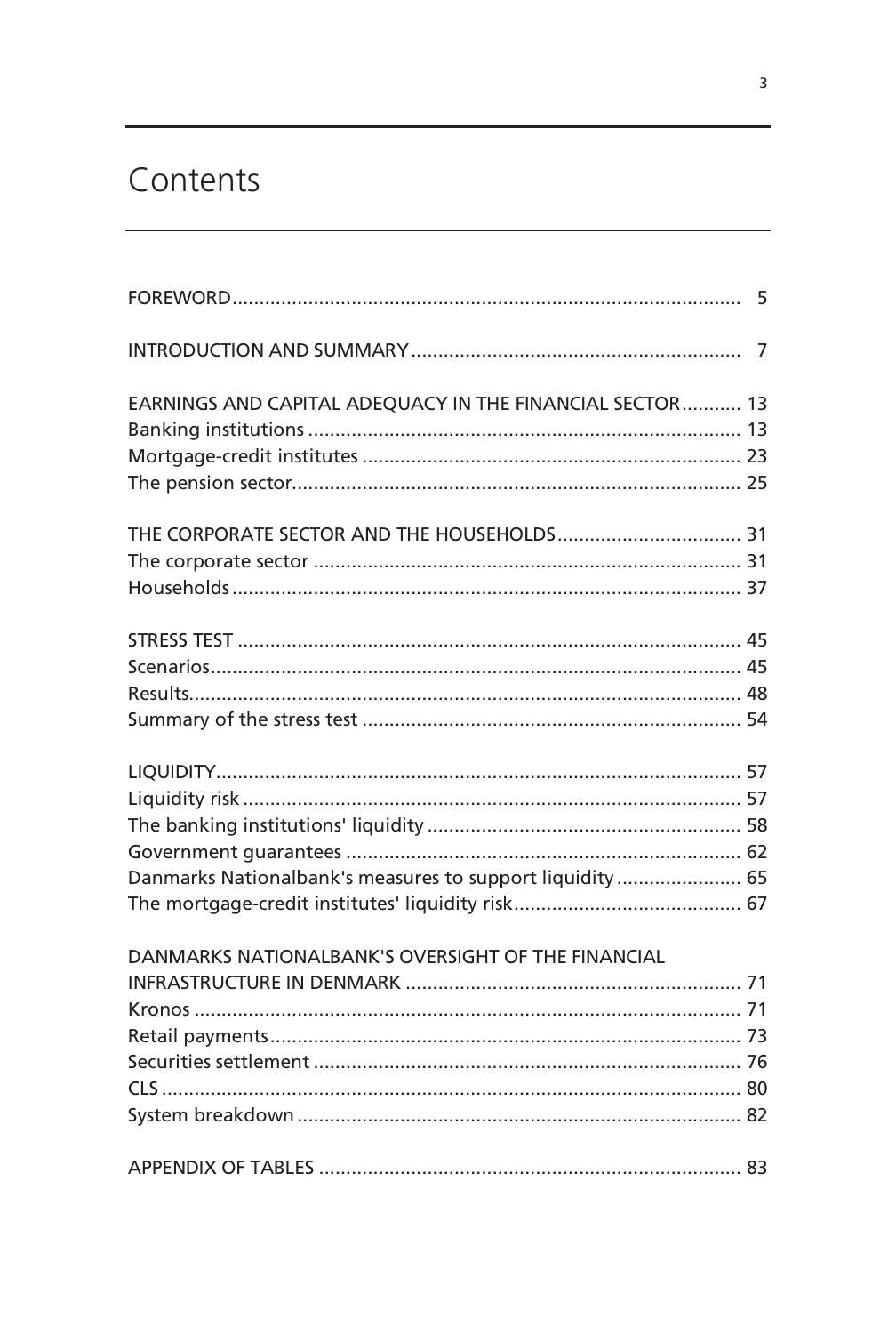# Contents

FOREWORD ........................................................................................ 5

INTRODUCTION AND SUMMARY ............................................................ 7

EARNINGS AND CAPITAL ADEQUACY IN THE FINANCIAL SECTOR........... 13
Banking institutions ............................................................................... 13
Mortgage-credit institutes ...................................................................... 23
The pension sector.................................................................................. 25

THE CORPORATE SECTOR AND THE HOUSEHOLDS.................................. 31
The corporate sector .............................................................................. 31
Households ............................................................................................. 37

STRESS TEST ............................................................................................ 45
Scenarios................................................................................................. 45
Results..................................................................................................... 48
Summary of the stress test ..................................................................... 54

LIQUIDITY................................................................................................. 57
Liquidity risk ........................................................................................... 57
The banking institutions' liquidity .......................................................... 58
Government guarantees ......................................................................... 62
Danmarks Nationalbank's measures to support liquidity ....................... 65
The mortgage-credit institutes' liquidity risk.......................................... 67

DANMARKS NATIONALBANK'S OVERSIGHT OF THE FINANCIAL INFRASTRUCTURE IN DENMARK ............................................................. 71
Kronos .................................................................................................... 71
Retail payments...................................................................................... 73
Securities settlement .............................................................................. 76
CLS .......................................................................................................... 80
System breakdown ................................................................................. 82

APPENDIX OF TABLES ............................................................................. 83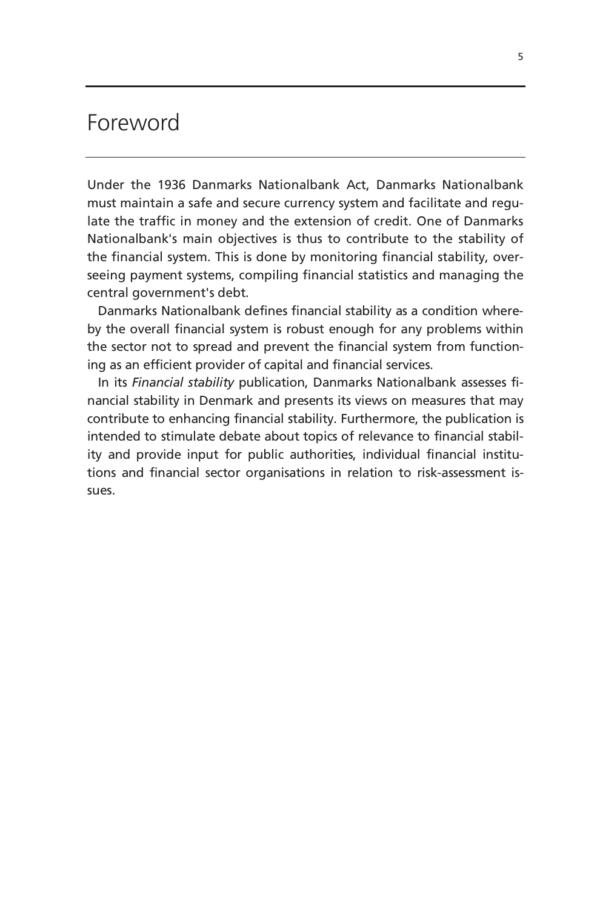# Foreword

Under the 1936 Danmarks Nationalbank Act, Danmarks Nationalbank must maintain a safe and secure currency system and facilitate and regulate the traffic in money and the extension of credit. One of Danmarks Nationalbank's main objectives is thus to contribute to the stability of the financial system. This is done by monitoring financial stability, overseeing payment systems, compiling financial statistics and managing the central government's debt.

Danmarks Nationalbank defines financial stability as a condition whereby the overall financial system is robust enough for any problems within the sector not to spread and prevent the financial system from functioning as an efficient provider of capital and financial services.

In its *Financial stability* publication, Danmarks Nationalbank assesses financial stability in Denmark and presents its views on measures that may contribute to enhancing financial stability. Furthermore, the publication is intended to stimulate debate about topics of relevance to financial stability and provide input for public authorities, individual financial institutions and financial sector organisations in relation to risk-assessment issues.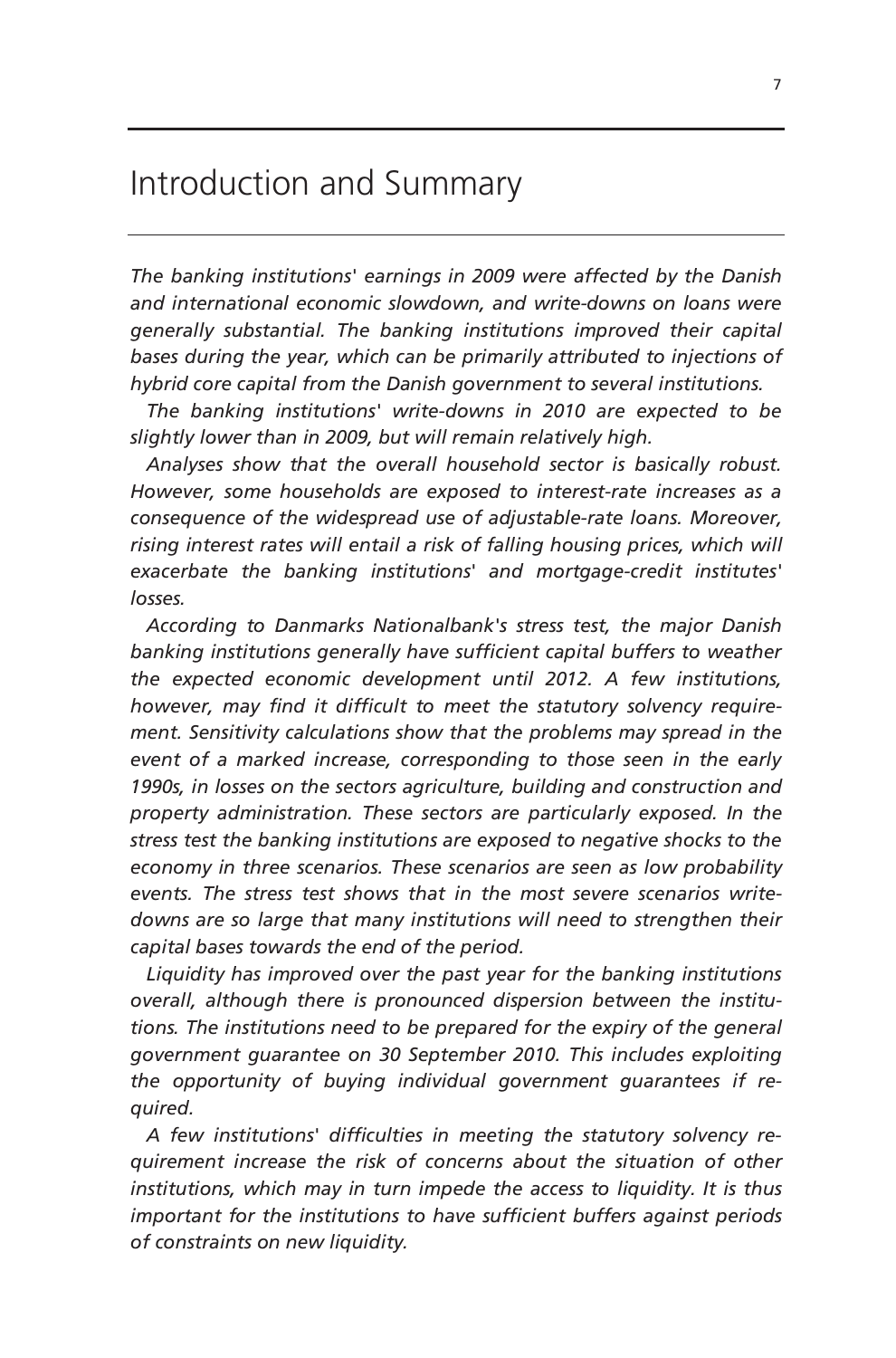# Introduction and Summary

*The banking institutions' earnings in 2009 were affected by the Danish and international economic slowdown, and write-downs on loans were generally substantial. The banking institutions improved their capital bases during the year, which can be primarily attributed to injections of hybrid core capital from the Danish government to several institutions.*

*The banking institutions' write-downs in 2010 are expected to be slightly lower than in 2009, but will remain relatively high.*

*Analyses show that the overall household sector is basically robust. However, some households are exposed to interest-rate increases as a consequence of the widespread use of adjustable-rate loans. Moreover, rising interest rates will entail a risk of falling housing prices, which will exacerbate the banking institutions' and mortgage-credit institutes' losses.*

*According to Danmarks Nationalbank's stress test, the major Danish banking institutions generally have sufficient capital buffers to weather the expected economic development until 2012. A few institutions, however, may find it difficult to meet the statutory solvency requirement. Sensitivity calculations show that the problems may spread in the event of a marked increase, corresponding to those seen in the early 1990s, in losses on the sectors agriculture, building and construction and property administration. These sectors are particularly exposed. In the stress test the banking institutions are exposed to negative shocks to the economy in three scenarios. These scenarios are seen as low probability events. The stress test shows that in the most severe scenarios write-downs are so large that many institutions will need to strengthen their capital bases towards the end of the period.*

*Liquidity has improved over the past year for the banking institutions overall, although there is pronounced dispersion between the institutions. The institutions need to be prepared for the expiry of the general government guarantee on 30 September 2010. This includes exploiting the opportunity of buying individual government guarantees if required.*

*A few institutions' difficulties in meeting the statutory solvency requirement increase the risk of concerns about the situation of other institutions, which may in turn impede the access to liquidity. It is thus important for the institutions to have sufficient buffers against periods of constraints on new liquidity.*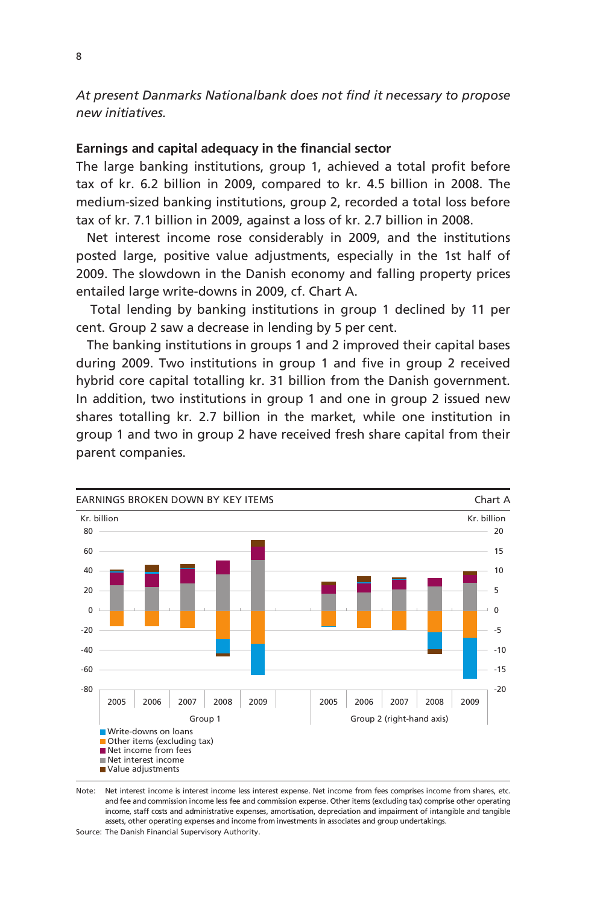*At present Danmarks Nationalbank does not find it necessary to propose new initiatives.*

**Earnings and capital adequacy in the financial sector**

The large banking institutions, group 1, achieved a total profit before tax of kr. 6.2 billion in 2009, compared to kr. 4.5 billion in 2008. The medium-sized banking institutions, group 2, recorded a total loss before tax of kr. 7.1 billion in 2009, against a loss of kr. 2.7 billion in 2008.

Net interest income rose considerably in 2009, and the institutions posted large, positive value adjustments, especially in the 1st half of 2009. The slowdown in the Danish economy and falling property prices entailed large write-downs in 2009, cf. Chart A.

Total lending by banking institutions in group 1 declined by 11 per cent. Group 2 saw a decrease in lending by 5 per cent.

The banking institutions in groups 1 and 2 improved their capital bases during 2009. Two institutions in group 1 and five in group 2 received hybrid core capital totalling kr. 31 billion from the Danish government. In addition, two institutions in group 1 and one in group 2 issued new shares totalling kr. 2.7 billion in the market, while one institution in group 1 and two in group 2 have received fresh share capital from their parent companies.

EARNINGS BROKEN DOWN BY KEY ITEMS — Chart A

Kr. billion (left axis: Group 1; right axis: Group 2)

Years: 2005, 2006, 2007, 2008, 2009 — Group 1; 2005, 2006, 2007, 2008, 2009 — Group 2 (right-hand axis)

Legend:
- Write-downs on loans
- Other items (excluding tax)
- Net income from fees
- Net interest income
- Value adjustments

Note: Net interest income is interest income less interest expense. Net income from fees comprises income from shares, etc. and fee and commission income less fee and commission expense. Other items (excluding tax) comprise other operating income, staff costs and administrative expenses, amortisation, depreciation and impairment of intangible and tangible assets, other operating expenses and income from investments in associates and group undertakings.

Source: The Danish Financial Supervisory Authority.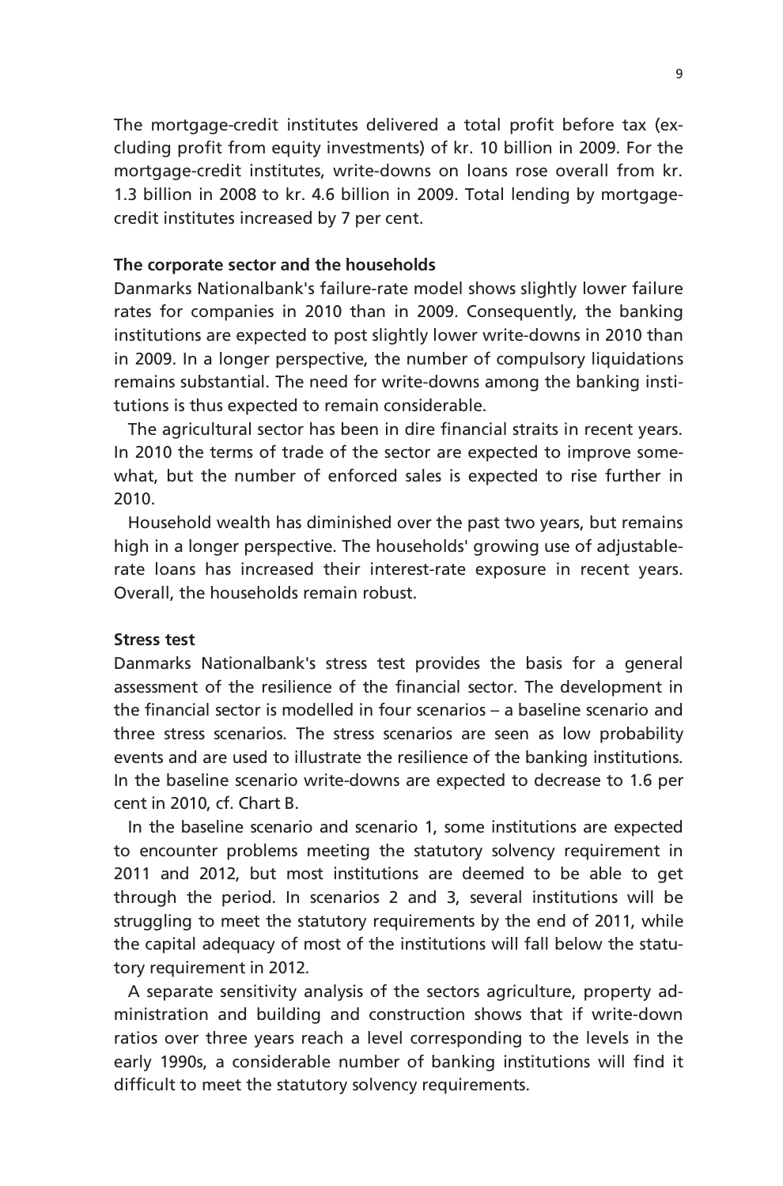The mortgage-credit institutes delivered a total profit before tax (excluding profit from equity investments) of kr. 10 billion in 2009. For the mortgage-credit institutes, write-downs on loans rose overall from kr. 1.3 billion in 2008 to kr. 4.6 billion in 2009. Total lending by mortgage-credit institutes increased by 7 per cent.

**The corporate sector and the households**

Danmarks Nationalbank's failure-rate model shows slightly lower failure rates for companies in 2010 than in 2009. Consequently, the banking institutions are expected to post slightly lower write-downs in 2010 than in 2009. In a longer perspective, the number of compulsory liquidations remains substantial. The need for write-downs among the banking institutions is thus expected to remain considerable.

The agricultural sector has been in dire financial straits in recent years. In 2010 the terms of trade of the sector are expected to improve somewhat, but the number of enforced sales is expected to rise further in 2010.

Household wealth has diminished over the past two years, but remains high in a longer perspective. The households' growing use of adjustable-rate loans has increased their interest-rate exposure in recent years. Overall, the households remain robust.

**Stress test**

Danmarks Nationalbank's stress test provides the basis for a general assessment of the resilience of the financial sector. The development in the financial sector is modelled in four scenarios – a baseline scenario and three stress scenarios. The stress scenarios are seen as low probability events and are used to illustrate the resilience of the banking institutions. In the baseline scenario write-downs are expected to decrease to 1.6 per cent in 2010, cf. Chart B.

In the baseline scenario and scenario 1, some institutions are expected to encounter problems meeting the statutory solvency requirement in 2011 and 2012, but most institutions are deemed to be able to get through the period. In scenarios 2 and 3, several institutions will be struggling to meet the statutory requirements by the end of 2011, while the capital adequacy of most of the institutions will fall below the statutory requirement in 2012.

A separate sensitivity analysis of the sectors agriculture, property administration and building and construction shows that if write-down ratios over three years reach a level corresponding to the levels in the early 1990s, a considerable number of banking institutions will find it difficult to meet the statutory solvency requirements.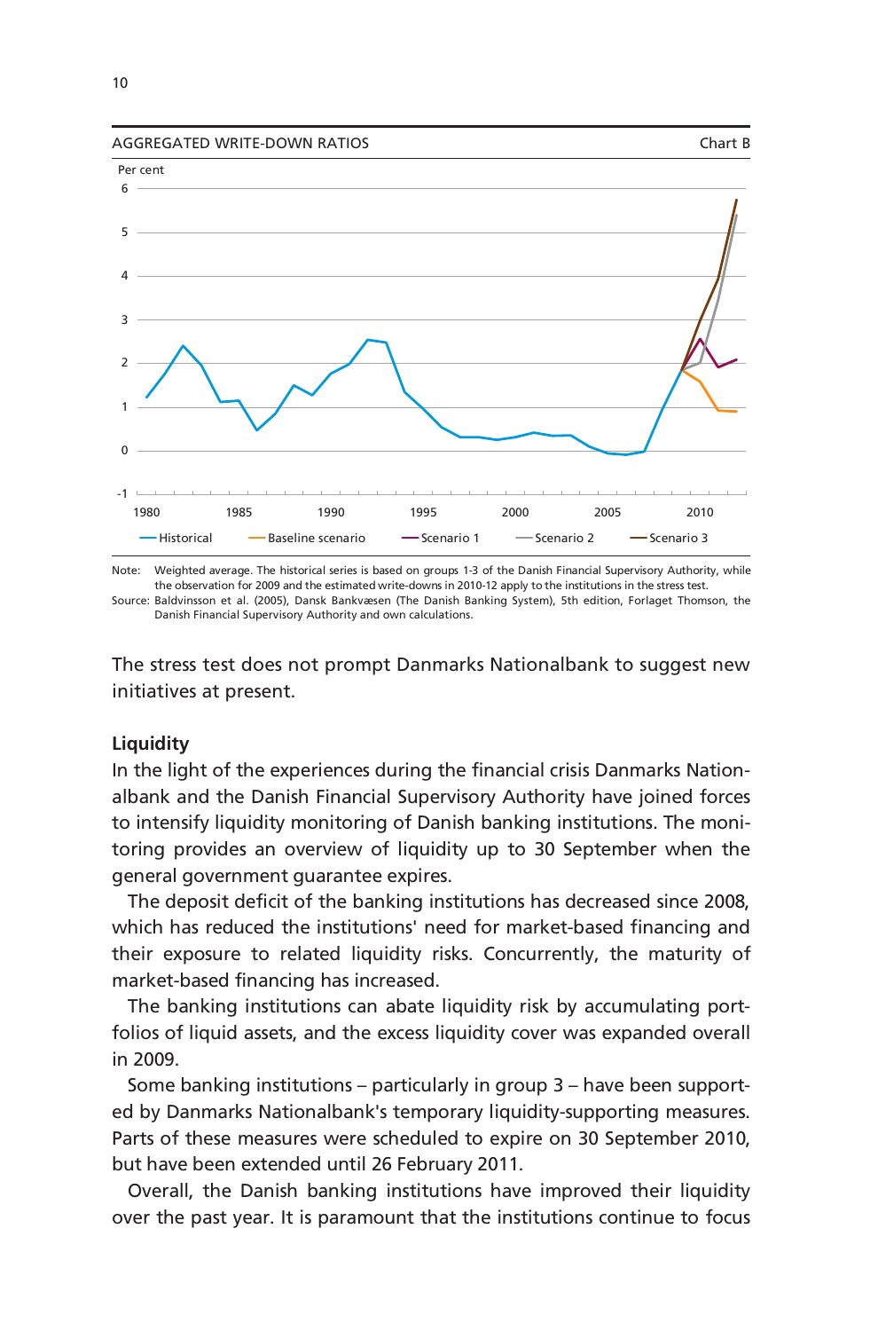AGGREGATED WRITE-DOWN RATIOS — Chart B

Note: Weighted average. The historical series is based on groups 1-3 of the Danish Financial Supervisory Authority, while the observation for 2009 and the estimated write-downs in 2010-12 apply to the institutions in the stress test.
Source: Baldvinsson et al. (2005), Dansk Bankvæsen (The Danish Banking System), 5th edition, Forlaget Thomson, the Danish Financial Supervisory Authority and own calculations.

The stress test does not prompt Danmarks Nationalbank to suggest new initiatives at present.

**Liquidity**

In the light of the experiences during the financial crisis Danmarks Nationalbank and the Danish Financial Supervisory Authority have joined forces to intensify liquidity monitoring of Danish banking institutions. The monitoring provides an overview of liquidity up to 30 September when the general government guarantee expires.

The deposit deficit of the banking institutions has decreased since 2008, which has reduced the institutions' need for market-based financing and their exposure to related liquidity risks. Concurrently, the maturity of market-based financing has increased.

The banking institutions can abate liquidity risk by accumulating portfolios of liquid assets, and the excess liquidity cover was expanded overall in 2009.

Some banking institutions – particularly in group 3 – have been supported by Danmarks Nationalbank's temporary liquidity-supporting measures. Parts of these measures were scheduled to expire on 30 September 2010, but have been extended until 26 February 2011.

Overall, the Danish banking institutions have improved their liquidity over the past year. It is paramount that the institutions continue to focus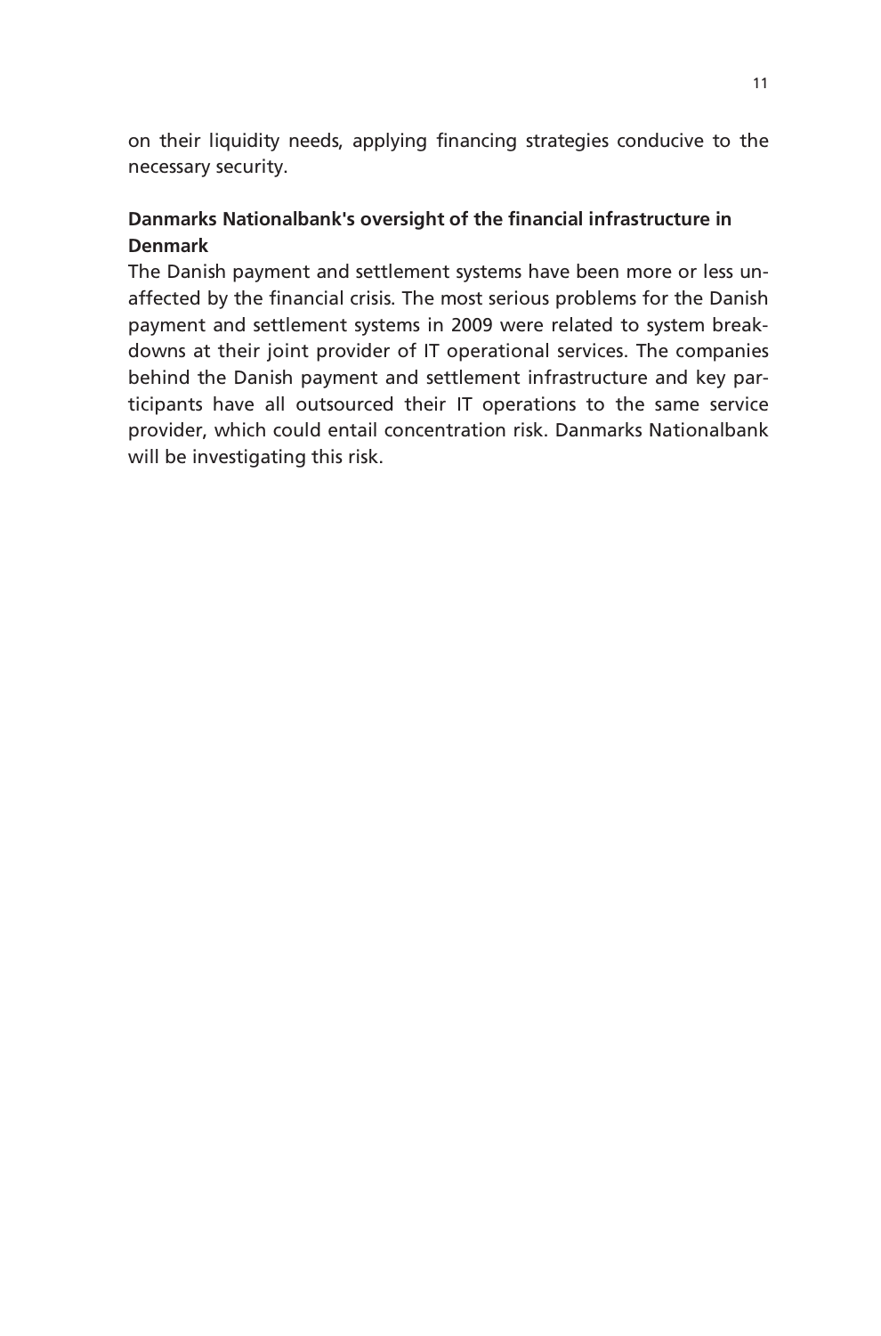on their liquidity needs, applying financing strategies conducive to the necessary security.

**Danmarks Nationalbank's oversight of the financial infrastructure in Denmark**

The Danish payment and settlement systems have been more or less unaffected by the financial crisis. The most serious problems for the Danish payment and settlement systems in 2009 were related to system breakdowns at their joint provider of IT operational services. The companies behind the Danish payment and settlement infrastructure and key participants have all outsourced their IT operations to the same service provider, which could entail concentration risk. Danmarks Nationalbank will be investigating this risk.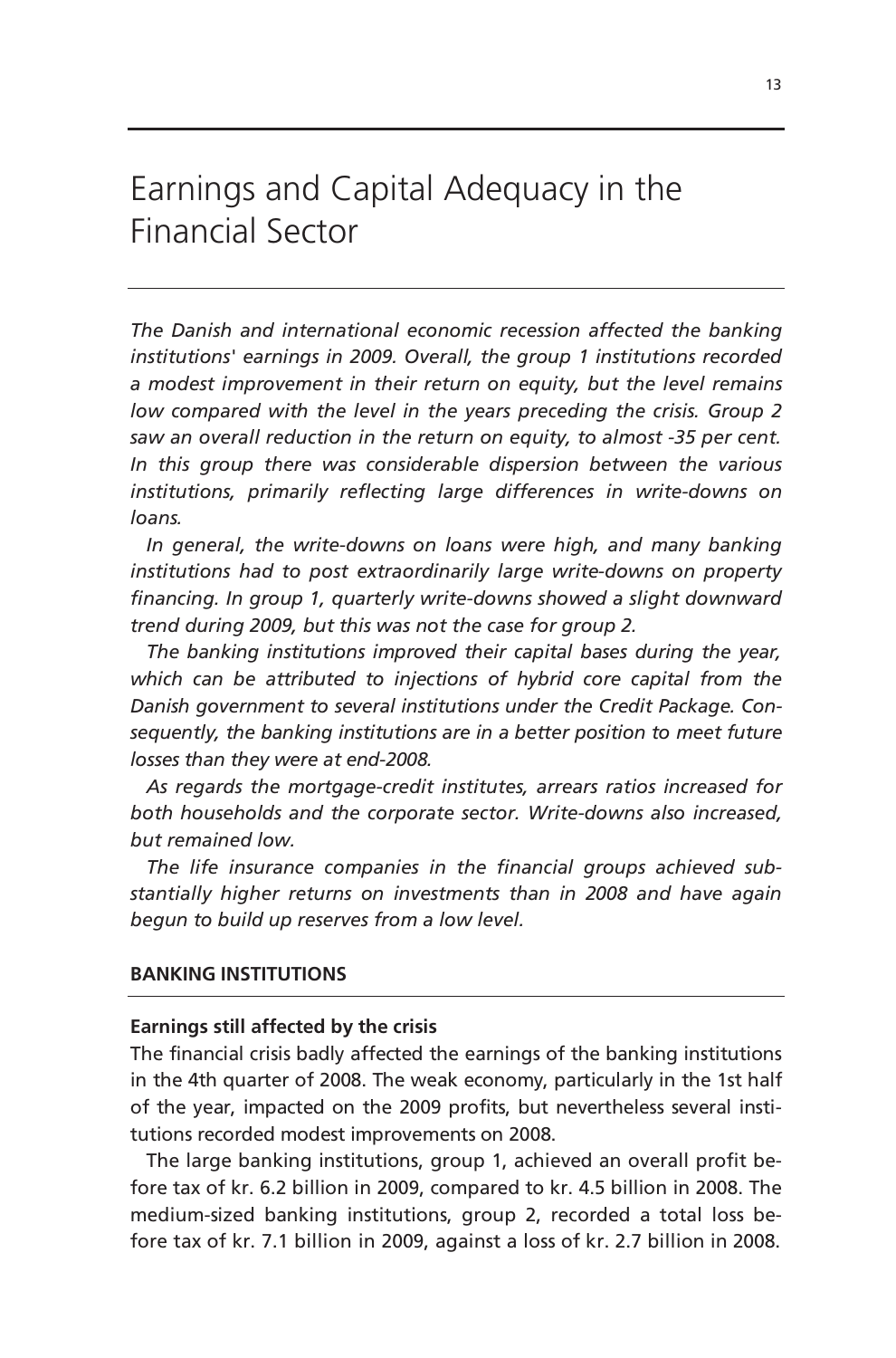# Earnings and Capital Adequacy in the Financial Sector

*The Danish and international economic recession affected the banking institutions' earnings in 2009. Overall, the group 1 institutions recorded a modest improvement in their return on equity, but the level remains low compared with the level in the years preceding the crisis. Group 2 saw an overall reduction in the return on equity, to almost -35 per cent. In this group there was considerable dispersion between the various institutions, primarily reflecting large differences in write-downs on loans.*

*In general, the write-downs on loans were high, and many banking institutions had to post extraordinarily large write-downs on property financing. In group 1, quarterly write-downs showed a slight downward trend during 2009, but this was not the case for group 2.*

*The banking institutions improved their capital bases during the year, which can be attributed to injections of hybrid core capital from the Danish government to several institutions under the Credit Package. Consequently, the banking institutions are in a better position to meet future losses than they were at end-2008.*

*As regards the mortgage-credit institutes, arrears ratios increased for both households and the corporate sector. Write-downs also increased, but remained low.*

*The life insurance companies in the financial groups achieved substantially higher returns on investments than in 2008 and have again begun to build up reserves from a low level.*

## BANKING INSTITUTIONS

### Earnings still affected by the crisis

The financial crisis badly affected the earnings of the banking institutions in the 4th quarter of 2008. The weak economy, particularly in the 1st half of the year, impacted on the 2009 profits, but nevertheless several institutions recorded modest improvements on 2008.

The large banking institutions, group 1, achieved an overall profit before tax of kr. 6.2 billion in 2009, compared to kr. 4.5 billion in 2008. The medium-sized banking institutions, group 2, recorded a total loss before tax of kr. 7.1 billion in 2009, against a loss of kr. 2.7 billion in 2008.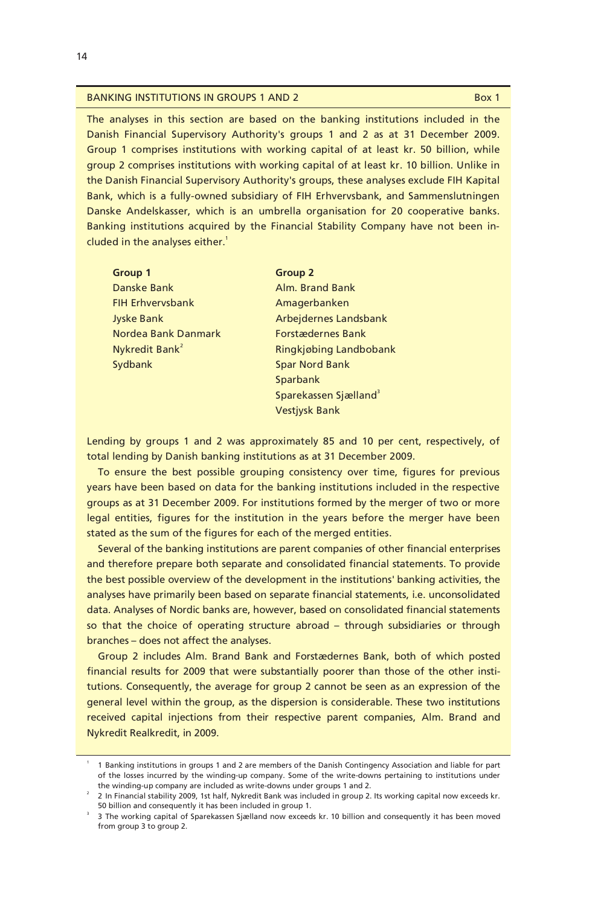## BANKING INSTITUTIONS IN GROUPS 1 AND 2 — Box 1

The analyses in this section are based on the banking institutions included in the Danish Financial Supervisory Authority's groups 1 and 2 as at 31 December 2009. Group 1 comprises institutions with working capital of at least kr. 50 billion, while group 2 comprises institutions with working capital of at least kr. 10 billion. Unlike in the Danish Financial Supervisory Authority's groups, these analyses exclude FIH Kapital Bank, which is a fully-owned subsidiary of FIH Erhvervsbank, and Sammenslutningen Danske Andelskasser, which is an umbrella organisation for 20 cooperative banks. Banking institutions acquired by the Financial Stability Company have not been included in the analyses either.[1]

| Group 1 | Group 2 |
|---|---|
| Danske Bank | Alm. Brand Bank |
| FIH Erhvervsbank | Amagerbanken |
| Jyske Bank | Arbejdernes Landsbank |
| Nordea Bank Danmark | Forstædernes Bank |
| Nykredit Bank[2] | Ringkjøbing Landbobank |
| Sydbank | Spar Nord Bank |
| | Sparbank |
| | Sparekassen Sjælland[3] |
| | Vestjysk Bank |

Lending by groups 1 and 2 was approximately 85 and 10 per cent, respectively, of total lending by Danish banking institutions as at 31 December 2009.

To ensure the best possible grouping consistency over time, figures for previous years have been based on data for the banking institutions included in the respective groups as at 31 December 2009. For institutions formed by the merger of two or more legal entities, figures for the institution in the years before the merger have been stated as the sum of the figures for each of the merged entities.

Several of the banking institutions are parent companies of other financial enterprises and therefore prepare both separate and consolidated financial statements. To provide the best possible overview of the development in the institutions' banking activities, the analyses have primarily been based on separate financial statements, i.e. unconsolidated data. Analyses of Nordic banks are, however, based on consolidated financial statements so that the choice of operating structure abroad – through subsidiaries or through branches – does not affect the analyses.

Group 2 includes Alm. Brand Bank and Forstædernes Bank, both of which posted financial results for 2009 that were substantially poorer than those of the other institutions. Consequently, the average for group 2 cannot be seen as an expression of the general level within the group, as the dispersion is considerable. These two institutions received capital injections from their respective parent companies, Alm. Brand and Nykredit Realkredit, in 2009.

1 Banking institutions in groups 1 and 2 are members of the Danish Contingency Association and liable for part of the losses incurred by the winding-up company. Some of the write-downs pertaining to institutions under the winding-up company are included as write-downs under groups 1 and 2.

2 In Financial stability 2009, 1st half, Nykredit Bank was included in group 2. Its working capital now exceeds kr. 50 billion and consequently it has been included in group 1.

3 The working capital of Sparekassen Sjælland now exceeds kr. 10 billion and consequently it has been moved from group 3 to group 2.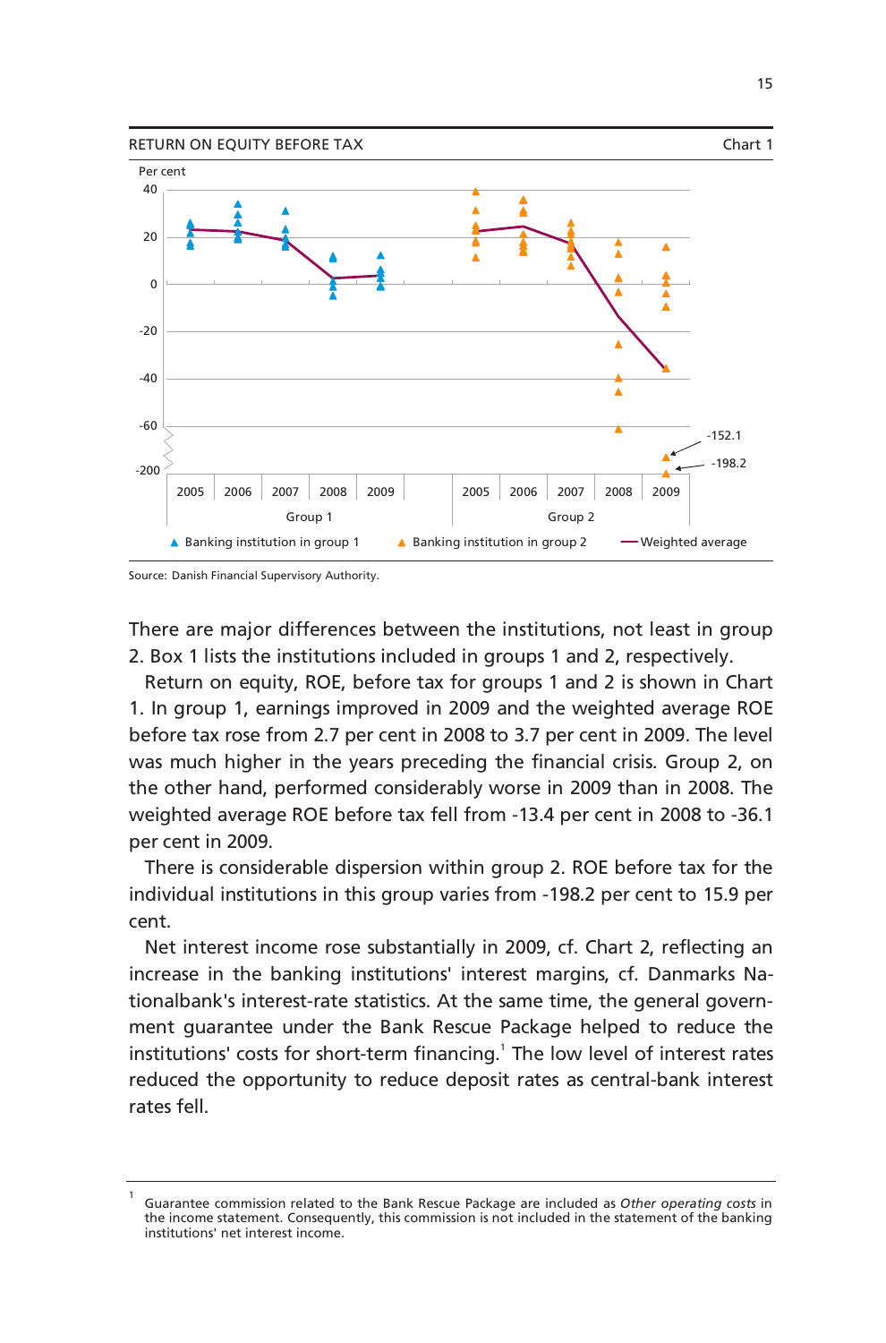RETURN ON EQUITY BEFORE TAX

Chart 1

Per cent

40, 20, 0, -20, -40, -60, -200

2005 2006 2007 2008 2009 — Group 1

2005 2006 2007 2008 2009 — Group 2

-152.1

-198.2

▲ Banking institution in group 1 ▲ Banking institution in group 2 — Weighted average

Source: Danish Financial Supervisory Authority.

There are major differences between the institutions, not least in group 2. Box 1 lists the institutions included in groups 1 and 2, respectively.

Return on equity, ROE, before tax for groups 1 and 2 is shown in Chart 1. In group 1, earnings improved in 2009 and the weighted average ROE before tax rose from 2.7 per cent in 2008 to 3.7 per cent in 2009. The level was much higher in the years preceding the financial crisis. Group 2, on the other hand, performed considerably worse in 2009 than in 2008. The weighted average ROE before tax fell from -13.4 per cent in 2008 to -36.1 per cent in 2009.

There is considerable dispersion within group 2. ROE before tax for the individual institutions in this group varies from -198.2 per cent to 15.9 per cent.

Net interest income rose substantially in 2009, cf. Chart 2, reflecting an increase in the banking institutions' interest margins, cf. Danmarks Nationalbank's interest-rate statistics. At the same time, the general government guarantee under the Bank Rescue Package helped to reduce the institutions' costs for short-term financing.[1] The low level of interest rates reduced the opportunity to reduce deposit rates as central-bank interest rates fell.

[1] Guarantee commission related to the Bank Rescue Package are included as *Other operating costs* in the income statement. Consequently, this commission is not included in the statement of the banking institutions' net interest income.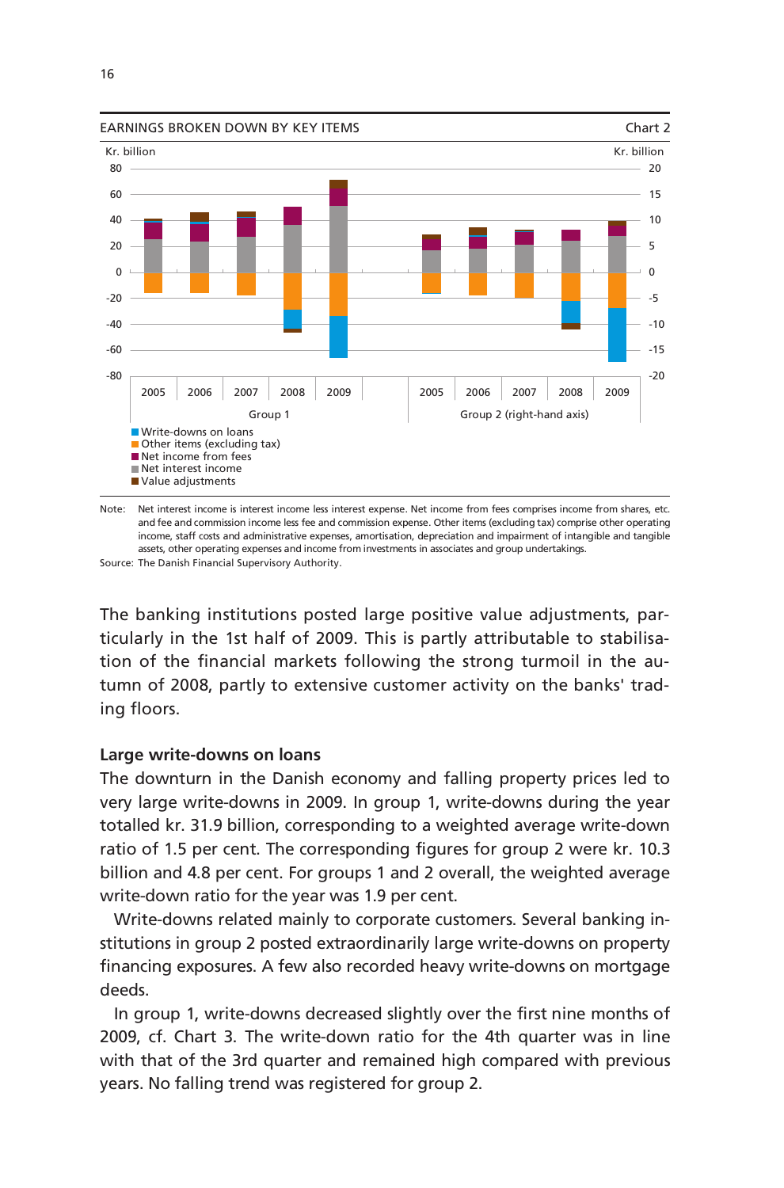EARNINGS BROKEN DOWN BY KEY ITEMS — Chart 2

Kr. billion (left axis: Group 1, from -80 to 80); Kr. billion (right-hand axis: Group 2, from -20 to 20)

Group 1: 2005, 2006, 2007, 2008, 2009

Group 2 (right-hand axis): 2005, 2006, 2007, 2008, 2009

- Write-downs on loans
- Other items (excluding tax)
- Net income from fees
- Net interest income
- Value adjustments

Note: Net interest income is interest income less interest expense. Net income from fees comprises income from shares, etc. and fee and commission income less fee and commission expense. Other items (excluding tax) comprise other operating income, staff costs and administrative expenses, amortisation, depreciation and impairment of intangible and tangible assets, other operating expenses and income from investments in associates and group undertakings.

Source: The Danish Financial Supervisory Authority.

The banking institutions posted large positive value adjustments, particularly in the 1st half of 2009. This is partly attributable to stabilisation of the financial markets following the strong turmoil in the autumn of 2008, partly to extensive customer activity on the banks' trading floors.

**Large write-downs on loans**

The downturn in the Danish economy and falling property prices led to very large write-downs in 2009. In group 1, write-downs during the year totalled kr. 31.9 billion, corresponding to a weighted average write-down ratio of 1.5 per cent. The corresponding figures for group 2 were kr. 10.3 billion and 4.8 per cent. For groups 1 and 2 overall, the weighted average write-down ratio for the year was 1.9 per cent.

Write-downs related mainly to corporate customers. Several banking institutions in group 2 posted extraordinarily large write-downs on property financing exposures. A few also recorded heavy write-downs on mortgage deeds.

In group 1, write-downs decreased slightly over the first nine months of 2009, cf. Chart 3. The write-down ratio for the 4th quarter was in line with that of the 3rd quarter and remained high compared with previous years. No falling trend was registered for group 2.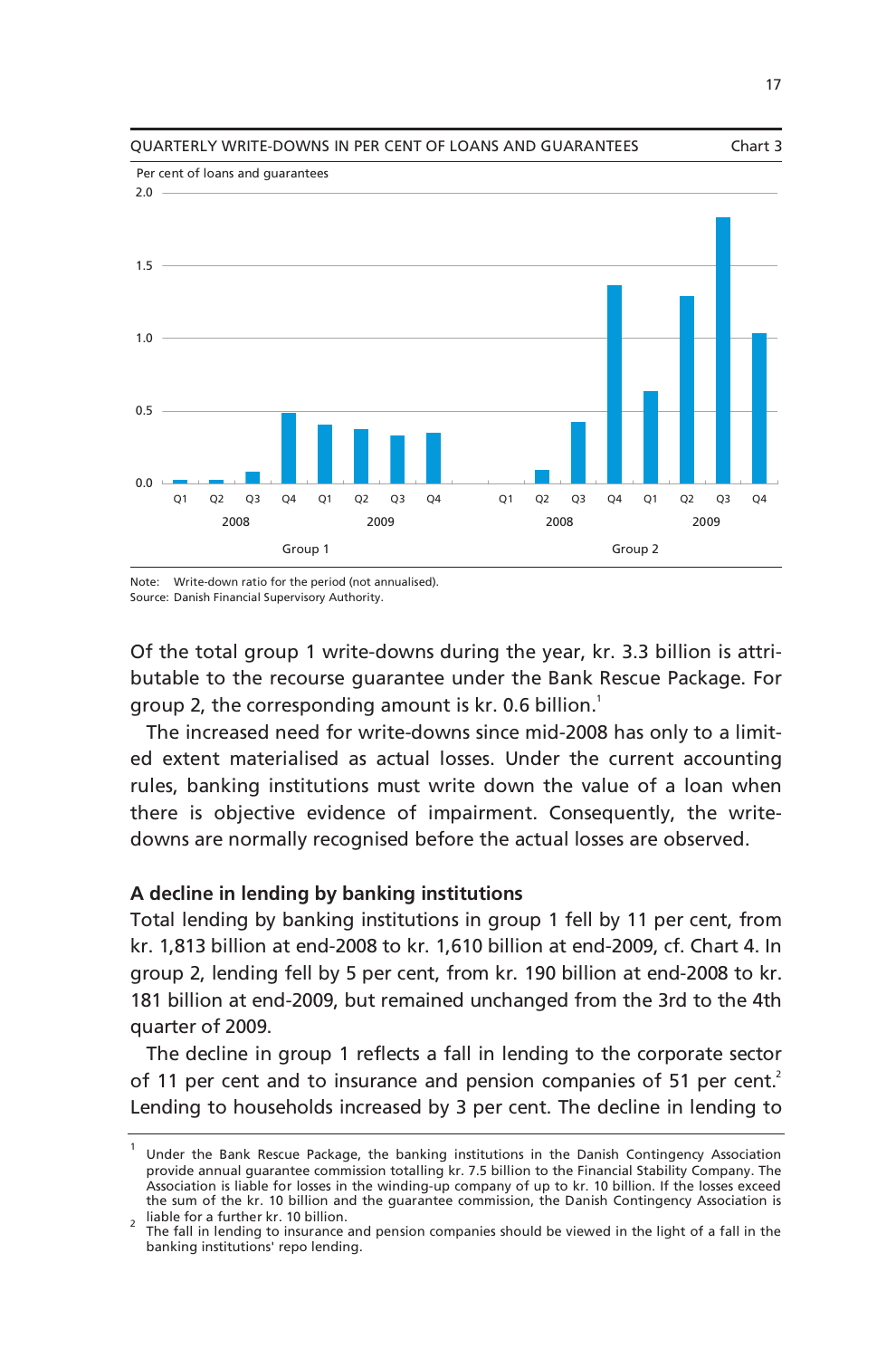QUARTERLY WRITE-DOWNS IN PER CENT OF LOANS AND GUARANTEES Chart 3

Note: Write-down ratio for the period (not annualised).
Source: Danish Financial Supervisory Authority.

Of the total group 1 write-downs during the year, kr. 3.3 billion is attributable to the recourse guarantee under the Bank Rescue Package. For group 2, the corresponding amount is kr. 0.6 billion.[1]

The increased need for write-downs since mid-2008 has only to a limited extent materialised as actual losses. Under the current accounting rules, banking institutions must write down the value of a loan when there is objective evidence of impairment. Consequently, the write-downs are normally recognised before the actual losses are observed.

**A decline in lending by banking institutions**

Total lending by banking institutions in group 1 fell by 11 per cent, from kr. 1,813 billion at end-2008 to kr. 1,610 billion at end-2009, cf. Chart 4. In group 2, lending fell by 5 per cent, from kr. 190 billion at end-2008 to kr. 181 billion at end-2009, but remained unchanged from the 3rd to the 4th quarter of 2009.

The decline in group 1 reflects a fall in lending to the corporate sector of 11 per cent and to insurance and pension companies of 51 per cent.[2] Lending to households increased by 3 per cent. The decline in lending to

[1] Under the Bank Rescue Package, the banking institutions in the Danish Contingency Association provide annual guarantee commission totalling kr. 7.5 billion to the Financial Stability Company. The Association is liable for losses in the winding-up company of up to kr. 10 billion. If the losses exceed the sum of the kr. 10 billion and the guarantee commission, the Danish Contingency Association is liable for a further kr. 10 billion.

[2] The fall in lending to insurance and pension companies should be viewed in the light of a fall in the banking institutions' repo lending.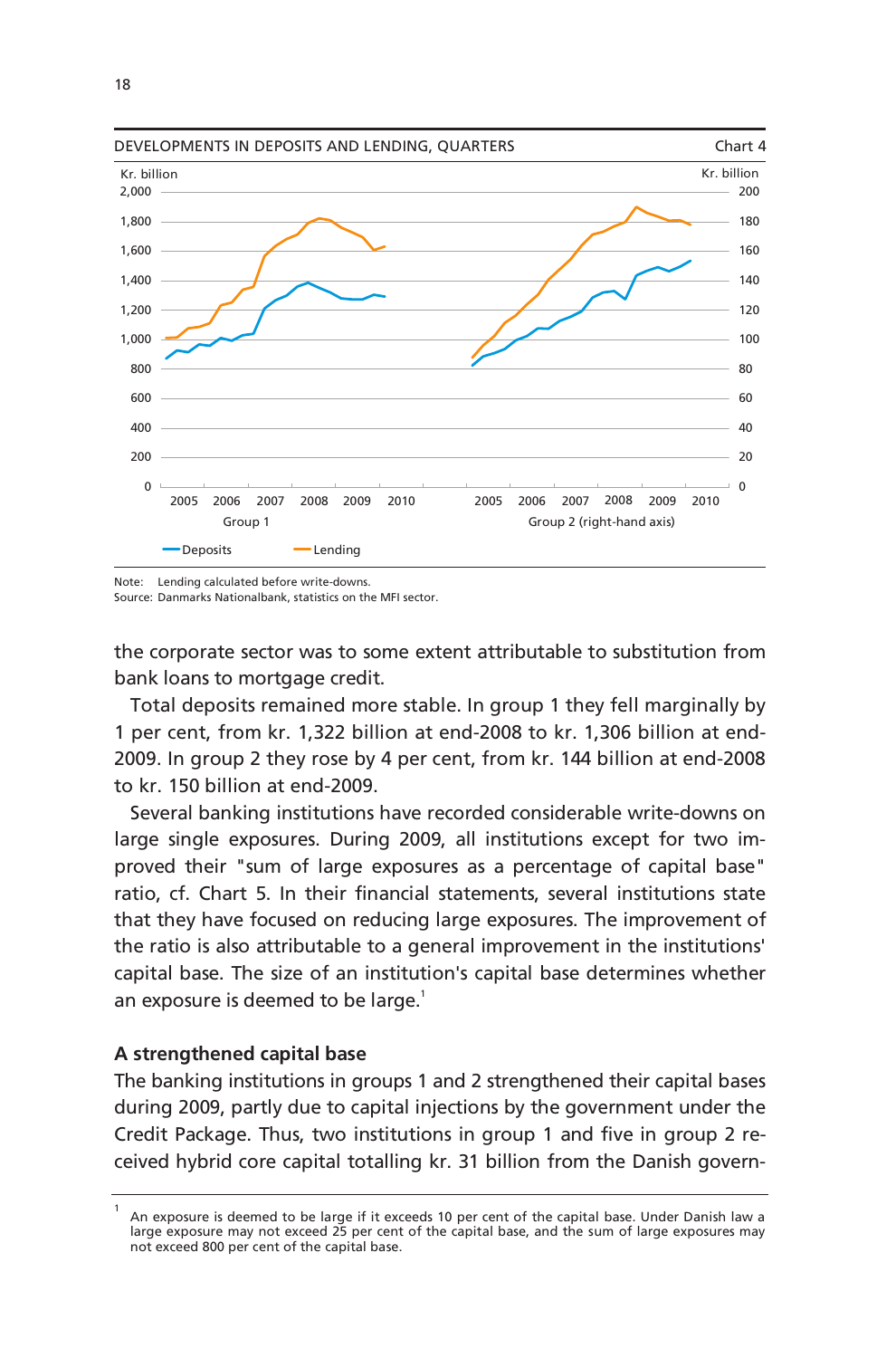DEVELOPMENTS IN DEPOSITS AND LENDING, QUARTERS — Chart 4

Note: Lending calculated before write-downs.
Source: Danmarks Nationalbank, statistics on the MFI sector.

the corporate sector was to some extent attributable to substitution from bank loans to mortgage credit.

Total deposits remained more stable. In group 1 they fell marginally by 1 per cent, from kr. 1,322 billion at end-2008 to kr. 1,306 billion at end-2009. In group 2 they rose by 4 per cent, from kr. 144 billion at end-2008 to kr. 150 billion at end-2009.

Several banking institutions have recorded considerable write-downs on large single exposures. During 2009, all institutions except for two improved their "sum of large exposures as a percentage of capital base" ratio, cf. Chart 5. In their financial statements, several institutions state that they have focused on reducing large exposures. The improvement of the ratio is also attributable to a general improvement in the institutions' capital base. The size of an institution's capital base determines whether an exposure is deemed to be large.[1]

## A strengthened capital base

The banking institutions in groups 1 and 2 strengthened their capital bases during 2009, partly due to capital injections by the government under the Credit Package. Thus, two institutions in group 1 and five in group 2 received hybrid core capital totalling kr. 31 billion from the Danish govern-

---

[1] An exposure is deemed to be large if it exceeds 10 per cent of the capital base. Under Danish law a large exposure may not exceed 25 per cent of the capital base, and the sum of large exposures may not exceed 800 per cent of the capital base.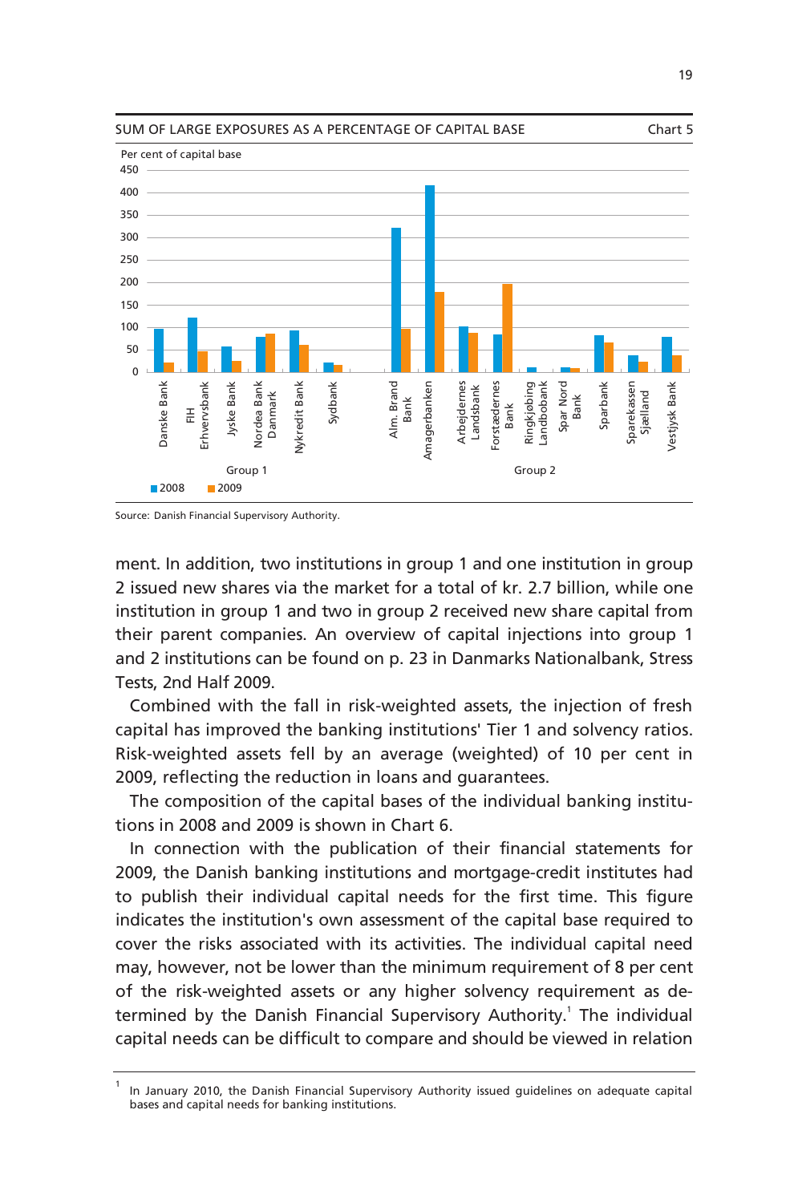SUM OF LARGE EXPOSURES AS A PERCENTAGE OF CAPITAL BASE — Chart 5

Source: Danish Financial Supervisory Authority.

ment. In addition, two institutions in group 1 and one institution in group 2 issued new shares via the market for a total of kr. 2.7 billion, while one institution in group 1 and two in group 2 received new share capital from their parent companies. An overview of capital injections into group 1 and 2 institutions can be found on p. 23 in Danmarks Nationalbank, Stress Tests, 2nd Half 2009.

Combined with the fall in risk-weighted assets, the injection of fresh capital has improved the banking institutions' Tier 1 and solvency ratios. Risk-weighted assets fell by an average (weighted) of 10 per cent in 2009, reflecting the reduction in loans and guarantees.

The composition of the capital bases of the individual banking institutions in 2008 and 2009 is shown in Chart 6.

In connection with the publication of their financial statements for 2009, the Danish banking institutions and mortgage-credit institutes had to publish their individual capital needs for the first time. This figure indicates the institution's own assessment of the capital base required to cover the risks associated with its activities. The individual capital need may, however, not be lower than the minimum requirement of 8 per cent of the risk-weighted assets or any higher solvency requirement as determined by the Danish Financial Supervisory Authority.[1] The individual capital needs can be difficult to compare and should be viewed in relation

[1] In January 2010, the Danish Financial Supervisory Authority issued guidelines on adequate capital bases and capital needs for banking institutions.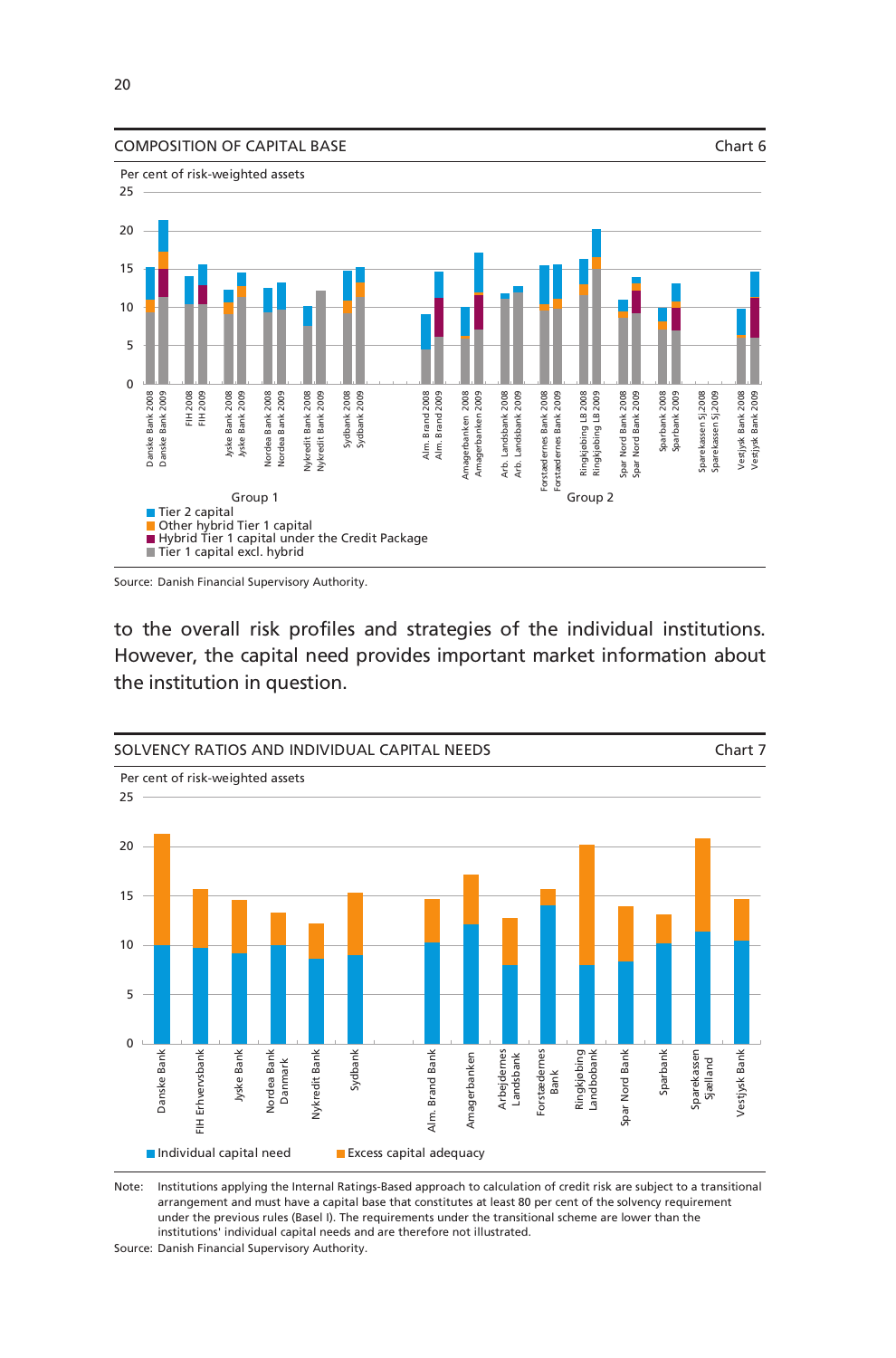COMPOSITION OF CAPITAL BASE

Chart 6

Per cent of risk-weighted assets

Tier 2 capital
Other hybrid Tier 1 capital
Hybrid Tier 1 capital under the Credit Package
Tier 1 capital excl. hybrid

Source: Danish Financial Supervisory Authority.

to the overall risk profiles and strategies of the individual institutions. However, the capital need provides important market information about the institution in question.

SOLVENCY RATIOS AND INDIVIDUAL CAPITAL NEEDS

Chart 7

Per cent of risk-weighted assets

Individual capital need
Excess capital adequacy

Note: Institutions applying the Internal Ratings-Based approach to calculation of credit risk are subject to a transitional arrangement and must have a capital base that constitutes at least 80 per cent of the solvency requirement under the previous rules (Basel I). The requirements under the transitional scheme are lower than the institutions' individual capital needs and are therefore not illustrated.

Source: Danish Financial Supervisory Authority.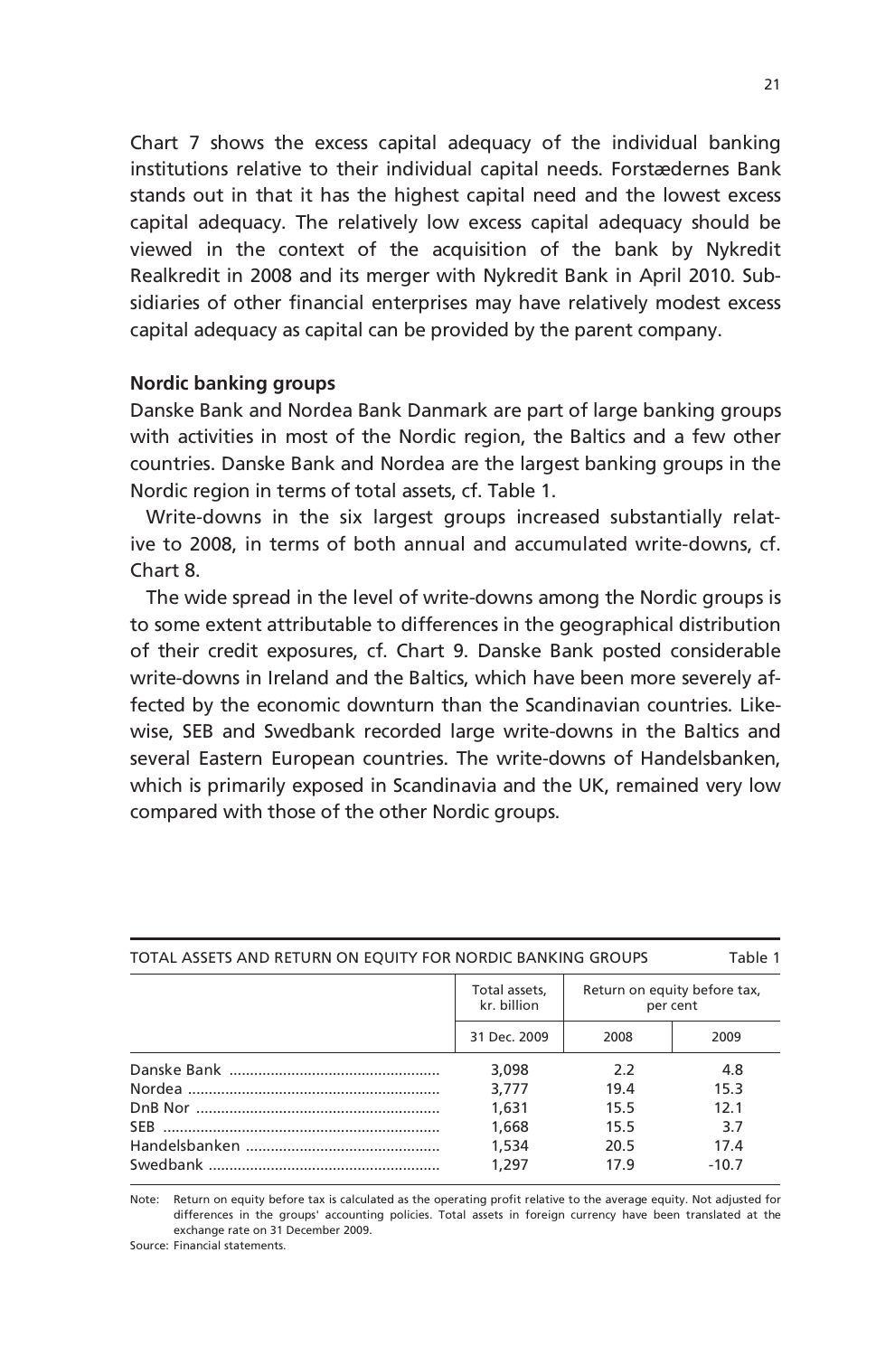Chart 7 shows the excess capital adequacy of the individual banking institutions relative to their individual capital needs. Forstædernes Bank stands out in that it has the highest capital need and the lowest excess capital adequacy. The relatively low excess capital adequacy should be viewed in the context of the acquisition of the bank by Nykredit Realkredit in 2008 and its merger with Nykredit Bank in April 2010. Subsidiaries of other financial enterprises may have relatively modest excess capital adequacy as capital can be provided by the parent company.

**Nordic banking groups**

Danske Bank and Nordea Bank Danmark are part of large banking groups with activities in most of the Nordic region, the Baltics and a few other countries. Danske Bank and Nordea are the largest banking groups in the Nordic region in terms of total assets, cf. Table 1.

Write-downs in the six largest groups increased substantially relative to 2008, in terms of both annual and accumulated write-downs, cf. Chart 8.

The wide spread in the level of write-downs among the Nordic groups is to some extent attributable to differences in the geographical distribution of their credit exposures, cf. Chart 9. Danske Bank posted considerable write-downs in Ireland and the Baltics, which have been more severely affected by the economic downturn than the Scandinavian countries. Likewise, SEB and Swedbank recorded large write-downs in the Baltics and several Eastern European countries. The write-downs of Handelsbanken, which is primarily exposed in Scandinavia and the UK, remained very low compared with those of the other Nordic groups.

TOTAL ASSETS AND RETURN ON EQUITY FOR NORDIC BANKING GROUPS — Table 1

| | Total assets, kr. billion | Return on equity before tax, per cent | |
|---|---|---|---|
| | 31 Dec. 2009 | 2008 | 2009 |
| Danske Bank | 3,098 | 2.2 | 4.8 |
| Nordea | 3,777 | 19.4 | 15.3 |
| DnB Nor | 1,631 | 15.5 | 12.1 |
| SEB | 1,668 | 15.5 | 3.7 |
| Handelsbanken | 1,534 | 20.5 | 17.4 |
| Swedbank | 1,297 | 17.9 | -10.7 |

Note: Return on equity before tax is calculated as the operating profit relative to the average equity. Not adjusted for differences in the groups' accounting policies. Total assets in foreign currency have been translated at the exchange rate on 31 December 2009.

Source: Financial statements.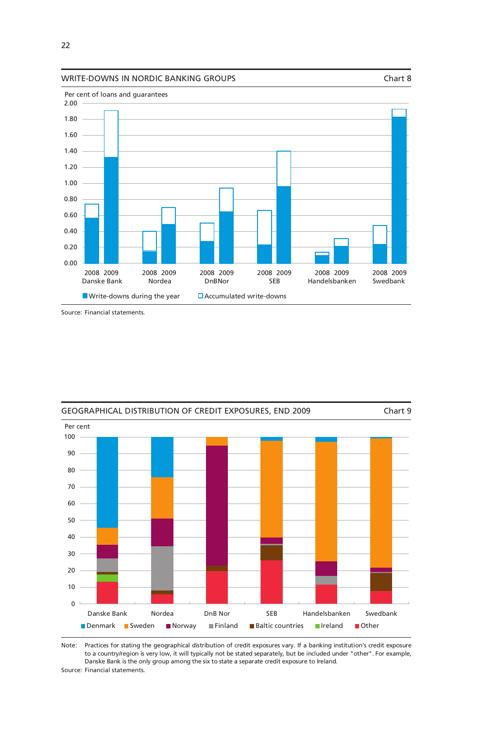WRITE-DOWNS IN NORDIC BANKING GROUPS

Chart 8

Per cent of loans and guarantees

Write-downs during the year | Accumulated write-downs

Danske Bank, Nordea, DnBNor, SEB, Handelsbanken, Swedbank (2008, 2009)

Source: Financial statements.

GEOGRAPHICAL DISTRIBUTION OF CREDIT EXPOSURES, END 2009

Chart 9

Per cent

Danske Bank, Nordea, DnB Nor, SEB, Handelsbanken, Swedbank

Denmark | Sweden | Norway | Finland | Baltic countries | Ireland | Other

Note: Practices for stating the geographical distribution of credit exposures vary. If a banking institution's credit exposure to a country/region is very low, it will typically not be stated separately, but be included under "other". For example, Danske Bank is the only group among the six to state a separate credit exposure to Ireland.

Source: Financial statements.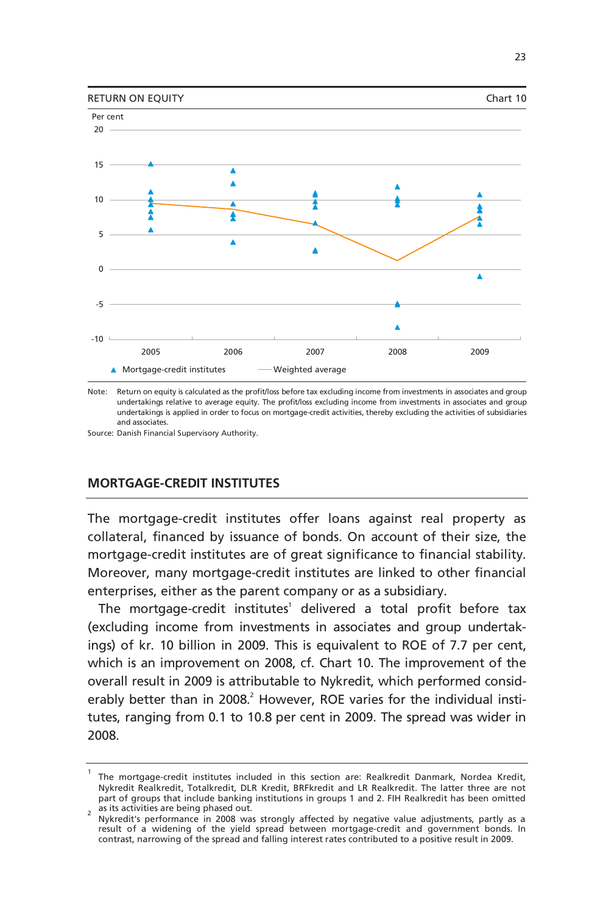RETURN ON EQUITY — Chart 10

Note: Return on equity is calculated as the profit/loss before tax excluding income from investments in associates and group undertakings relative to average equity. The profit/loss excluding income from investments in associates and group undertakings is applied in order to focus on mortgage-credit activities, thereby excluding the activities of subsidiaries and associates.

Source: Danish Financial Supervisory Authority.

## MORTGAGE-CREDIT INSTITUTES

The mortgage-credit institutes offer loans against real property as collateral, financed by issuance of bonds. On account of their size, the mortgage-credit institutes are of great significance to financial stability. Moreover, many mortgage-credit institutes are linked to other financial enterprises, either as the parent company or as a subsidiary.

The mortgage-credit institutes[1] delivered a total profit before tax (excluding income from investments in associates and group undertakings) of kr. 10 billion in 2009. This is equivalent to ROE of 7.7 per cent, which is an improvement on 2008, cf. Chart 10. The improvement of the overall result in 2009 is attributable to Nykredit, which performed considerably better than in 2008.[2] However, ROE varies for the individual institutes, ranging from 0.1 to 10.8 per cent in 2009. The spread was wider in 2008.

[1] The mortgage-credit institutes included in this section are: Realkredit Danmark, Nordea Kredit, Nykredit Realkredit, Totalkredit, DLR Kredit, BRFkredit and LR Realkredit. The latter three are not part of groups that include banking institutions in groups 1 and 2. FIH Realkredit has been omitted as its activities are being phased out.

[2] Nykredit's performance in 2008 was strongly affected by negative value adjustments, partly as a result of a widening of the yield spread between mortgage-credit and government bonds. In contrast, narrowing of the spread and falling interest rates contributed to a positive result in 2009.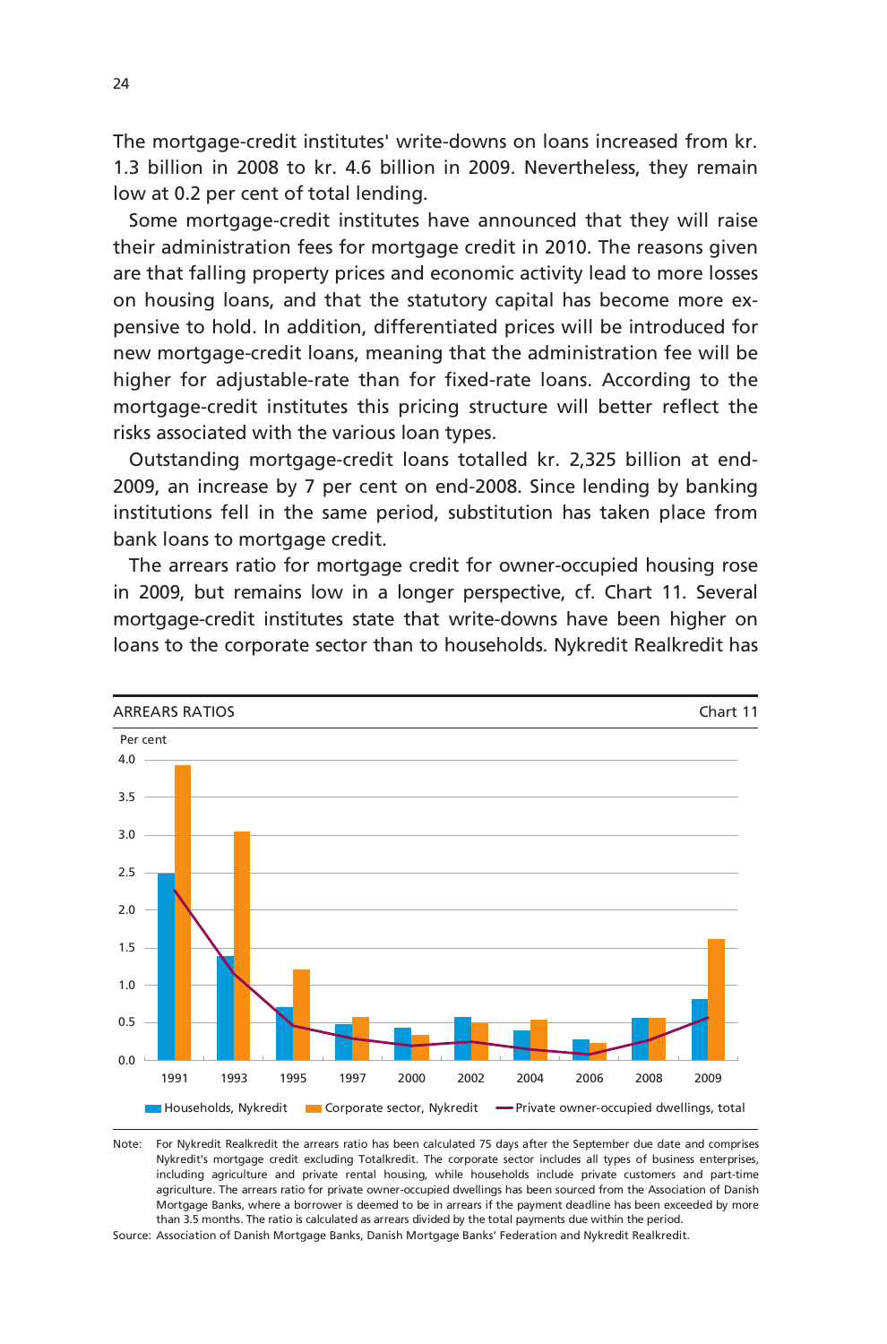The mortgage-credit institutes' write-downs on loans increased from kr. 1.3 billion in 2008 to kr. 4.6 billion in 2009. Nevertheless, they remain low at 0.2 per cent of total lending.

Some mortgage-credit institutes have announced that they will raise their administration fees for mortgage credit in 2010. The reasons given are that falling property prices and economic activity lead to more losses on housing loans, and that the statutory capital has become more expensive to hold. In addition, differentiated prices will be introduced for new mortgage-credit loans, meaning that the administration fee will be higher for adjustable-rate than for fixed-rate loans. According to the mortgage-credit institutes this pricing structure will better reflect the risks associated with the various loan types.

Outstanding mortgage-credit loans totalled kr. 2,325 billion at end-2009, an increase by 7 per cent on end-2008. Since lending by banking institutions fell in the same period, substitution has taken place from bank loans to mortgage credit.

The arrears ratio for mortgage credit for owner-occupied housing rose in 2009, but remains low in a longer perspective, cf. Chart 11. Several mortgage-credit institutes state that write-downs have been higher on loans to the corporate sector than to households. Nykredit Realkredit has

ARREARS RATIOS — Chart 11

Note: For Nykredit Realkredit the arrears ratio has been calculated 75 days after the September due date and comprises Nykredit's mortgage credit excluding Totalkredit. The corporate sector includes all types of business enterprises, including agriculture and private rental housing, while households include private customers and part-time agriculture. The arrears ratio for private owner-occupied dwellings has been sourced from the Association of Danish Mortgage Banks, where a borrower is deemed to be in arrears if the payment deadline has been exceeded by more than 3.5 months. The ratio is calculated as arrears divided by the total payments due within the period.

Source: Association of Danish Mortgage Banks, Danish Mortgage Banks' Federation and Nykredit Realkredit.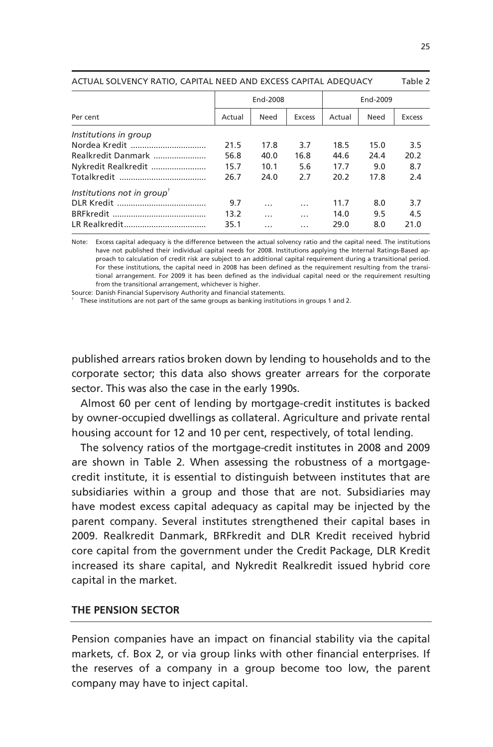ACTUAL SOLVENCY RATIO, CAPITAL NEED AND EXCESS CAPITAL ADEQUACY — Table 2

| Per cent | End-2008 | | | End-2009 | | |
|---|---|---|---|---|---|---|
| | Actual | Need | Excess | Actual | Need | Excess |
| *Institutions in group* | | | | | | |
| Nordea Kredit | 21.5 | 17.8 | 3.7 | 18.5 | 15.0 | 3.5 |
| Realkredit Danmark | 56.8 | 40.0 | 16.8 | 44.6 | 24.4 | 20.2 |
| Nykredit Realkredit | 15.7 | 10.1 | 5.6 | 17.7 | 9.0 | 8.7 |
| Totalkredit | 26.7 | 24.0 | 2.7 | 20.2 | 17.8 | 2.4 |
| *Institutions not in group*[1] | | | | | | |
| DLR Kredit | 9.7 | ... | ... | 11.7 | 8.0 | 3.7 |
| BRFkredit | 13.2 | ... | ... | 14.0 | 9.5 | 4.5 |
| LR Realkredit | 35.1 | ... | ... | 29.0 | 8.0 | 21.0 |

Note: Excess capital adequacy is the difference between the actual solvency ratio and the capital need. The institutions have not published their individual capital needs for 2008. Institutions applying the Internal Ratings-Based approach to calculation of credit risk are subject to an additional capital requirement during a transitional period. For these institutions, the capital need in 2008 has been defined as the requirement resulting from the transitional arrangement. For 2009 it has been defined as the individual capital need or the requirement resulting from the transitional arrangement, whichever is higher.

Source: Danish Financial Supervisory Authority and financial statements.

[1] These institutions are not part of the same groups as banking institutions in groups 1 and 2.

published arrears ratios broken down by lending to households and to the corporate sector; this data also shows greater arrears for the corporate sector. This was also the case in the early 1990s.

Almost 60 per cent of lending by mortgage-credit institutes is backed by owner-occupied dwellings as collateral. Agriculture and private rental housing account for 12 and 10 per cent, respectively, of total lending.

The solvency ratios of the mortgage-credit institutes in 2008 and 2009 are shown in Table 2. When assessing the robustness of a mortgage-credit institute, it is essential to distinguish between institutes that are subsidiaries within a group and those that are not. Subsidiaries may have modest excess capital adequacy as capital may be injected by the parent company. Several institutes strengthened their capital bases in 2009. Realkredit Danmark, BRFkredit and DLR Kredit received hybrid core capital from the government under the Credit Package, DLR Kredit increased its share capital, and Nykredit Realkredit issued hybrid core capital in the market.

## THE PENSION SECTOR

Pension companies have an impact on financial stability via the capital markets, cf. Box 2, or via group links with other financial enterprises. If the reserves of a company in a group become too low, the parent company may have to inject capital.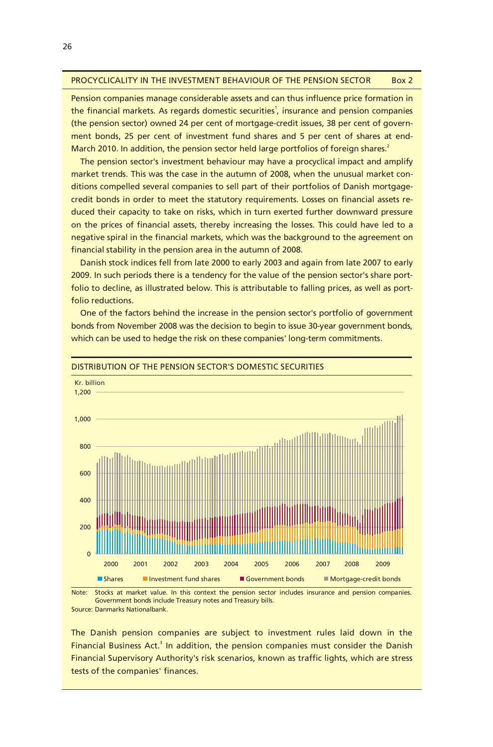## PROCYCLICALITY IN THE INVESTMENT BEHAVIOUR OF THE PENSION SECTOR — Box 2

Pension companies manage considerable assets and can thus influence price formation in the financial markets. As regards domestic securities[1], insurance and pension companies (the pension sector) owned 24 per cent of mortgage-credit issues, 38 per cent of government bonds, 25 per cent of investment fund shares and 5 per cent of shares at end-March 2010. In addition, the pension sector held large portfolios of foreign shares.[2]

The pension sector's investment behaviour may have a procyclical impact and amplify market trends. This was the case in the autumn of 2008, when the unusual market conditions compelled several companies to sell part of their portfolios of Danish mortgage-credit bonds in order to meet the statutory requirements. Losses on financial assets reduced their capacity to take on risks, which in turn exerted further downward pressure on the prices of financial assets, thereby increasing the losses. This could have led to a negative spiral in the financial markets, which was the background to the agreement on financial stability in the pension area in the autumn of 2008.

Danish stock indices fell from late 2000 to early 2003 and again from late 2007 to early 2009. In such periods there is a tendency for the value of the pension sector's share portfolio to decline, as illustrated below. This is attributable to falling prices, as well as portfolio reductions.

One of the factors behind the increase in the pension sector's portfolio of government bonds from November 2008 was the decision to begin to issue 30-year government bonds, which can be used to hedge the risk on these companies' long-term commitments.

DISTRIBUTION OF THE PENSION SECTOR'S DOMESTIC SECURITIES

Note: Stocks at market value. In this context the pension sector includes insurance and pension companies. Government bonds include Treasury notes and Treasury bills.
Source: Danmarks Nationalbank.

The Danish pension companies are subject to investment rules laid down in the Financial Business Act.[3] In addition, the pension companies must consider the Danish Financial Supervisory Authority's risk scenarios, known as traffic lights, which are stress tests of the companies' finances.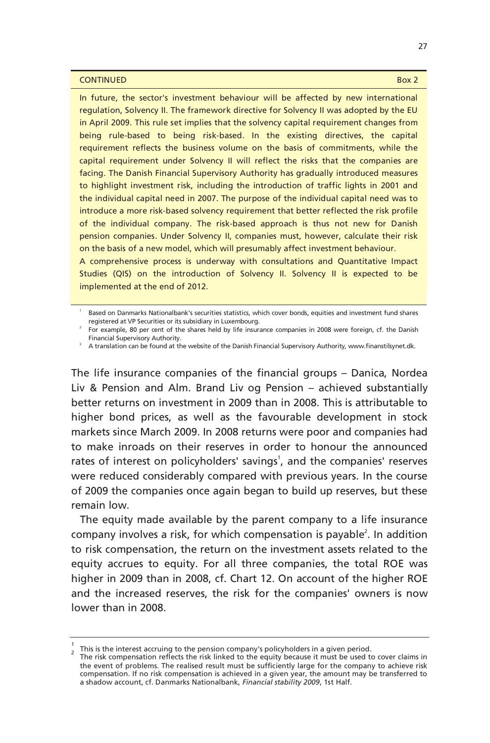CONTINUED Box 2

In future, the sector's investment behaviour will be affected by new international regulation, Solvency II. The framework directive for Solvency II was adopted by the EU in April 2009. This rule set implies that the solvency capital requirement changes from being rule-based to being risk-based. In the existing directives, the capital requirement reflects the business volume on the basis of commitments, while the capital requirement under Solvency II will reflect the risks that the companies are facing. The Danish Financial Supervisory Authority has gradually introduced measures to highlight investment risk, including the introduction of traffic lights in 2001 and the individual capital need in 2007. The purpose of the individual capital need was to introduce a more risk-based solvency requirement that better reflected the risk profile of the individual company. The risk-based approach is thus not new for Danish pension companies. Under Solvency II, companies must, however, calculate their risk on the basis of a new model, which will presumably affect investment behaviour.

A comprehensive process is underway with consultations and Quantitative Impact Studies (QIS) on the introduction of Solvency II. Solvency II is expected to be implemented at the end of 2012.

[1] Based on Danmarks Nationalbank's securities statistics, which cover bonds, equities and investment fund shares registered at VP Securities or its subsidiary in Luxembourg.

[2] For example, 80 per cent of the shares held by life insurance companies in 2008 were foreign, cf. the Danish Financial Supervisory Authority.

[3] A translation can be found at the website of the Danish Financial Supervisory Authority, www.finanstilsynet.dk.

The life insurance companies of the financial groups – Danica, Nordea Liv & Pension and Alm. Brand Liv og Pension – achieved substantially better returns on investment in 2009 than in 2008. This is attributable to higher bond prices, as well as the favourable development in stock markets since March 2009. In 2008 returns were poor and companies had to make inroads on their reserves in order to honour the announced rates of interest on policyholders' savings[1], and the companies' reserves were reduced considerably compared with previous years. In the course of 2009 the companies once again began to build up reserves, but these remain low.

The equity made available by the parent company to a life insurance company involves a risk, for which compensation is payable[2]. In addition to risk compensation, the return on the investment assets related to the equity accrues to equity. For all three companies, the total ROE was higher in 2009 than in 2008, cf. Chart 12. On account of the higher ROE and the increased reserves, the risk for the companies' owners is now lower than in 2008.

[1] This is the interest accruing to the pension company's policyholders in a given period.

[2] The risk compensation reflects the risk linked to the equity because it must be used to cover claims in the event of problems. The realised result must be sufficiently large for the company to achieve risk compensation. If no risk compensation is achieved in a given year, the amount may be transferred to a shadow account, cf. Danmarks Nationalbank, *Financial stability 2009*, 1st Half.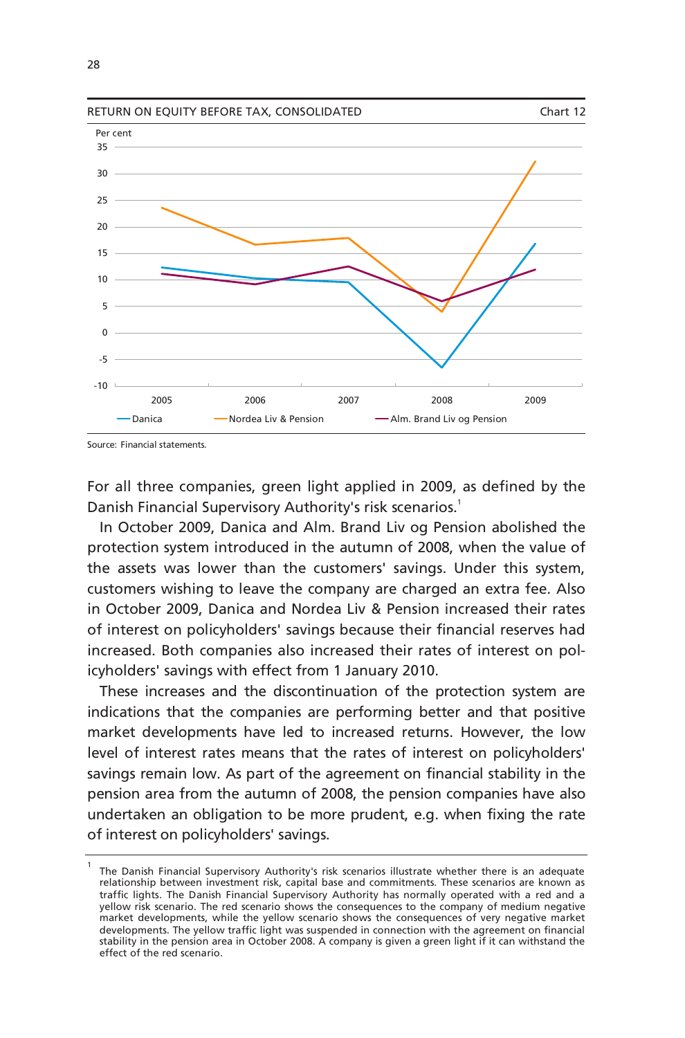RETURN ON EQUITY BEFORE TAX, CONSOLIDATED

Chart 12

Source: Financial statements.

For all three companies, green light applied in 2009, as defined by the Danish Financial Supervisory Authority's risk scenarios.[1]

In October 2009, Danica and Alm. Brand Liv og Pension abolished the protection system introduced in the autumn of 2008, when the value of the assets was lower than the customers' savings. Under this system, customers wishing to leave the company are charged an extra fee. Also in October 2009, Danica and Nordea Liv & Pension increased their rates of interest on policyholders' savings because their financial reserves had increased. Both companies also increased their rates of interest on policyholders' savings with effect from 1 January 2010.

These increases and the discontinuation of the protection system are indications that the companies are performing better and that positive market developments have led to increased returns. However, the low level of interest rates means that the rates of interest on policyholders' savings remain low. As part of the agreement on financial stability in the pension area from the autumn of 2008, the pension companies have also undertaken an obligation to be more prudent, e.g. when fixing the rate of interest on policyholders' savings.

---

[1] The Danish Financial Supervisory Authority's risk scenarios illustrate whether there is an adequate relationship between investment risk, capital base and commitments. These scenarios are known as traffic lights. The Danish Financial Supervisory Authority has normally operated with a red and a yellow risk scenario. The red scenario shows the consequences to the company of medium negative market developments, while the yellow scenario shows the consequences of very negative market developments. The yellow traffic light was suspended in connection with the agreement on financial stability in the pension area in October 2008. A company is given a green light if it can withstand the effect of the red scenario.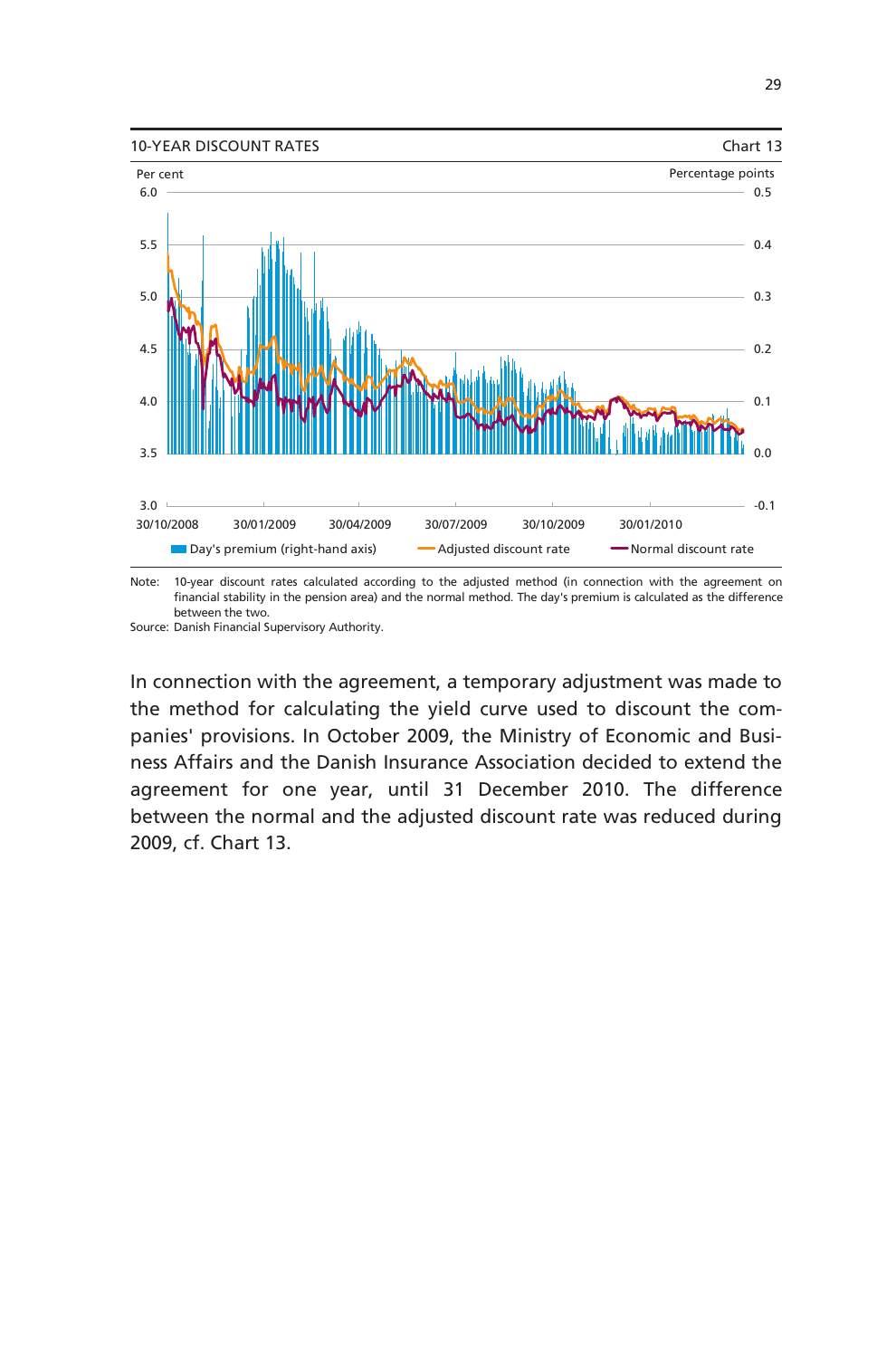10-YEAR DISCOUNT RATES

Chart 13

Note: 10-year discount rates calculated according to the adjusted method (in connection with the agreement on financial stability in the pension area) and the normal method. The day's premium is calculated as the difference between the two.

Source: Danish Financial Supervisory Authority.

In connection with the agreement, a temporary adjustment was made to the method for calculating the yield curve used to discount the companies' provisions. In October 2009, the Ministry of Economic and Business Affairs and the Danish Insurance Association decided to extend the agreement for one year, until 31 December 2010. The difference between the normal and the adjusted discount rate was reduced during 2009, cf. Chart 13.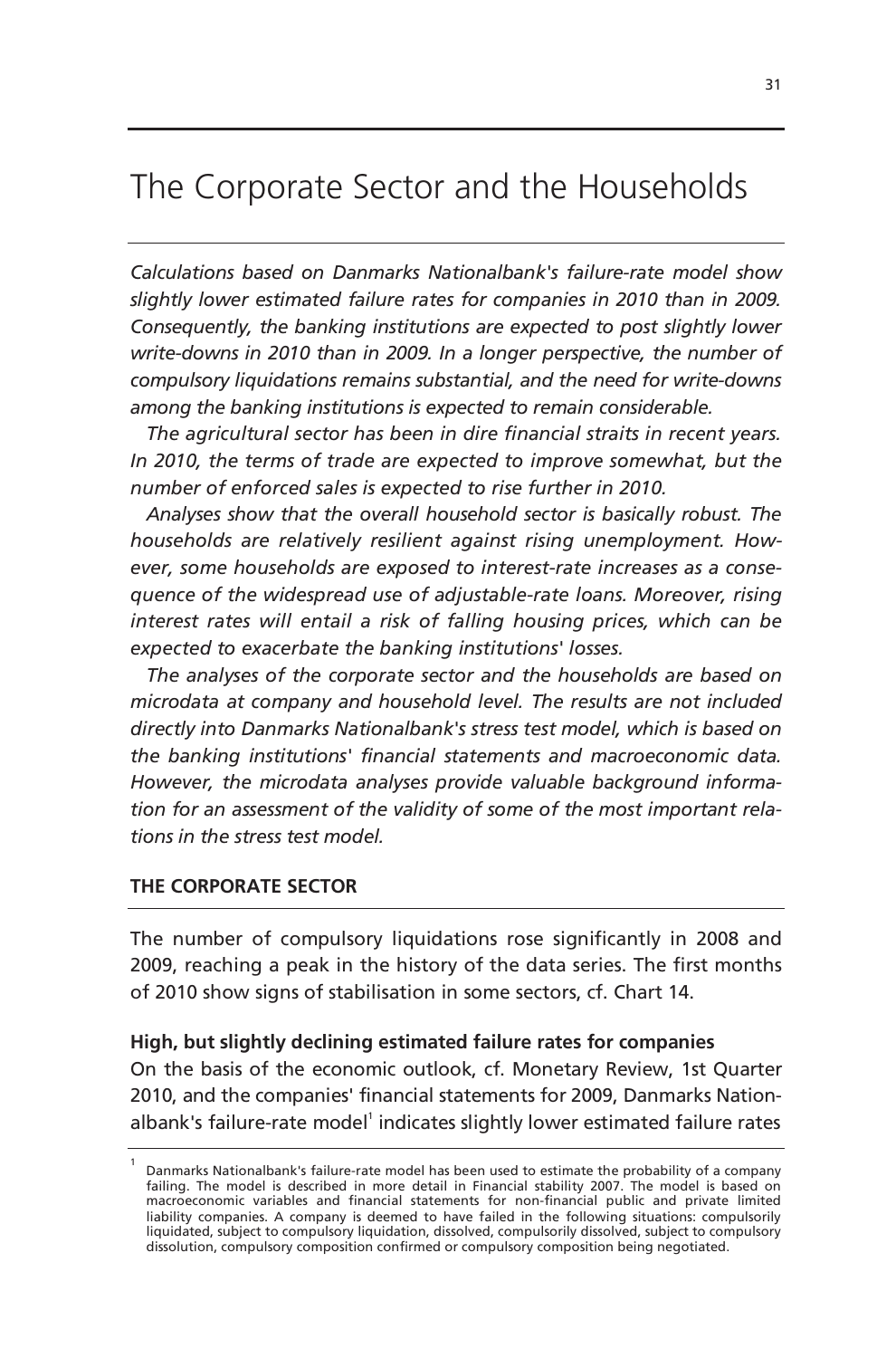# The Corporate Sector and the Households

*Calculations based on Danmarks Nationalbank's failure-rate model show slightly lower estimated failure rates for companies in 2010 than in 2009. Consequently, the banking institutions are expected to post slightly lower write-downs in 2010 than in 2009. In a longer perspective, the number of compulsory liquidations remains substantial, and the need for write-downs among the banking institutions is expected to remain considerable.*

*The agricultural sector has been in dire financial straits in recent years. In 2010, the terms of trade are expected to improve somewhat, but the number of enforced sales is expected to rise further in 2010.*

*Analyses show that the overall household sector is basically robust. The households are relatively resilient against rising unemployment. However, some households are exposed to interest-rate increases as a consequence of the widespread use of adjustable-rate loans. Moreover, rising interest rates will entail a risk of falling housing prices, which can be expected to exacerbate the banking institutions' losses.*

*The analyses of the corporate sector and the households are based on microdata at company and household level. The results are not included directly into Danmarks Nationalbank's stress test model, which is based on the banking institutions' financial statements and macroeconomic data. However, the microdata analyses provide valuable background information for an assessment of the validity of some of the most important relations in the stress test model.*

## THE CORPORATE SECTOR

The number of compulsory liquidations rose significantly in 2008 and 2009, reaching a peak in the history of the data series. The first months of 2010 show signs of stabilisation in some sectors, cf. Chart 14.

**High, but slightly declining estimated failure rates for companies**

On the basis of the economic outlook, cf. Monetary Review, 1st Quarter 2010, and the companies' financial statements for 2009, Danmarks Nationalbank's failure-rate model[1] indicates slightly lower estimated failure rates

---

[1] Danmarks Nationalbank's failure-rate model has been used to estimate the probability of a company failing. The model is described in more detail in Financial stability 2007. The model is based on macroeconomic variables and financial statements for non-financial public and private limited liability companies. A company is deemed to have failed in the following situations: compulsorily liquidated, subject to compulsory liquidation, dissolved, compulsorily dissolved, subject to compulsory dissolution, compulsory composition confirmed or compulsory composition being negotiated.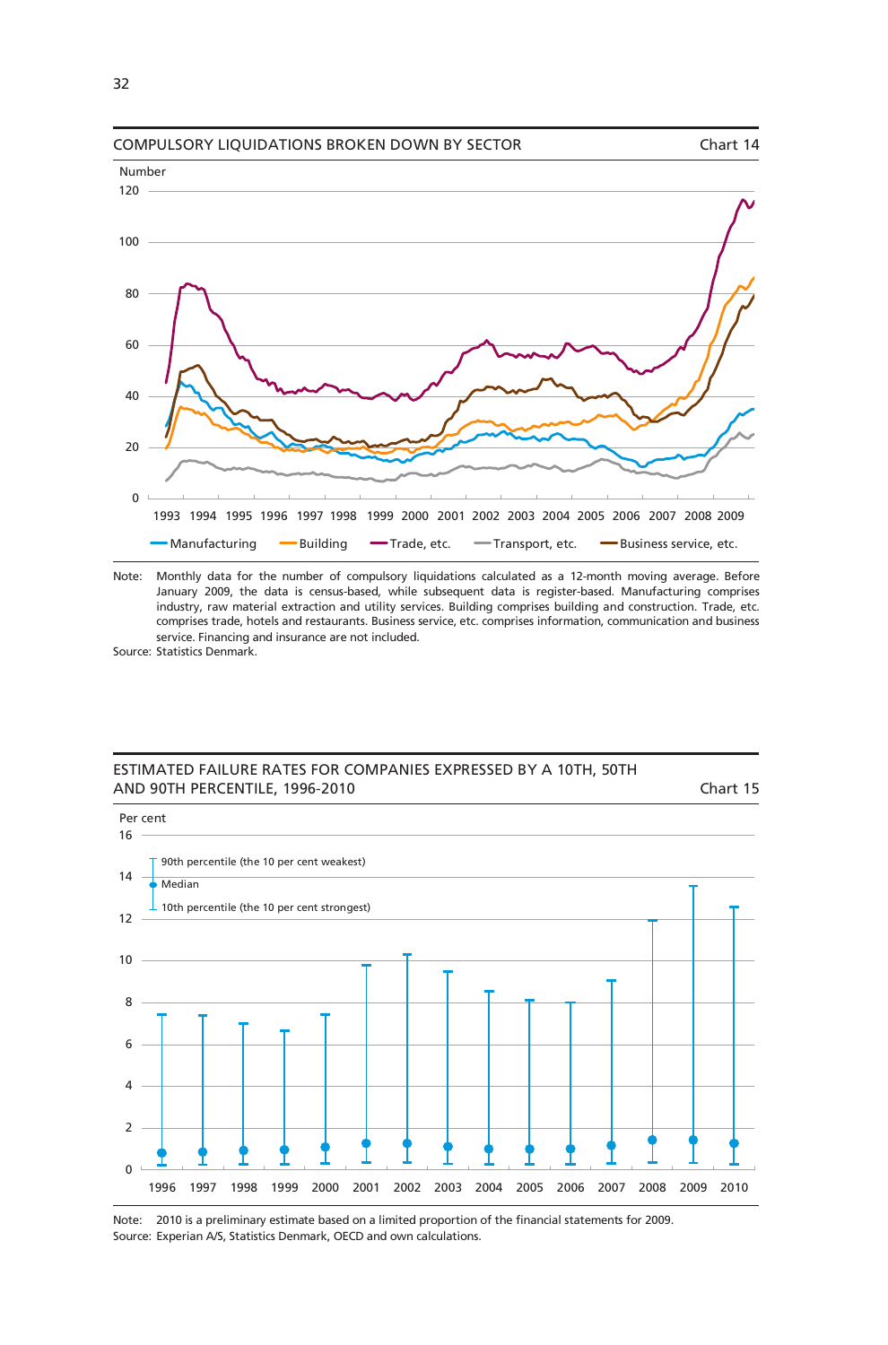COMPULSORY LIQUIDATIONS BROKEN DOWN BY SECTOR — Chart 14

Note: Monthly data for the number of compulsory liquidations calculated as a 12-month moving average. Before January 2009, the data is census-based, while subsequent data is register-based. Manufacturing comprises industry, raw material extraction and utility services. Building comprises building and construction. Trade, etc. comprises trade, hotels and restaurants. Business service, etc. comprises information, communication and business service. Financing and insurance are not included.

Source: Statistics Denmark.

ESTIMATED FAILURE RATES FOR COMPANIES EXPRESSED BY A 10TH, 50TH AND 90TH PERCENTILE, 1996-2010 — Chart 15

Note: 2010 is a preliminary estimate based on a limited proportion of the financial statements for 2009.

Source: Experian A/S, Statistics Denmark, OECD and own calculations.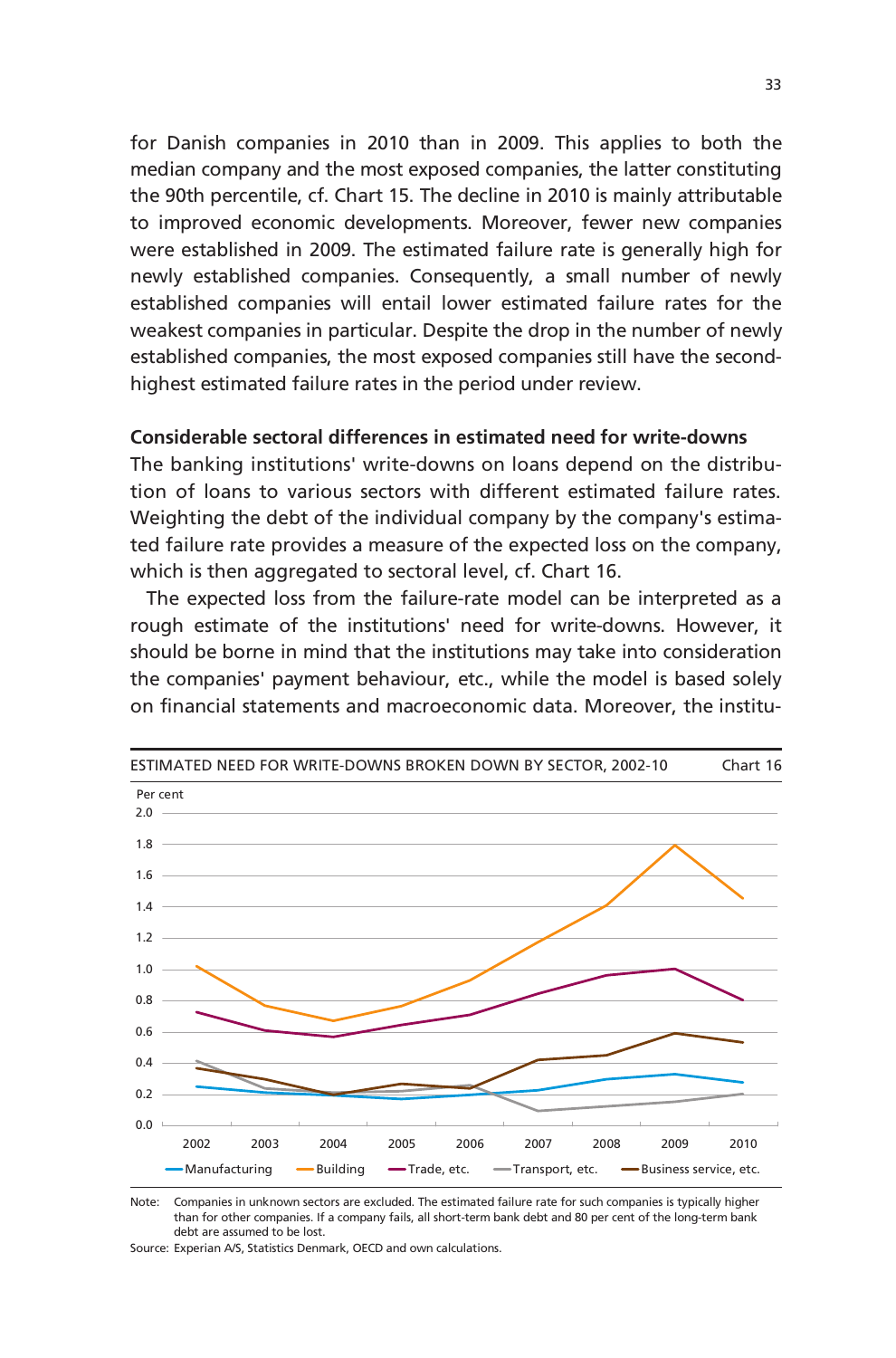for Danish companies in 2010 than in 2009. This applies to both the median company and the most exposed companies, the latter constituting the 90th percentile, cf. Chart 15. The decline in 2010 is mainly attributable to improved economic developments. Moreover, fewer new companies were established in 2009. The estimated failure rate is generally high for newly established companies. Consequently, a small number of newly established companies will entail lower estimated failure rates for the weakest companies in particular. Despite the drop in the number of newly established companies, the most exposed companies still have the second-highest estimated failure rates in the period under review.

**Considerable sectoral differences in estimated need for write-downs**

The banking institutions' write-downs on loans depend on the distribution of loans to various sectors with different estimated failure rates. Weighting the debt of the individual company by the company's estimated failure rate provides a measure of the expected loss on the company, which is then aggregated to sectoral level, cf. Chart 16.

The expected loss from the failure-rate model can be interpreted as a rough estimate of the institutions' need for write-downs. However, it should be borne in mind that the institutions may take into consideration the companies' payment behaviour, etc., while the model is based solely on financial statements and macroeconomic data. Moreover, the institu-

ESTIMATED NEED FOR WRITE-DOWNS BROKEN DOWN BY SECTOR, 2002-10 — Chart 16

Note: Companies in unknown sectors are excluded. The estimated failure rate for such companies is typically higher than for other companies. If a company fails, all short-term bank debt and 80 per cent of the long-term bank debt are assumed to be lost.

Source: Experian A/S, Statistics Denmark, OECD and own calculations.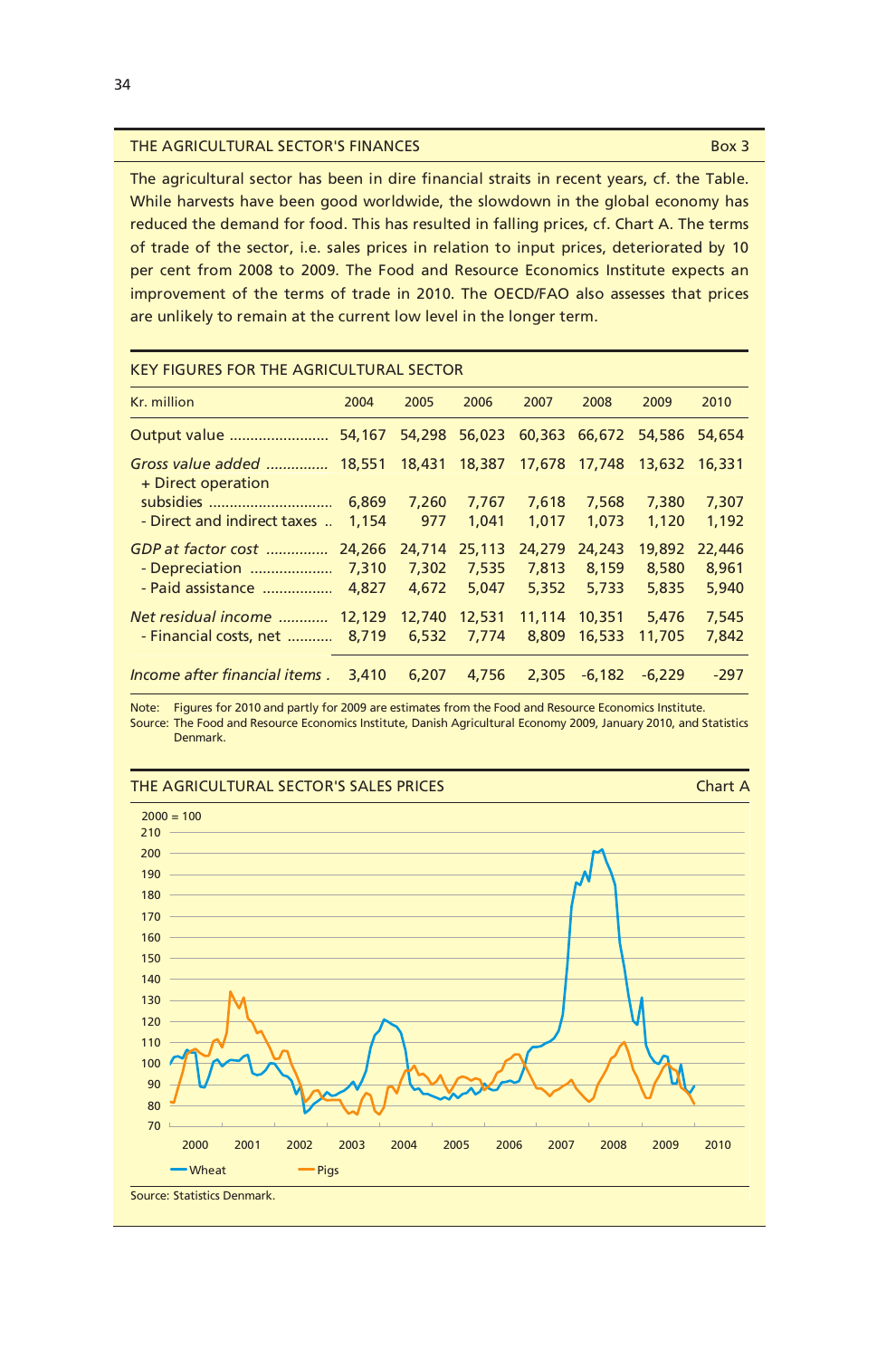## THE AGRICULTURAL SECTOR'S FINANCES

Box 3

The agricultural sector has been in dire financial straits in recent years, cf. the Table. While harvests have been good worldwide, the slowdown in the global economy has reduced the demand for food. This has resulted in falling prices, cf. Chart A. The terms of trade of the sector, i.e. sales prices in relation to input prices, deteriorated by 10 per cent from 2008 to 2009. The Food and Resource Economics Institute expects an improvement of the terms of trade in 2010. The OECD/FAO also assesses that prices are unlikely to remain at the current low level in the longer term.

### KEY FIGURES FOR THE AGRICULTURAL SECTOR

| Kr. million | 2004 | 2005 | 2006 | 2007 | 2008 | 2009 | 2010 |
|---|---|---|---|---|---|---|---|
| Output value | 54,167 | 54,298 | 56,023 | 60,363 | 66,672 | 54,586 | 54,654 |
| *Gross value added* | 18,551 | 18,431 | 18,387 | 17,678 | 17,748 | 13,632 | 16,331 |
| + Direct operation subsidies | 6,869 | 7,260 | 7,767 | 7,618 | 7,568 | 7,380 | 7,307 |
| - Direct and indirect taxes | 1,154 | 977 | 1,041 | 1,017 | 1,073 | 1,120 | 1,192 |
| *GDP at factor cost* | 24,266 | 24,714 | 25,113 | 24,279 | 24,243 | 19,892 | 22,446 |
| - Depreciation | 7,310 | 7,302 | 7,535 | 7,813 | 8,159 | 8,580 | 8,961 |
| - Paid assistance | 4,827 | 4,672 | 5,047 | 5,352 | 5,733 | 5,835 | 5,940 |
| *Net residual income* | 12,129 | 12,740 | 12,531 | 11,114 | 10,351 | 5,476 | 7,545 |
| - Financial costs, net | 8,719 | 6,532 | 7,774 | 8,809 | 16,533 | 11,705 | 7,842 |
| *Income after financial items* | 3,410 | 6,207 | 4,756 | 2,305 | -6,182 | -6,229 | -297 |

Note: Figures for 2010 and partly for 2009 are estimates from the Food and Resource Economics Institute.
Source: The Food and Resource Economics Institute, Danish Agricultural Economy 2009, January 2010, and Statistics Denmark.

### THE AGRICULTURAL SECTOR'S SALES PRICES

Chart A

Source: Statistics Denmark.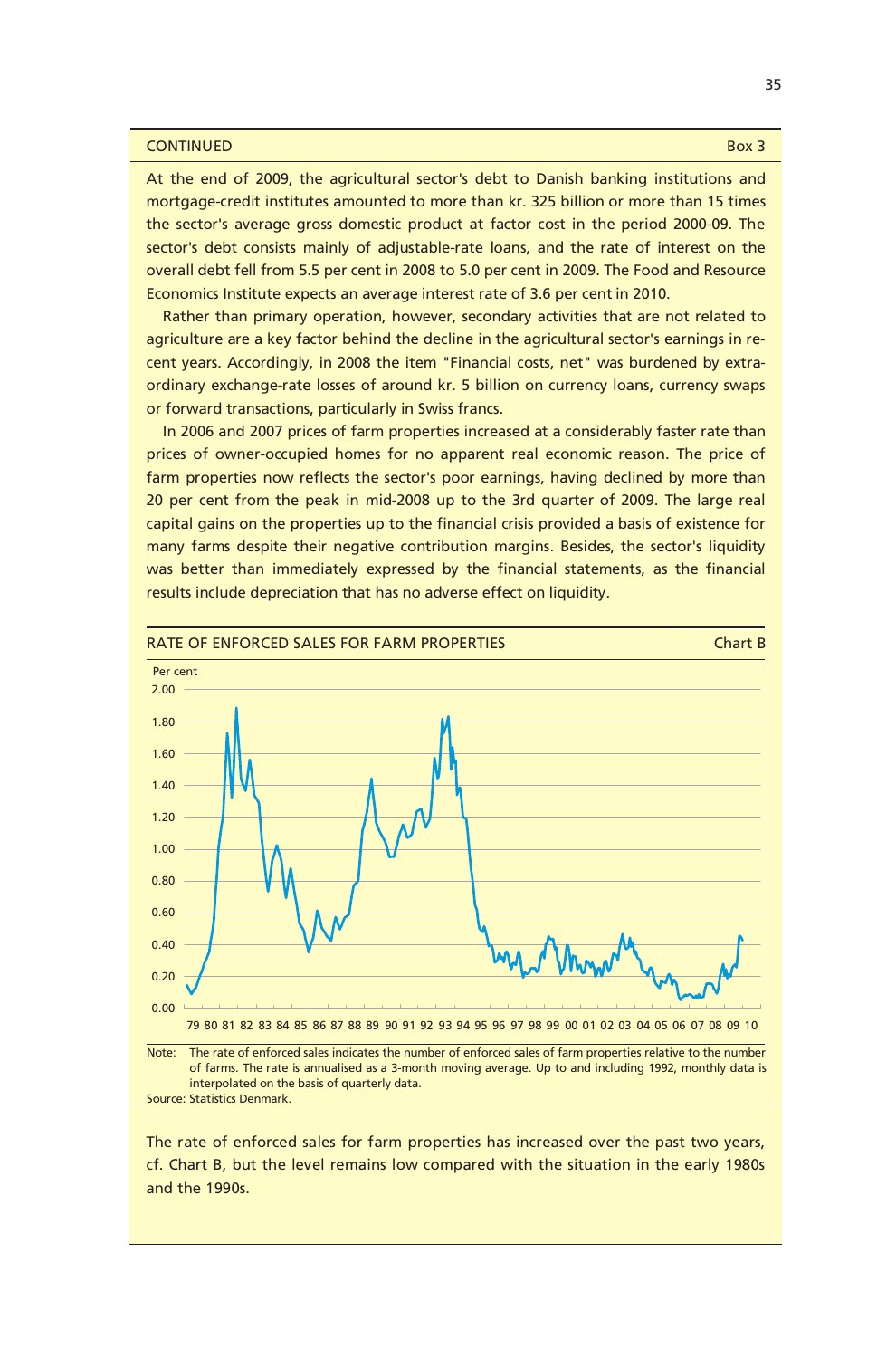CONTINUED Box 3

At the end of 2009, the agricultural sector's debt to Danish banking institutions and mortgage-credit institutes amounted to more than kr. 325 billion or more than 15 times the sector's average gross domestic product at factor cost in the period 2000-09. The sector's debt consists mainly of adjustable-rate loans, and the rate of interest on the overall debt fell from 5.5 per cent in 2008 to 5.0 per cent in 2009. The Food and Resource Economics Institute expects an average interest rate of 3.6 per cent in 2010.

Rather than primary operation, however, secondary activities that are not related to agriculture are a key factor behind the decline in the agricultural sector's earnings in recent years. Accordingly, in 2008 the item "Financial costs, net" was burdened by extraordinary exchange-rate losses of around kr. 5 billion on currency loans, currency swaps or forward transactions, particularly in Swiss francs.

In 2006 and 2007 prices of farm properties increased at a considerably faster rate than prices of owner-occupied homes for no apparent real economic reason. The price of farm properties now reflects the sector's poor earnings, having declined by more than 20 per cent from the peak in mid-2008 up to the 3rd quarter of 2009. The large real capital gains on the properties up to the financial crisis provided a basis of existence for many farms despite their negative contribution margins. Besides, the sector's liquidity was better than immediately expressed by the financial statements, as the financial results include depreciation that has no adverse effect on liquidity.

RATE OF ENFORCED SALES FOR FARM PROPERTIES Chart B

Note: The rate of enforced sales indicates the number of enforced sales of farm properties relative to the number of farms. The rate is annualised as a 3-month moving average. Up to and including 1992, monthly data is interpolated on the basis of quarterly data.
Source: Statistics Denmark.

The rate of enforced sales for farm properties has increased over the past two years, cf. Chart B, but the level remains low compared with the situation in the early 1980s and the 1990s.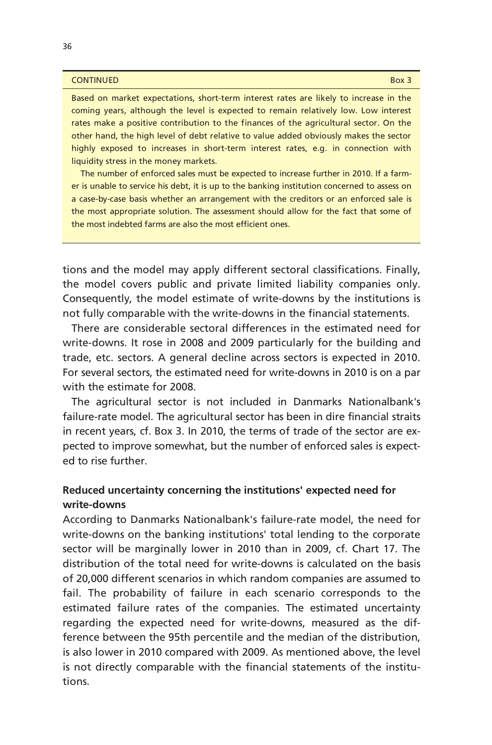CONTINUED Box 3

Based on market expectations, short-term interest rates are likely to increase in the coming years, although the level is expected to remain relatively low. Low interest rates make a positive contribution to the finances of the agricultural sector. On the other hand, the high level of debt relative to value added obviously makes the sector highly exposed to increases in short-term interest rates, e.g. in connection with liquidity stress in the money markets.

The number of enforced sales must be expected to increase further in 2010. If a farmer is unable to service his debt, it is up to the banking institution concerned to assess on a case-by-case basis whether an arrangement with the creditors or an enforced sale is the most appropriate solution. The assessment should allow for the fact that some of the most indebted farms are also the most efficient ones.

---

tions and the model may apply different sectoral classifications. Finally, the model covers public and private limited liability companies only. Consequently, the model estimate of write-downs by the institutions is not fully comparable with the write-downs in the financial statements.

There are considerable sectoral differences in the estimated need for write-downs. It rose in 2008 and 2009 particularly for the building and trade, etc. sectors. A general decline across sectors is expected in 2010. For several sectors, the estimated need for write-downs in 2010 is on a par with the estimate for 2008.

The agricultural sector is not included in Danmarks Nationalbank's failure-rate model. The agricultural sector has been in dire financial straits in recent years, cf. Box 3. In 2010, the terms of trade of the sector are expected to improve somewhat, but the number of enforced sales is expected to rise further.

**Reduced uncertainty concerning the institutions' expected need for write-downs**

According to Danmarks Nationalbank's failure-rate model, the need for write-downs on the banking institutions' total lending to the corporate sector will be marginally lower in 2010 than in 2009, cf. Chart 17. The distribution of the total need for write-downs is calculated on the basis of 20,000 different scenarios in which random companies are assumed to fail. The probability of failure in each scenario corresponds to the estimated failure rates of the companies. The estimated uncertainty regarding the expected need for write-downs, measured as the difference between the 95th percentile and the median of the distribution, is also lower in 2010 compared with 2009. As mentioned above, the level is not directly comparable with the financial statements of the institutions.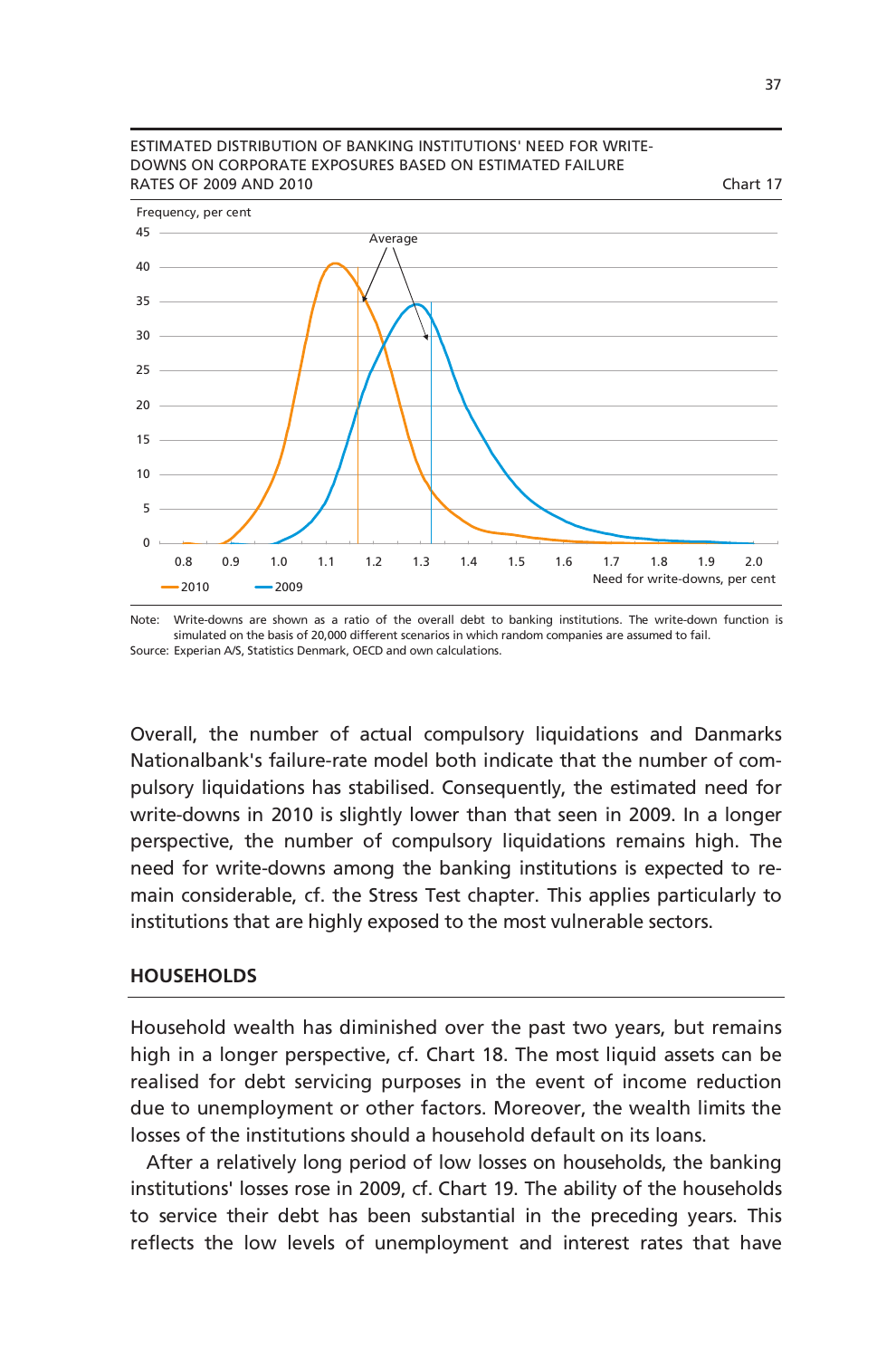ESTIMATED DISTRIBUTION OF BANKING INSTITUTIONS' NEED FOR WRITE-DOWNS ON CORPORATE EXPOSURES BASED ON ESTIMATED FAILURE RATES OF 2009 AND 2010 — Chart 17

Note: Write-downs are shown as a ratio of the overall debt to banking institutions. The write-down function is simulated on the basis of 20,000 different scenarios in which random companies are assumed to fail.
Source: Experian A/S, Statistics Denmark, OECD and own calculations.

Overall, the number of actual compulsory liquidations and Danmarks Nationalbank's failure-rate model both indicate that the number of compulsory liquidations has stabilised. Consequently, the estimated need for write-downs in 2010 is slightly lower than that seen in 2009. In a longer perspective, the number of compulsory liquidations remains high. The need for write-downs among the banking institutions is expected to remain considerable, cf. the Stress Test chapter. This applies particularly to institutions that are highly exposed to the most vulnerable sectors.

## HOUSEHOLDS

Household wealth has diminished over the past two years, but remains high in a longer perspective, cf. Chart 18. The most liquid assets can be realised for debt servicing purposes in the event of income reduction due to unemployment or other factors. Moreover, the wealth limits the losses of the institutions should a household default on its loans.

After a relatively long period of low losses on households, the banking institutions' losses rose in 2009, cf. Chart 19. The ability of the households to service their debt has been substantial in the preceding years. This reflects the low levels of unemployment and interest rates that have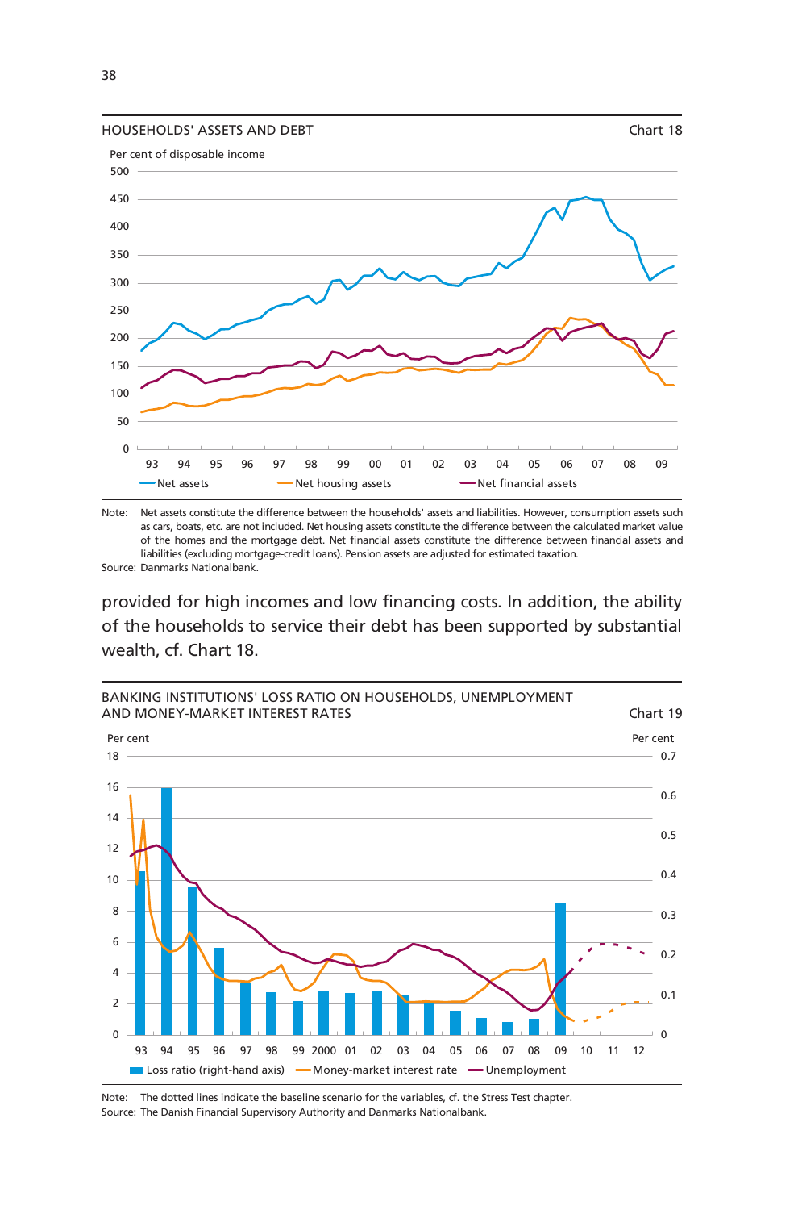HOUSEHOLDS' ASSETS AND DEBT — Chart 18

Per cent of disposable income

Net assets — Net housing assets — Net financial assets

Note: Net assets constitute the difference between the households' assets and liabilities. However, consumption assets such as cars, boats, etc. are not included. Net housing assets constitute the difference between the calculated market value of the homes and the mortgage debt. Net financial assets constitute the difference between financial assets and liabilities (excluding mortgage-credit loans). Pension assets are adjusted for estimated taxation.
Source: Danmarks Nationalbank.

provided for high incomes and low financing costs. In addition, the ability of the households to service their debt has been supported by substantial wealth, cf. Chart 18.

BANKING INSTITUTIONS' LOSS RATIO ON HOUSEHOLDS, UNEMPLOYMENT AND MONEY-MARKET INTEREST RATES — Chart 19

Per cent — Per cent

Loss ratio (right-hand axis) — Money-market interest rate — Unemployment

Note: The dotted lines indicate the baseline scenario for the variables, cf. the Stress Test chapter.
Source: The Danish Financial Supervisory Authority and Danmarks Nationalbank.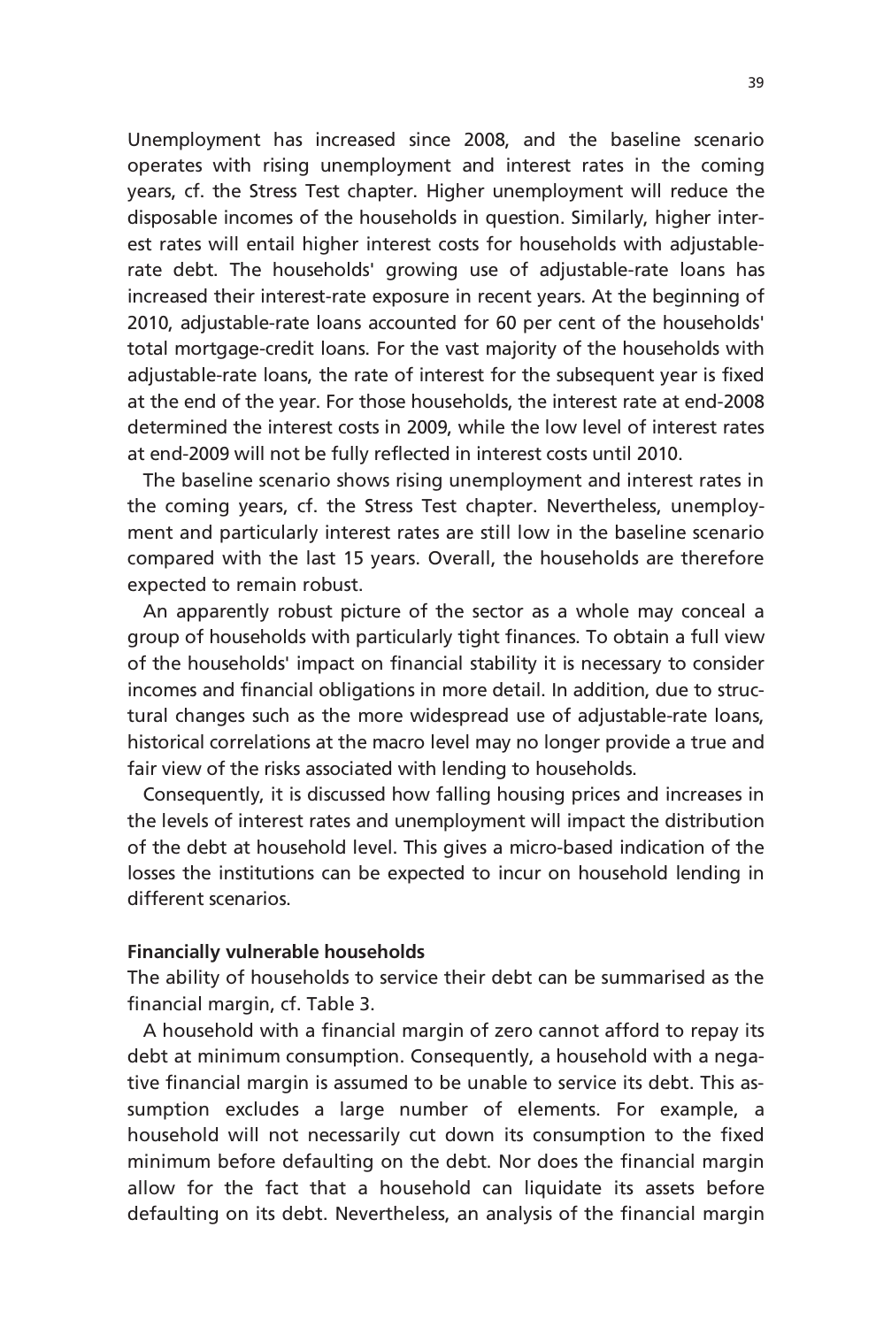Unemployment has increased since 2008, and the baseline scenario operates with rising unemployment and interest rates in the coming years, cf. the Stress Test chapter. Higher unemployment will reduce the disposable incomes of the households in question. Similarly, higher interest rates will entail higher interest costs for households with adjustable-rate debt. The households' growing use of adjustable-rate loans has increased their interest-rate exposure in recent years. At the beginning of 2010, adjustable-rate loans accounted for 60 per cent of the households' total mortgage-credit loans. For the vast majority of the households with adjustable-rate loans, the rate of interest for the subsequent year is fixed at the end of the year. For those households, the interest rate at end-2008 determined the interest costs in 2009, while the low level of interest rates at end-2009 will not be fully reflected in interest costs until 2010.

The baseline scenario shows rising unemployment and interest rates in the coming years, cf. the Stress Test chapter. Nevertheless, unemployment and particularly interest rates are still low in the baseline scenario compared with the last 15 years. Overall, the households are therefore expected to remain robust.

An apparently robust picture of the sector as a whole may conceal a group of households with particularly tight finances. To obtain a full view of the households' impact on financial stability it is necessary to consider incomes and financial obligations in more detail. In addition, due to structural changes such as the more widespread use of adjustable-rate loans, historical correlations at the macro level may no longer provide a true and fair view of the risks associated with lending to households.

Consequently, it is discussed how falling housing prices and increases in the levels of interest rates and unemployment will impact the distribution of the debt at household level. This gives a micro-based indication of the losses the institutions can be expected to incur on household lending in different scenarios.

**Financially vulnerable households**

The ability of households to service their debt can be summarised as the financial margin, cf. Table 3.

A household with a financial margin of zero cannot afford to repay its debt at minimum consumption. Consequently, a household with a negative financial margin is assumed to be unable to service its debt. This assumption excludes a large number of elements. For example, a household will not necessarily cut down its consumption to the fixed minimum before defaulting on the debt. Nor does the financial margin allow for the fact that a household can liquidate its assets before defaulting on its debt. Nevertheless, an analysis of the financial margin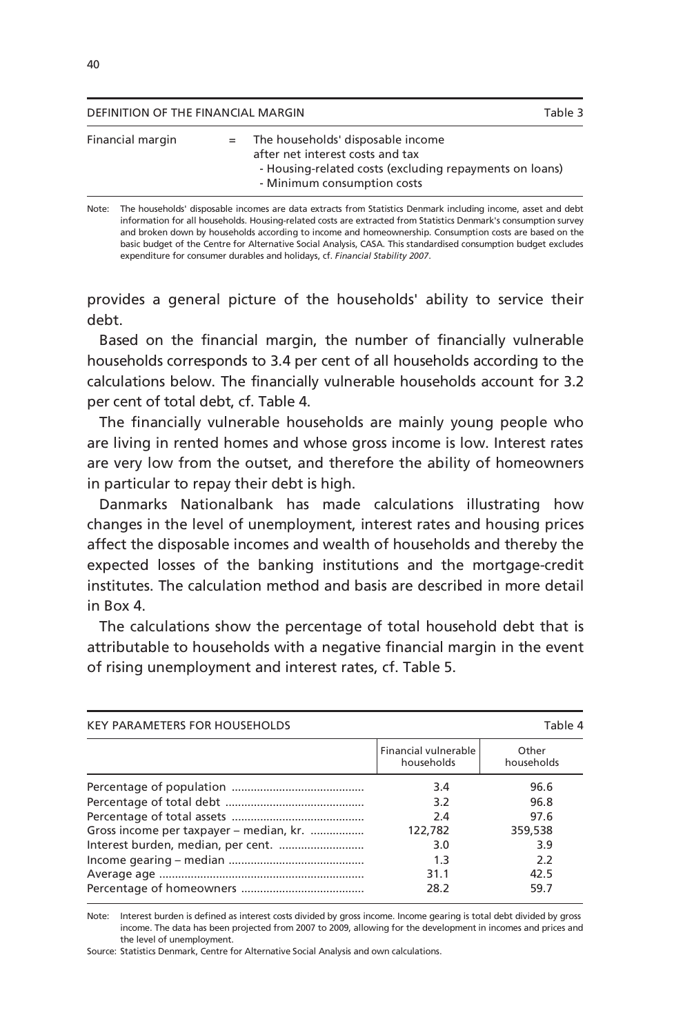| DEFINITION OF THE FINANCIAL MARGIN | | Table 3 |
|---|---|---|
| Financial margin | = | The households' disposable income after net interest costs and tax<br>- Housing-related costs (excluding repayments on loans)<br>- Minimum consumption costs |

Note: The households' disposable incomes are data extracts from Statistics Denmark including income, asset and debt information for all households. Housing-related costs are extracted from Statistics Denmark's consumption survey and broken down by households according to income and homeownership. Consumption costs are based on the basic budget of the Centre for Alternative Social Analysis, CASA. This standardised consumption budget excludes expenditure for consumer durables and holidays, cf. *Financial Stability 2007*.

provides a general picture of the households' ability to service their debt.

Based on the financial margin, the number of financially vulnerable households corresponds to 3.4 per cent of all households according to the calculations below. The financially vulnerable households account for 3.2 per cent of total debt, cf. Table 4.

The financially vulnerable households are mainly young people who are living in rented homes and whose gross income is low. Interest rates are very low from the outset, and therefore the ability of homeowners in particular to repay their debt is high.

Danmarks Nationalbank has made calculations illustrating how changes in the level of unemployment, interest rates and housing prices affect the disposable incomes and wealth of households and thereby the expected losses of the banking institutions and the mortgage-credit institutes. The calculation method and basis are described in more detail in Box 4.

The calculations show the percentage of total household debt that is attributable to households with a negative financial margin in the event of rising unemployment and interest rates, cf. Table 5.

KEY PARAMETERS FOR HOUSEHOLDS — Table 4

| | Financial vulnerable households | Other households |
|---|---|---|
| Percentage of population | 3.4 | 96.6 |
| Percentage of total debt | 3.2 | 96.8 |
| Percentage of total assets | 2.4 | 97.6 |
| Gross income per taxpayer – median, kr. | 122,782 | 359,538 |
| Interest burden, median, per cent. | 3.0 | 3.9 |
| Income gearing – median | 1.3 | 2.2 |
| Average age | 31.1 | 42.5 |
| Percentage of homeowners | 28.2 | 59.7 |

Note: Interest burden is defined as interest costs divided by gross income. Income gearing is total debt divided by gross income. The data has been projected from 2007 to 2009, allowing for the development in incomes and prices and the level of unemployment.

Source: Statistics Denmark, Centre for Alternative Social Analysis and own calculations.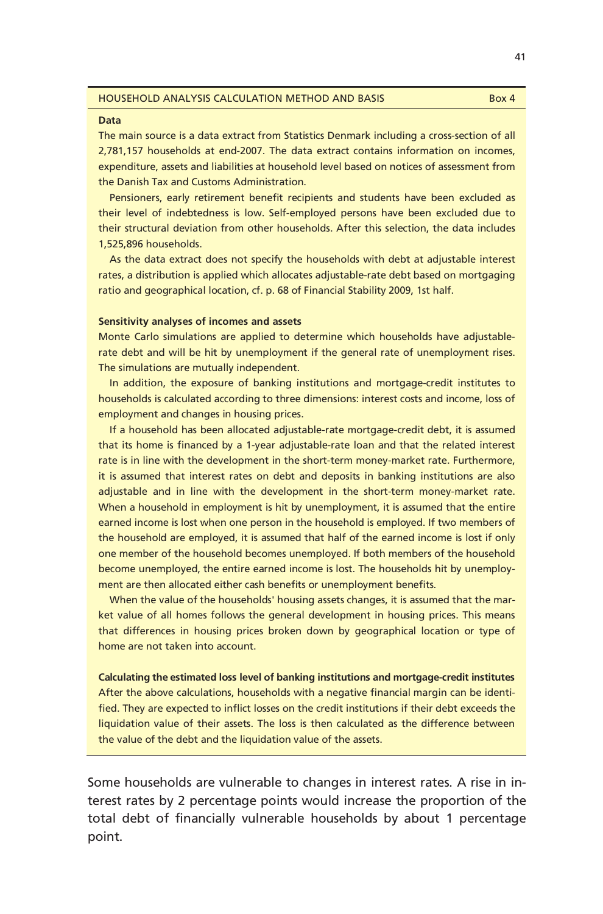### HOUSEHOLD ANALYSIS CALCULATION METHOD AND BASIS — Box 4

**Data**

The main source is a data extract from Statistics Denmark including a cross-section of all 2,781,157 households at end-2007. The data extract contains information on incomes, expenditure, assets and liabilities at household level based on notices of assessment from the Danish Tax and Customs Administration.

Pensioners, early retirement benefit recipients and students have been excluded as their level of indebtedness is low. Self-employed persons have been excluded due to their structural deviation from other households. After this selection, the data includes 1,525,896 households.

As the data extract does not specify the households with debt at adjustable interest rates, a distribution is applied which allocates adjustable-rate debt based on mortgaging ratio and geographical location, cf. p. 68 of Financial Stability 2009, 1st half.

**Sensitivity analyses of incomes and assets**

Monte Carlo simulations are applied to determine which households have adjustable-rate debt and will be hit by unemployment if the general rate of unemployment rises. The simulations are mutually independent.

In addition, the exposure of banking institutions and mortgage-credit institutes to households is calculated according to three dimensions: interest costs and income, loss of employment and changes in housing prices.

If a household has been allocated adjustable-rate mortgage-credit debt, it is assumed that its home is financed by a 1-year adjustable-rate loan and that the related interest rate is in line with the development in the short-term money-market rate. Furthermore, it is assumed that interest rates on debt and deposits in banking institutions are also adjustable and in line with the development in the short-term money-market rate. When a household in employment is hit by unemployment, it is assumed that the entire earned income is lost when one person in the household is employed. If two members of the household are employed, it is assumed that half of the earned income is lost if only one member of the household becomes unemployed. If both members of the household become unemployed, the entire earned income is lost. The households hit by unemployment are then allocated either cash benefits or unemployment benefits.

When the value of the households' housing assets changes, it is assumed that the market value of all homes follows the general development in housing prices. This means that differences in housing prices broken down by geographical location or type of home are not taken into account.

**Calculating the estimated loss level of banking institutions and mortgage-credit institutes**

After the above calculations, households with a negative financial margin can be identified. They are expected to inflict losses on the credit institutions if their debt exceeds the liquidation value of their assets. The loss is then calculated as the difference between the value of the debt and the liquidation value of the assets.

---

Some households are vulnerable to changes in interest rates. A rise in interest rates by 2 percentage points would increase the proportion of the total debt of financially vulnerable households by about 1 percentage point.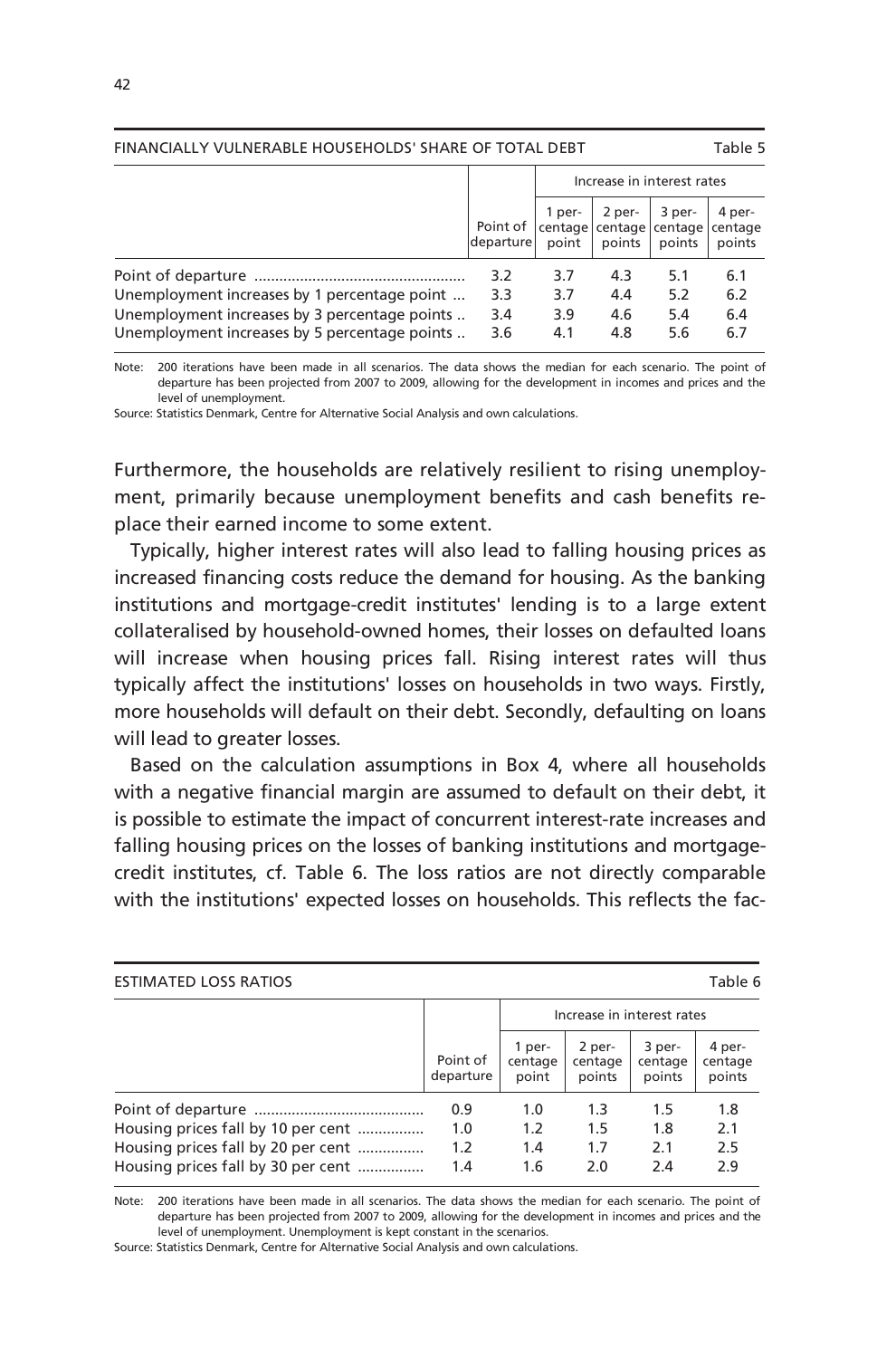FINANCIALLY VULNERABLE HOUSEHOLDS' SHARE OF TOTAL DEBT — Table 5

| | Point of departure | Increase in interest rates | | | |
|---|---|---|---|---|---|
| | | 1 percentage point | 2 percentage points | 3 percentage points | 4 percentage points |
| Point of departure | 3.2 | 3.7 | 4.3 | 5.1 | 6.1 |
| Unemployment increases by 1 percentage point | 3.3 | 3.7 | 4.4 | 5.2 | 6.2 |
| Unemployment increases by 3 percentage points | 3.4 | 3.9 | 4.6 | 5.4 | 6.4 |
| Unemployment increases by 5 percentage points | 3.6 | 4.1 | 4.8 | 5.6 | 6.7 |

Note: 200 iterations have been made in all scenarios. The data shows the median for each scenario. The point of departure has been projected from 2007 to 2009, allowing for the development in incomes and prices and the level of unemployment.

Source: Statistics Denmark, Centre for Alternative Social Analysis and own calculations.

Furthermore, the households are relatively resilient to rising unemployment, primarily because unemployment benefits and cash benefits replace their earned income to some extent.

Typically, higher interest rates will also lead to falling housing prices as increased financing costs reduce the demand for housing. As the banking institutions and mortgage-credit institutes' lending is to a large extent collateralised by household-owned homes, their losses on defaulted loans will increase when housing prices fall. Rising interest rates will thus typically affect the institutions' losses on households in two ways. Firstly, more households will default on their debt. Secondly, defaulting on loans will lead to greater losses.

Based on the calculation assumptions in Box 4, where all households with a negative financial margin are assumed to default on their debt, it is possible to estimate the impact of concurrent interest-rate increases and falling housing prices on the losses of banking institutions and mortgage-credit institutes, cf. Table 6. The loss ratios are not directly comparable with the institutions' expected losses on households. This reflects the fac-

ESTIMATED LOSS RATIOS — Table 6

| | Point of departure | Increase in interest rates | | | |
|---|---|---|---|---|---|
| | | 1 percentage point | 2 percentage points | 3 percentage points | 4 percentage points |
| Point of departure | 0.9 | 1.0 | 1.3 | 1.5 | 1.8 |
| Housing prices fall by 10 per cent | 1.0 | 1.2 | 1.5 | 1.8 | 2.1 |
| Housing prices fall by 20 per cent | 1.2 | 1.4 | 1.7 | 2.1 | 2.5 |
| Housing prices fall by 30 per cent | 1.4 | 1.6 | 2.0 | 2.4 | 2.9 |

Note: 200 iterations have been made in all scenarios. The data shows the median for each scenario. The point of departure has been projected from 2007 to 2009, allowing for the development in incomes and prices and the level of unemployment. Unemployment is kept constant in the scenarios.

Source: Statistics Denmark, Centre for Alternative Social Analysis and own calculations.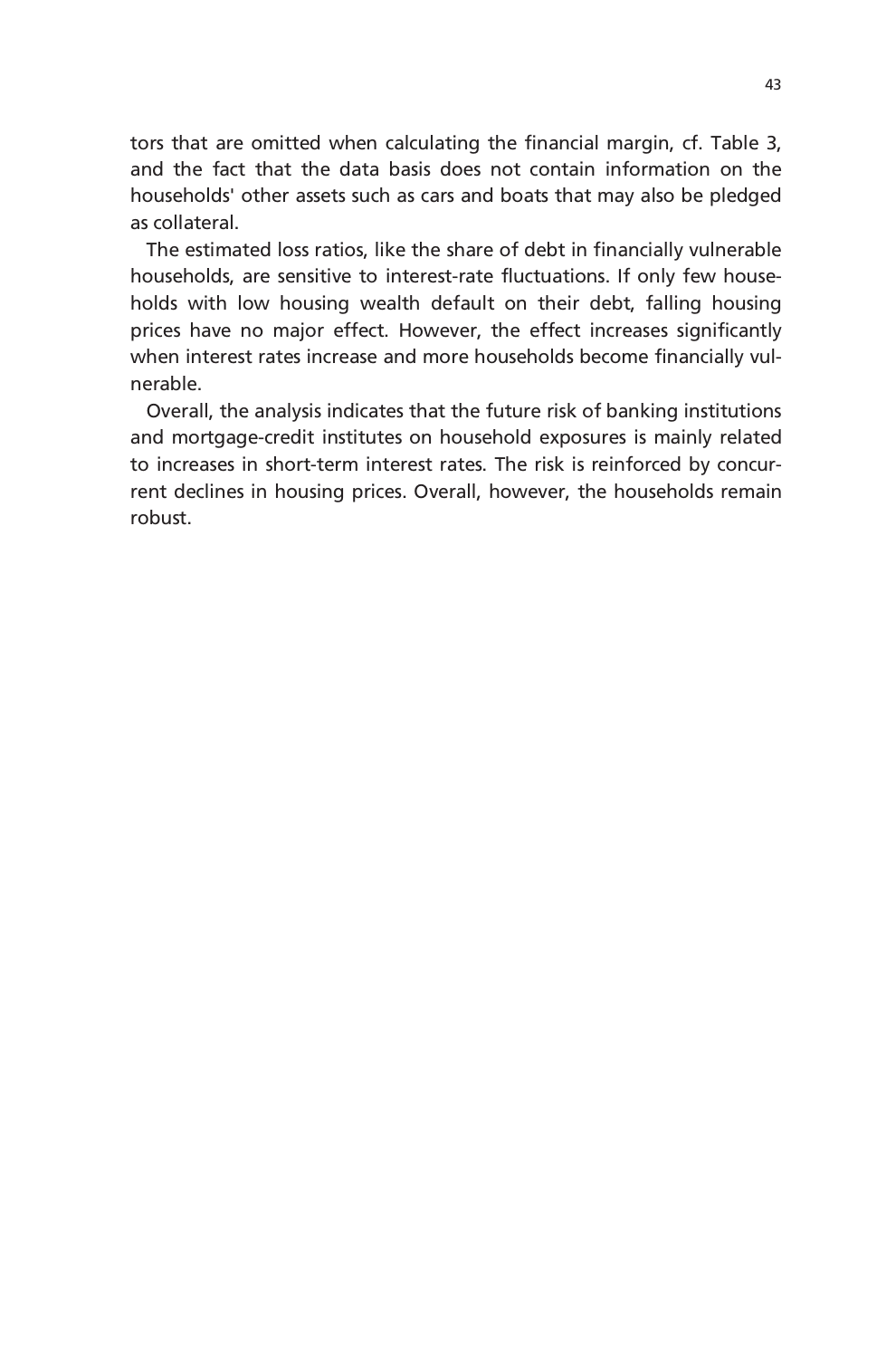tors that are omitted when calculating the financial margin, cf. Table 3, and the fact that the data basis does not contain information on the households' other assets such as cars and boats that may also be pledged as collateral.

The estimated loss ratios, like the share of debt in financially vulnerable households, are sensitive to interest-rate fluctuations. If only few households with low housing wealth default on their debt, falling housing prices have no major effect. However, the effect increases significantly when interest rates increase and more households become financially vulnerable.

Overall, the analysis indicates that the future risk of banking institutions and mortgage-credit institutes on household exposures is mainly related to increases in short-term interest rates. The risk is reinforced by concurrent declines in housing prices. Overall, however, the households remain robust.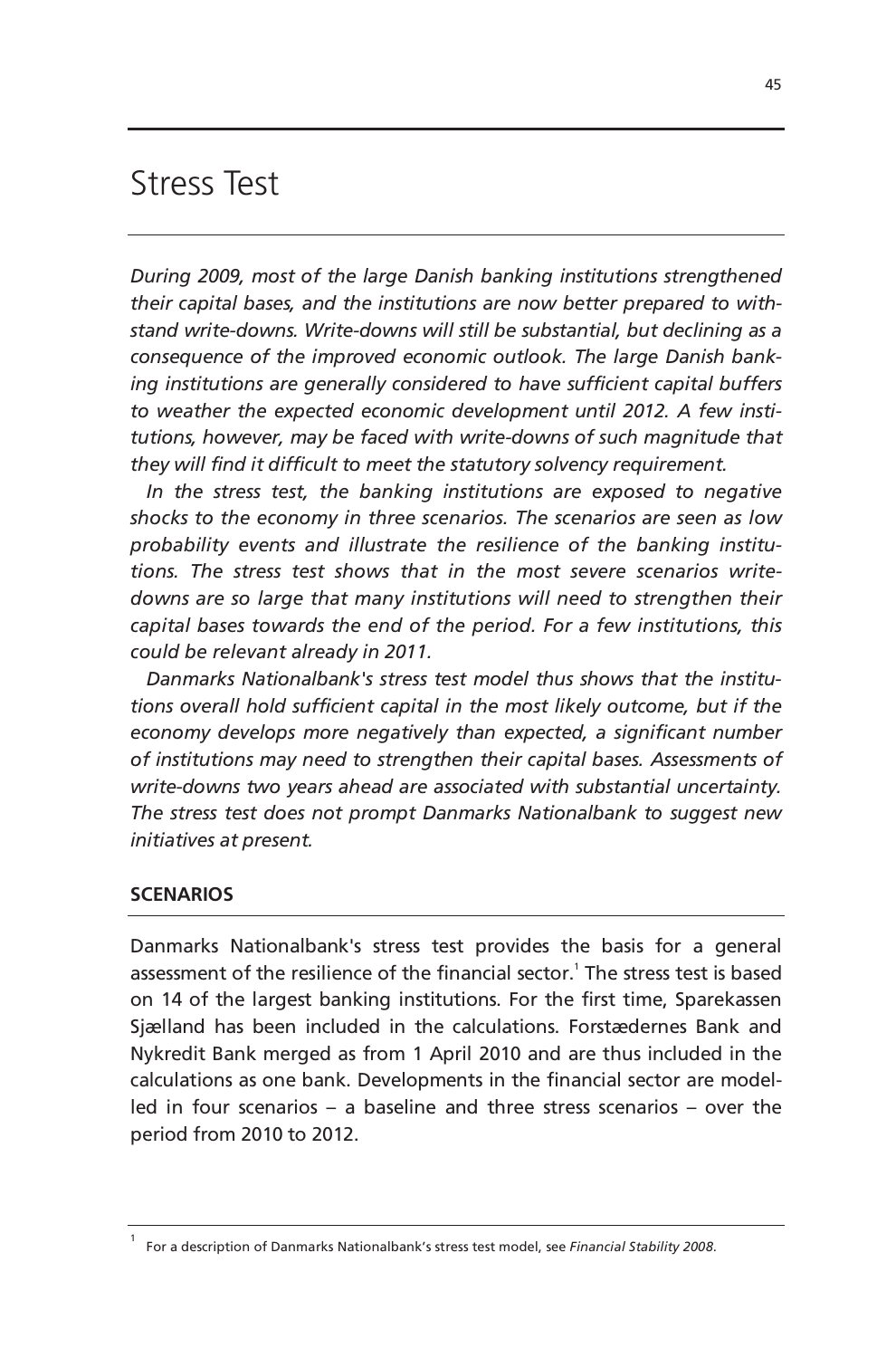# Stress Test

*During 2009, most of the large Danish banking institutions strengthened their capital bases, and the institutions are now better prepared to withstand write-downs. Write-downs will still be substantial, but declining as a consequence of the improved economic outlook. The large Danish banking institutions are generally considered to have sufficient capital buffers to weather the expected economic development until 2012. A few institutions, however, may be faced with write-downs of such magnitude that they will find it difficult to meet the statutory solvency requirement.*

*In the stress test, the banking institutions are exposed to negative shocks to the economy in three scenarios. The scenarios are seen as low probability events and illustrate the resilience of the banking institutions. The stress test shows that in the most severe scenarios write-downs are so large that many institutions will need to strengthen their capital bases towards the end of the period. For a few institutions, this could be relevant already in 2011.*

*Danmarks Nationalbank's stress test model thus shows that the institutions overall hold sufficient capital in the most likely outcome, but if the economy develops more negatively than expected, a significant number of institutions may need to strengthen their capital bases. Assessments of write-downs two years ahead are associated with substantial uncertainty. The stress test does not prompt Danmarks Nationalbank to suggest new initiatives at present.*

## SCENARIOS

Danmarks Nationalbank's stress test provides the basis for a general assessment of the resilience of the financial sector.[1] The stress test is based on 14 of the largest banking institutions. For the first time, Sparekassen Sjælland has been included in the calculations. Forstædernes Bank and Nykredit Bank merged as from 1 April 2010 and are thus included in the calculations as one bank. Developments in the financial sector are modelled in four scenarios – a baseline and three stress scenarios – over the period from 2010 to 2012.

[1] For a description of Danmarks Nationalbank's stress test model, see *Financial Stability 2008*.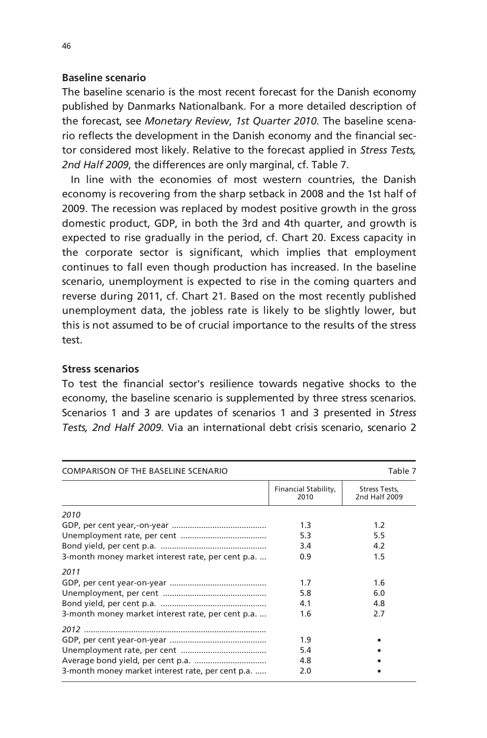### Baseline scenario

The baseline scenario is the most recent forecast for the Danish economy published by Danmarks Nationalbank. For a more detailed description of the forecast, see *Monetary Review*, *1st Quarter 2010*. The baseline scenario reflects the development in the Danish economy and the financial sector considered most likely. Relative to the forecast applied in *Stress Tests, 2nd Half 2009*, the differences are only marginal, cf. Table 7.

In line with the economies of most western countries, the Danish economy is recovering from the sharp setback in 2008 and the 1st half of 2009. The recession was replaced by modest positive growth in the gross domestic product, GDP, in both the 3rd and 4th quarter, and growth is expected to rise gradually in the period, cf. Chart 20. Excess capacity in the corporate sector is significant, which implies that employment continues to fall even though production has increased. In the baseline scenario, unemployment is expected to rise in the coming quarters and reverse during 2011, cf. Chart 21. Based on the most recently published unemployment data, the jobless rate is likely to be slightly lower, but this is not assumed to be of crucial importance to the results of the stress test.

### Stress scenarios

To test the financial sector's resilience towards negative shocks to the economy, the baseline scenario is supplemented by three stress scenarios. Scenarios 1 and 3 are updates of scenarios 1 and 3 presented in *Stress Tests, 2nd Half 2009*. Via an international debt crisis scenario, scenario 2

COMPARISON OF THE BASELINE SCENARIO — Table 7

| | Financial Stability, 2010 | Stress Tests, 2nd Half 2009 |
|---|---|---|
| *2010* | | |
| GDP, per cent year,-on-year | 1.3 | 1.2 |
| Unemployment rate, per cent | 5.3 | 5.5 |
| Bond yield, per cent p.a. | 3.4 | 4.2 |
| 3-month money market interest rate, per cent p.a. | 0.9 | 1.5 |
| *2011* | | |
| GDP, per cent year-on-year | 1.7 | 1.6 |
| Unemployment, per cent | 5.8 | 6.0 |
| Bond yield, per cent p.a. | 4.1 | 4.8 |
| 3-month money market interest rate, per cent p.a. | 1.6 | 2.7 |
| *2012* | | |
| GDP, per cent year-on-year | 1.9 | • |
| Unemployment rate, per cent | 5.4 | • |
| Average bond yield, per cent p.a. | 4.8 | • |
| 3-month money market interest rate, per cent p.a. | 2.0 | • |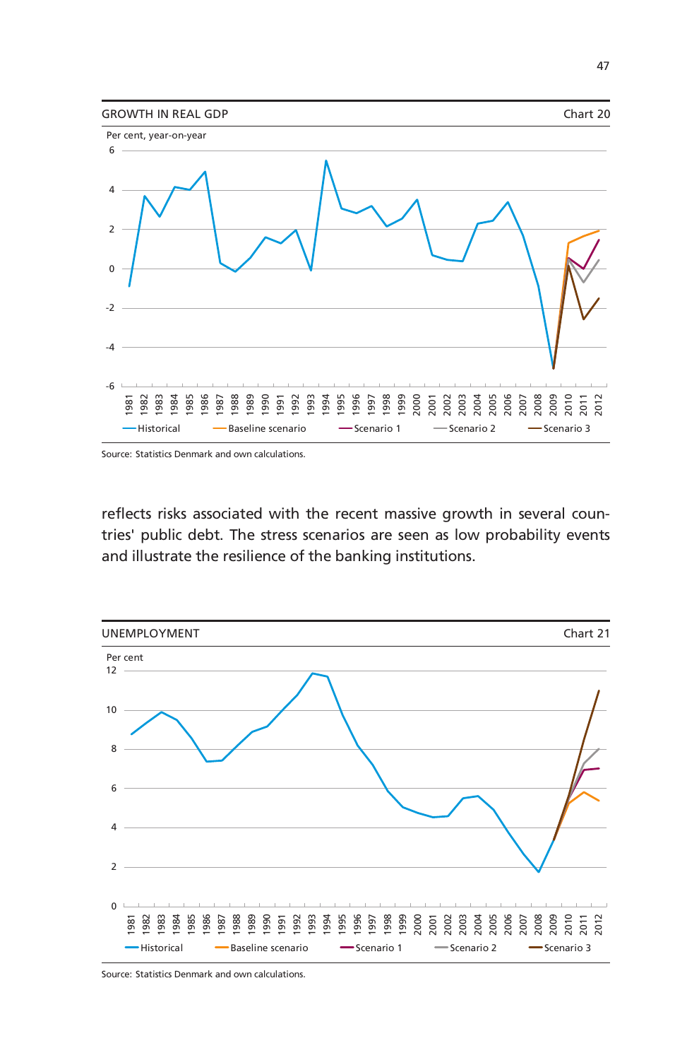GROWTH IN REAL GDP

Chart 20

Source: Statistics Denmark and own calculations.

reflects risks associated with the recent massive growth in several countries' public debt. The stress scenarios are seen as low probability events and illustrate the resilience of the banking institutions.

UNEMPLOYMENT

Chart 21

Source: Statistics Denmark and own calculations.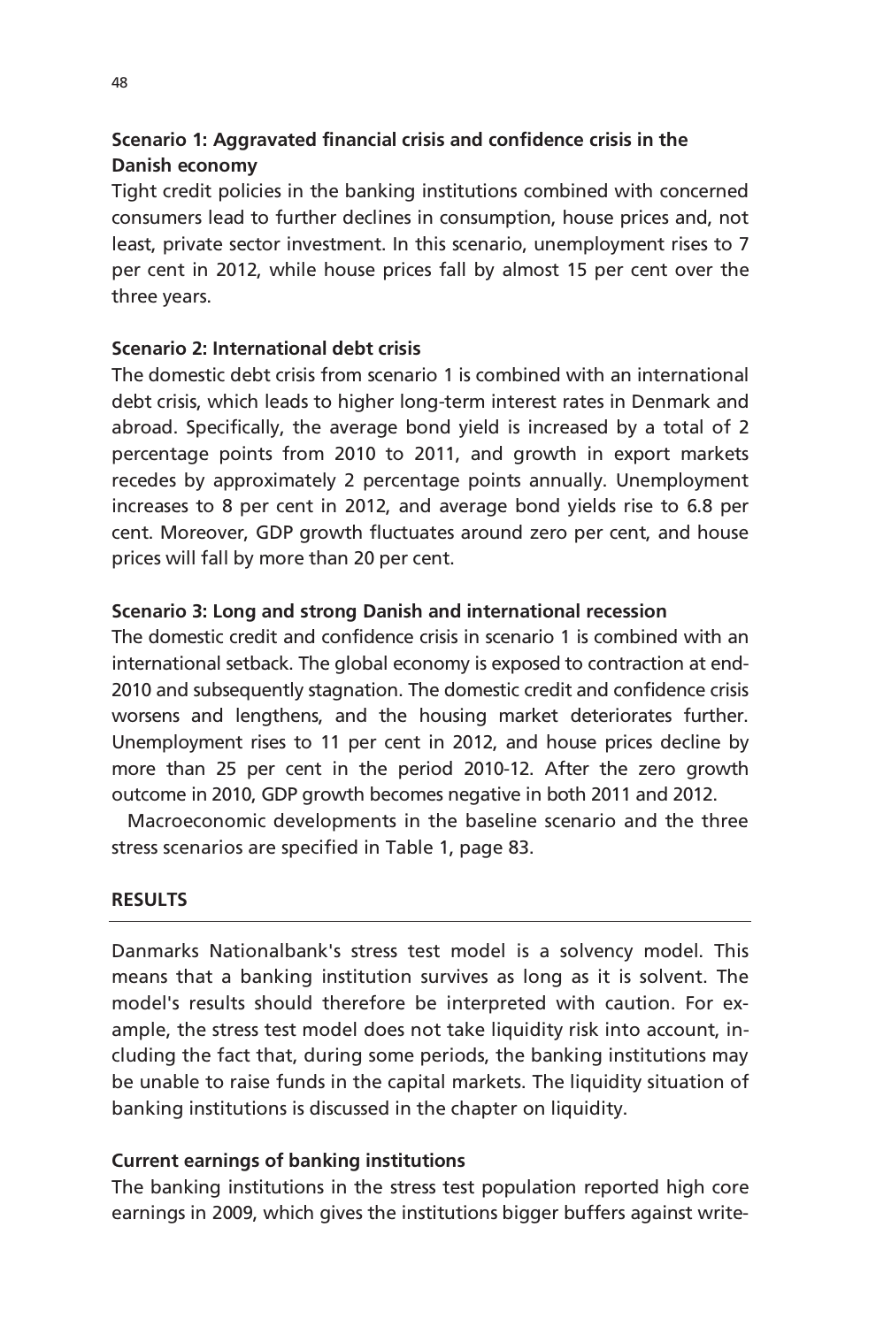**Scenario 1: Aggravated financial crisis and confidence crisis in the Danish economy**

Tight credit policies in the banking institutions combined with concerned consumers lead to further declines in consumption, house prices and, not least, private sector investment. In this scenario, unemployment rises to 7 per cent in 2012, while house prices fall by almost 15 per cent over the three years.

**Scenario 2: International debt crisis**

The domestic debt crisis from scenario 1 is combined with an international debt crisis, which leads to higher long-term interest rates in Denmark and abroad. Specifically, the average bond yield is increased by a total of 2 percentage points from 2010 to 2011, and growth in export markets recedes by approximately 2 percentage points annually. Unemployment increases to 8 per cent in 2012, and average bond yields rise to 6.8 per cent. Moreover, GDP growth fluctuates around zero per cent, and house prices will fall by more than 20 per cent.

**Scenario 3: Long and strong Danish and international recession**

The domestic credit and confidence crisis in scenario 1 is combined with an international setback. The global economy is exposed to contraction at end-2010 and subsequently stagnation. The domestic credit and confidence crisis worsens and lengthens, and the housing market deteriorates further. Unemployment rises to 11 per cent in 2012, and house prices decline by more than 25 per cent in the period 2010-12. After the zero growth outcome in 2010, GDP growth becomes negative in both 2011 and 2012.

Macroeconomic developments in the baseline scenario and the three stress scenarios are specified in Table 1, page 83.

## RESULTS

Danmarks Nationalbank's stress test model is a solvency model. This means that a banking institution survives as long as it is solvent. The model's results should therefore be interpreted with caution. For example, the stress test model does not take liquidity risk into account, including the fact that, during some periods, the banking institutions may be unable to raise funds in the capital markets. The liquidity situation of banking institutions is discussed in the chapter on liquidity.

**Current earnings of banking institutions**

The banking institutions in the stress test population reported high core earnings in 2009, which gives the institutions bigger buffers against write-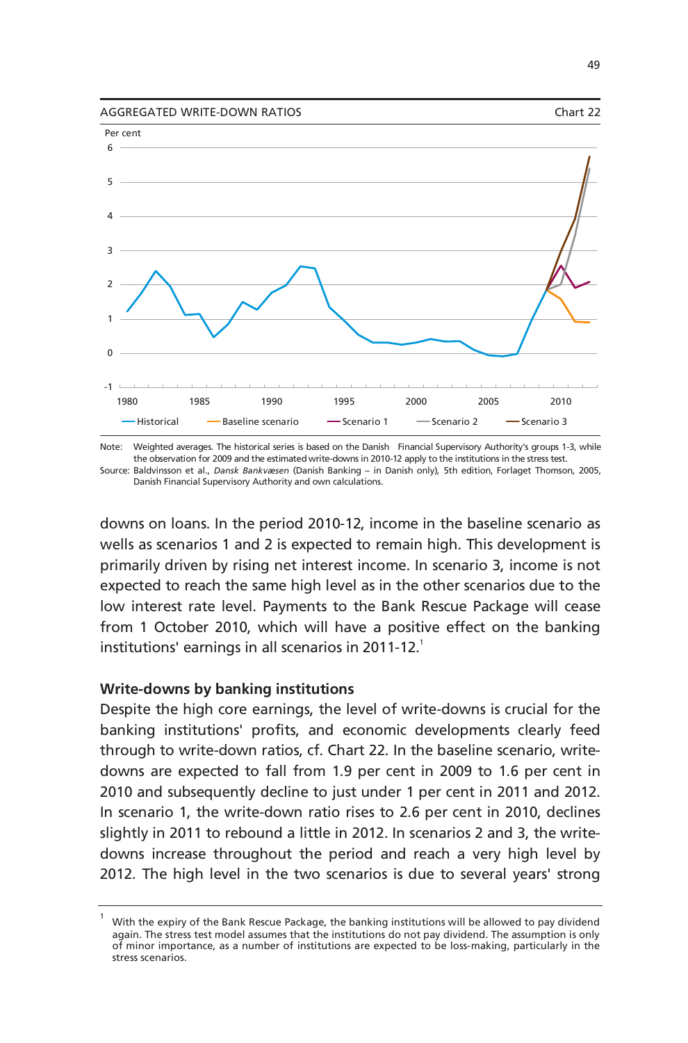AGGREGATED WRITE-DOWN RATIOS — Chart 22

Note: Weighted averages. The historical series is based on the Danish Financial Supervisory Authority's groups 1-3, while the observation for 2009 and the estimated write-downs in 2010-12 apply to the institutions in the stress test.

Source: Baldvinsson et al., *Dansk Bankvæsen* (Danish Banking – in Danish only), 5th edition, Forlaget Thomson, 2005, Danish Financial Supervisory Authority and own calculations.

downs on loans. In the period 2010-12, income in the baseline scenario as wells as scenarios 1 and 2 is expected to remain high. This development is primarily driven by rising net interest income. In scenario 3, income is not expected to reach the same high level as in the other scenarios due to the low interest rate level. Payments to the Bank Rescue Package will cease from 1 October 2010, which will have a positive effect on the banking institutions' earnings in all scenarios in 2011-12.[1]

**Write-downs by banking institutions**

Despite the high core earnings, the level of write-downs is crucial for the banking institutions' profits, and economic developments clearly feed through to write-down ratios, cf. Chart 22. In the baseline scenario, write-downs are expected to fall from 1.9 per cent in 2009 to 1.6 per cent in 2010 and subsequently decline to just under 1 per cent in 2011 and 2012. In scenario 1, the write-down ratio rises to 2.6 per cent in 2010, declines slightly in 2011 to rebound a little in 2012. In scenarios 2 and 3, the write-downs increase throughout the period and reach a very high level by 2012. The high level in the two scenarios is due to several years' strong

[1] With the expiry of the Bank Rescue Package, the banking institutions will be allowed to pay dividend again. The stress test model assumes that the institutions do not pay dividend. The assumption is only of minor importance, as a number of institutions are expected to be loss-making, particularly in the stress scenarios.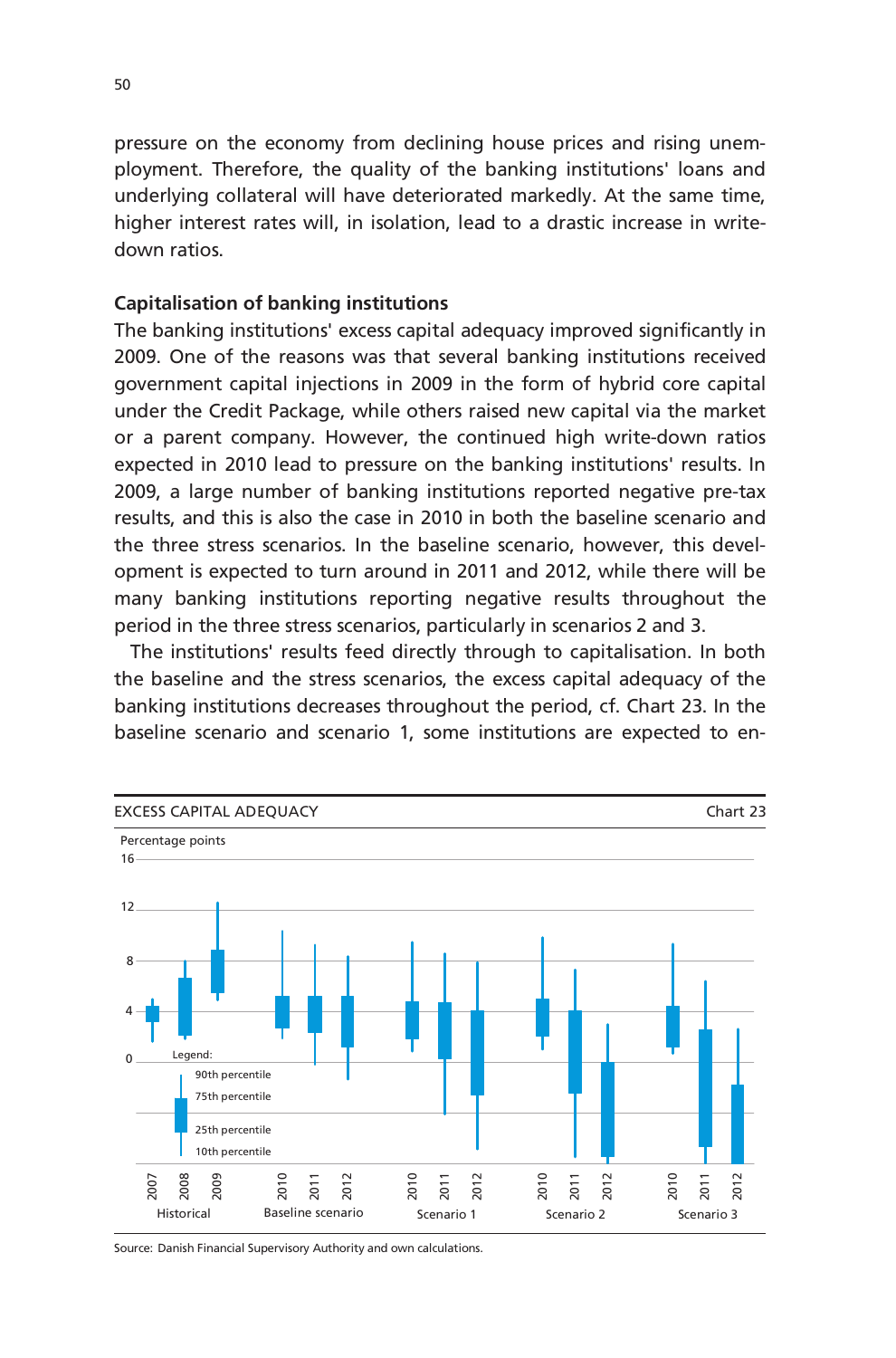pressure on the economy from declining house prices and rising unemployment. Therefore, the quality of the banking institutions' loans and underlying collateral will have deteriorated markedly. At the same time, higher interest rates will, in isolation, lead to a drastic increase in write-down ratios.

**Capitalisation of banking institutions**

The banking institutions' excess capital adequacy improved significantly in 2009. One of the reasons was that several banking institutions received government capital injections in 2009 in the form of hybrid core capital under the Credit Package, while others raised new capital via the market or a parent company. However, the continued high write-down ratios expected in 2010 lead to pressure on the banking institutions' results. In 2009, a large number of banking institutions reported negative pre-tax results, and this is also the case in 2010 in both the baseline scenario and the three stress scenarios. In the baseline scenario, however, this development is expected to turn around in 2011 and 2012, while there will be many banking institutions reporting negative results throughout the period in the three stress scenarios, particularly in scenarios 2 and 3.

The institutions' results feed directly through to capitalisation. In both the baseline and the stress scenarios, the excess capital adequacy of the banking institutions decreases throughout the period, cf. Chart 23. In the baseline scenario and scenario 1, some institutions are expected to en-

EXCESS CAPITAL ADEQUACY — Chart 23

Percentage points

Legend: 90th percentile, 75th percentile, 25th percentile, 10th percentile

Historical (2007, 2008, 2009); Baseline scenario (2010, 2011, 2012); Scenario 1 (2010, 2011, 2012); Scenario 2 (2010, 2011, 2012); Scenario 3 (2010, 2011, 2012)

Source: Danish Financial Supervisory Authority and own calculations.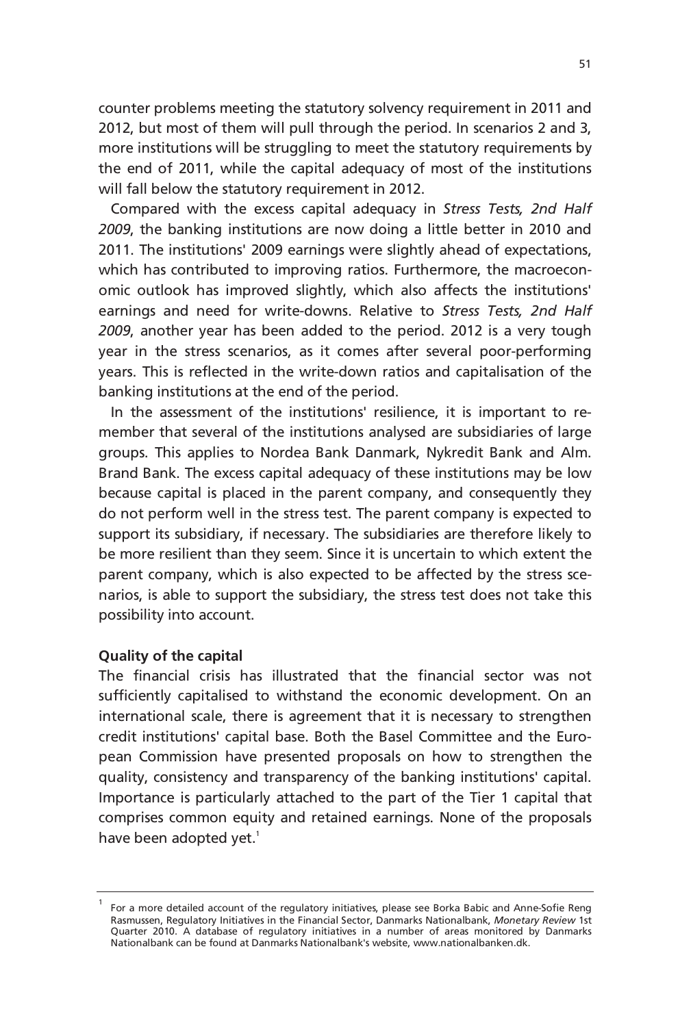counter problems meeting the statutory solvency requirement in 2011 and 2012, but most of them will pull through the period. In scenarios 2 and 3, more institutions will be struggling to meet the statutory requirements by the end of 2011, while the capital adequacy of most of the institutions will fall below the statutory requirement in 2012.

Compared with the excess capital adequacy in *Stress Tests, 2nd Half 2009*, the banking institutions are now doing a little better in 2010 and 2011. The institutions' 2009 earnings were slightly ahead of expectations, which has contributed to improving ratios. Furthermore, the macroeconomic outlook has improved slightly, which also affects the institutions' earnings and need for write-downs. Relative to *Stress Tests, 2nd Half 2009*, another year has been added to the period. 2012 is a very tough year in the stress scenarios, as it comes after several poor-performing years. This is reflected in the write-down ratios and capitalisation of the banking institutions at the end of the period.

In the assessment of the institutions' resilience, it is important to remember that several of the institutions analysed are subsidiaries of large groups. This applies to Nordea Bank Danmark, Nykredit Bank and Alm. Brand Bank. The excess capital adequacy of these institutions may be low because capital is placed in the parent company, and consequently they do not perform well in the stress test. The parent company is expected to support its subsidiary, if necessary. The subsidiaries are therefore likely to be more resilient than they seem. Since it is uncertain to which extent the parent company, which is also expected to be affected by the stress scenarios, is able to support the subsidiary, the stress test does not take this possibility into account.

**Quality of the capital**

The financial crisis has illustrated that the financial sector was not sufficiently capitalised to withstand the economic development. On an international scale, there is agreement that it is necessary to strengthen credit institutions' capital base. Both the Basel Committee and the European Commission have presented proposals on how to strengthen the quality, consistency and transparency of the banking institutions' capital. Importance is particularly attached to the part of the Tier 1 capital that comprises common equity and retained earnings. None of the proposals have been adopted yet.[1]

---

[1] For a more detailed account of the regulatory initiatives, please see Borka Babic and Anne-Sofie Reng Rasmussen, Regulatory Initiatives in the Financial Sector, Danmarks Nationalbank, *Monetary Review* 1st Quarter 2010. A database of regulatory initiatives in a number of areas monitored by Danmarks Nationalbank can be found at Danmarks Nationalbank's website, www.nationalbanken.dk.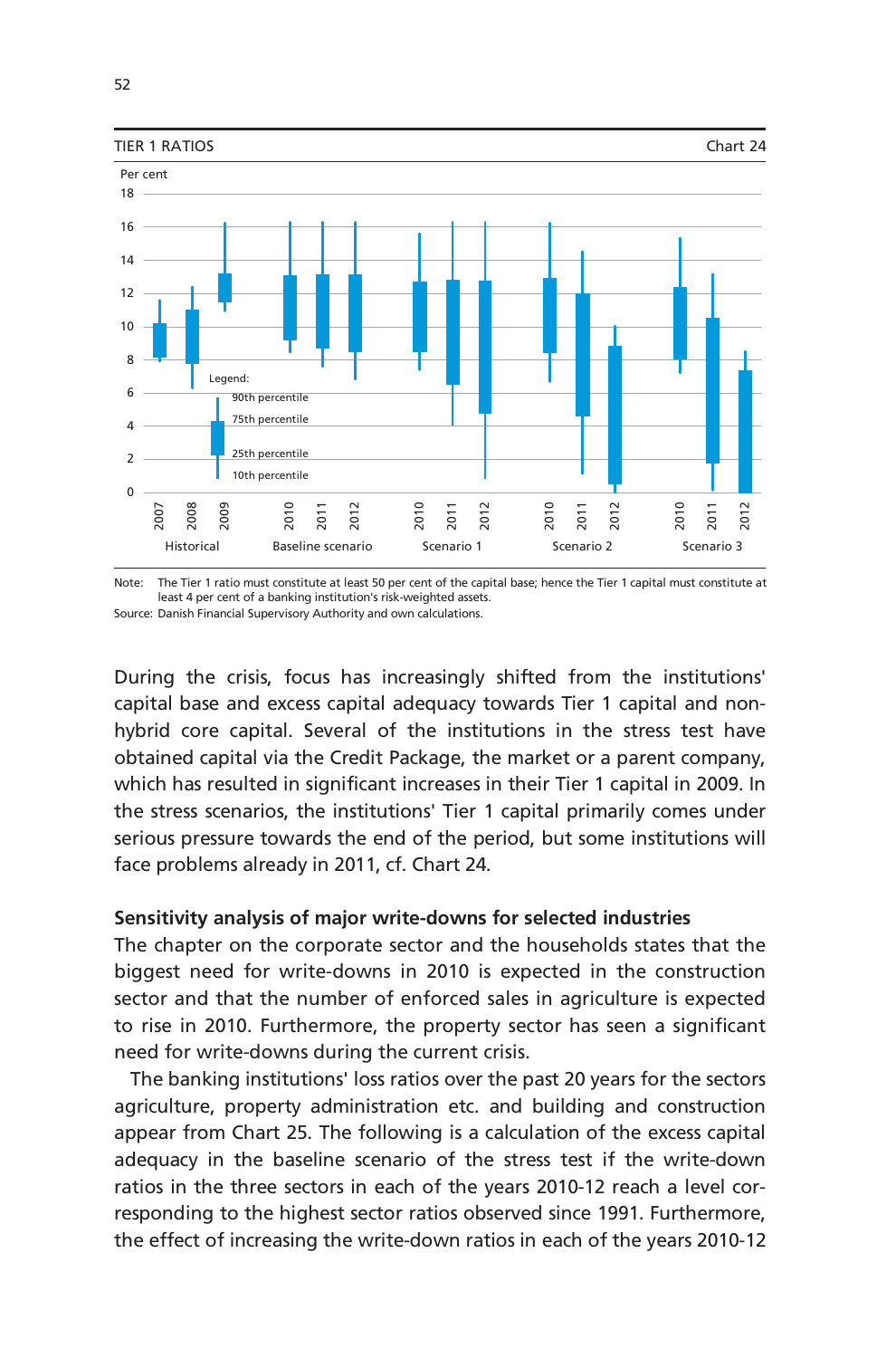TIER 1 RATIOS Chart 24

Note: The Tier 1 ratio must constitute at least 50 per cent of the capital base; hence the Tier 1 capital must constitute at least 4 per cent of a banking institution's risk-weighted assets.
Source: Danish Financial Supervisory Authority and own calculations.

During the crisis, focus has increasingly shifted from the institutions' capital base and excess capital adequacy towards Tier 1 capital and non-hybrid core capital. Several of the institutions in the stress test have obtained capital via the Credit Package, the market or a parent company, which has resulted in significant increases in their Tier 1 capital in 2009. In the stress scenarios, the institutions' Tier 1 capital primarily comes under serious pressure towards the end of the period, but some institutions will face problems already in 2011, cf. Chart 24.

**Sensitivity analysis of major write-downs for selected industries**

The chapter on the corporate sector and the households states that the biggest need for write-downs in 2010 is expected in the construction sector and that the number of enforced sales in agriculture is expected to rise in 2010. Furthermore, the property sector has seen a significant need for write-downs during the current crisis.

The banking institutions' loss ratios over the past 20 years for the sectors agriculture, property administration etc. and building and construction appear from Chart 25. The following is a calculation of the excess capital adequacy in the baseline scenario of the stress test if the write-down ratios in the three sectors in each of the years 2010-12 reach a level corresponding to the highest sector ratios observed since 1991. Furthermore, the effect of increasing the write-down ratios in each of the years 2010-12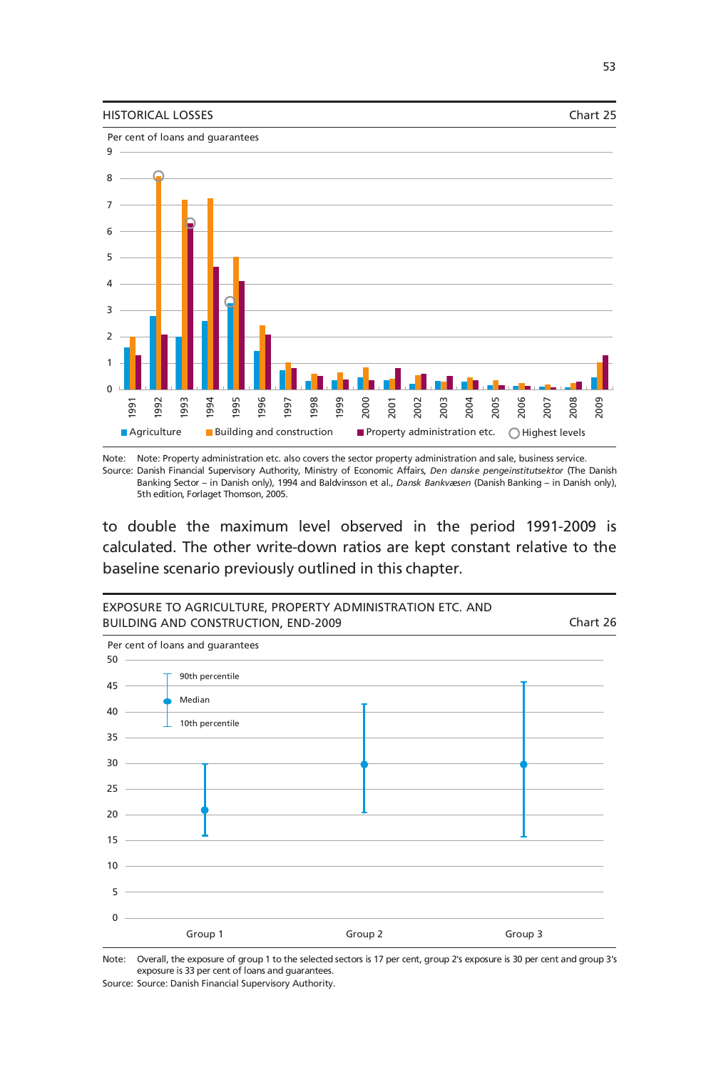HISTORICAL LOSSES

Chart 25

Per cent of loans and guarantees

Note: Note: Property administration etc. also covers the sector property administration and sale, business service.

Source: Danish Financial Supervisory Authority, Ministry of Economic Affairs, *Den danske pengeinstitutsektor* (The Danish Banking Sector – in Danish only), 1994 and Baldvinsson et al., *Dansk Bankvæsen* (Danish Banking – in Danish only), 5th edition, Forlaget Thomson, 2005.

to double the maximum level observed in the period 1991-2009 is calculated. The other write-down ratios are kept constant relative to the baseline scenario previously outlined in this chapter.

EXPOSURE TO AGRICULTURE, PROPERTY ADMINISTRATION ETC. AND BUILDING AND CONSTRUCTION, END-2009

Chart 26

Per cent of loans and guarantees

Note: Overall, the exposure of group 1 to the selected sectors is 17 per cent, group 2's exposure is 30 per cent and group 3's exposure is 33 per cent of loans and guarantees.

Source: Source: Danish Financial Supervisory Authority.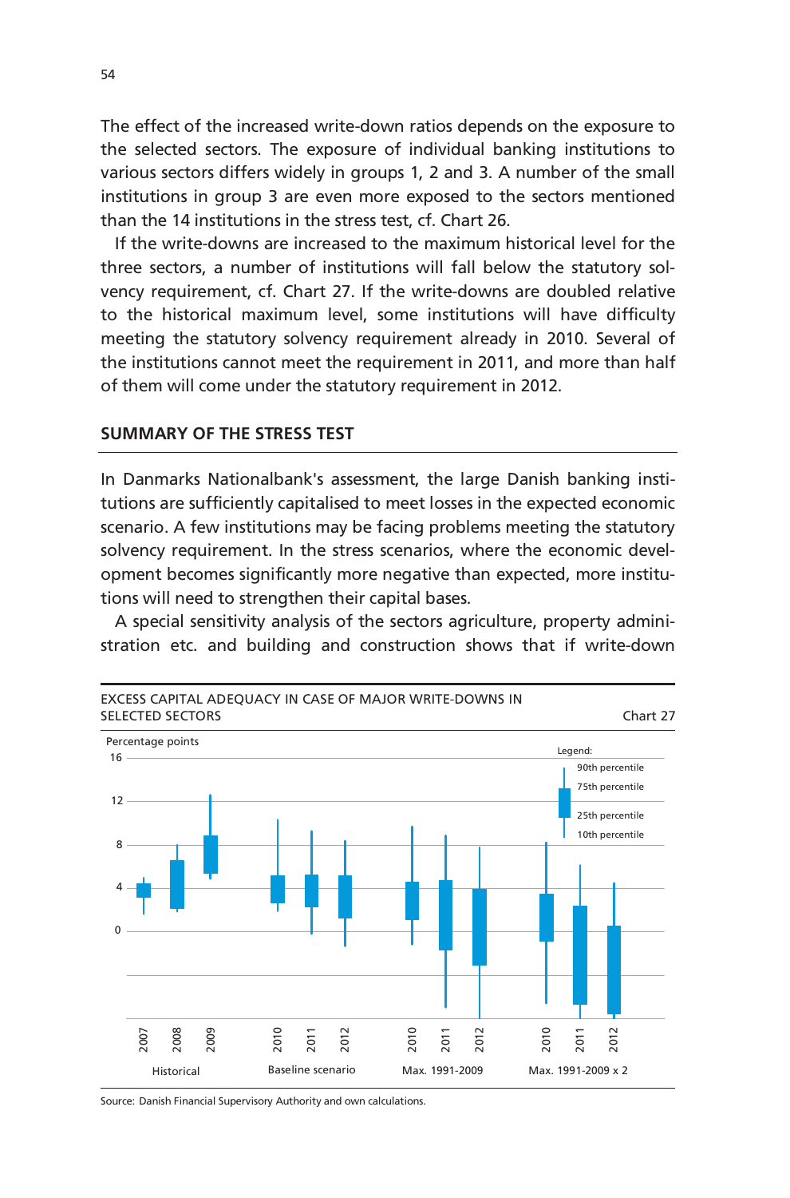The effect of the increased write-down ratios depends on the exposure to the selected sectors. The exposure of individual banking institutions to various sectors differs widely in groups 1, 2 and 3. A number of the small institutions in group 3 are even more exposed to the sectors mentioned than the 14 institutions in the stress test, cf. Chart 26.

If the write-downs are increased to the maximum historical level for the three sectors, a number of institutions will fall below the statutory solvency requirement, cf. Chart 27. If the write-downs are doubled relative to the historical maximum level, some institutions will have difficulty meeting the statutory solvency requirement already in 2010. Several of the institutions cannot meet the requirement in 2011, and more than half of them will come under the statutory requirement in 2012.

## SUMMARY OF THE STRESS TEST

In Danmarks Nationalbank's assessment, the large Danish banking institutions are sufficiently capitalised to meet losses in the expected economic scenario. A few institutions may be facing problems meeting the statutory solvency requirement. In the stress scenarios, where the economic development becomes significantly more negative than expected, more institutions will need to strengthen their capital bases.

A special sensitivity analysis of the sectors agriculture, property administration etc. and building and construction shows that if write-down

EXCESS CAPITAL ADEQUACY IN CASE OF MAJOR WRITE-DOWNS IN SELECTED SECTORS — Chart 27

Percentage points

Legend: 90th percentile, 75th percentile, 25th percentile, 10th percentile

Historical (2007, 2008, 2009) | Baseline scenario (2010, 2011, 2012) | Max. 1991-2009 (2010, 2011, 2012) | Max. 1991-2009 x 2 (2010, 2011, 2012)

Source: Danish Financial Supervisory Authority and own calculations.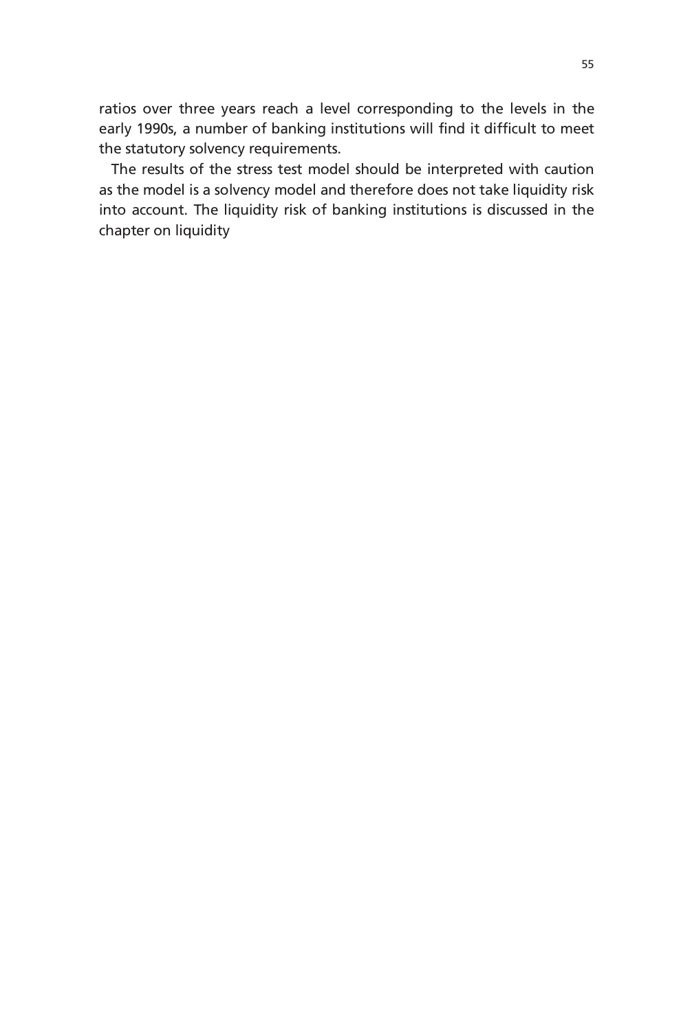ratios over three years reach a level corresponding to the levels in the early 1990s, a number of banking institutions will find it difficult to meet the statutory solvency requirements.

The results of the stress test model should be interpreted with caution as the model is a solvency model and therefore does not take liquidity risk into account. The liquidity risk of banking institutions is discussed in the chapter on liquidity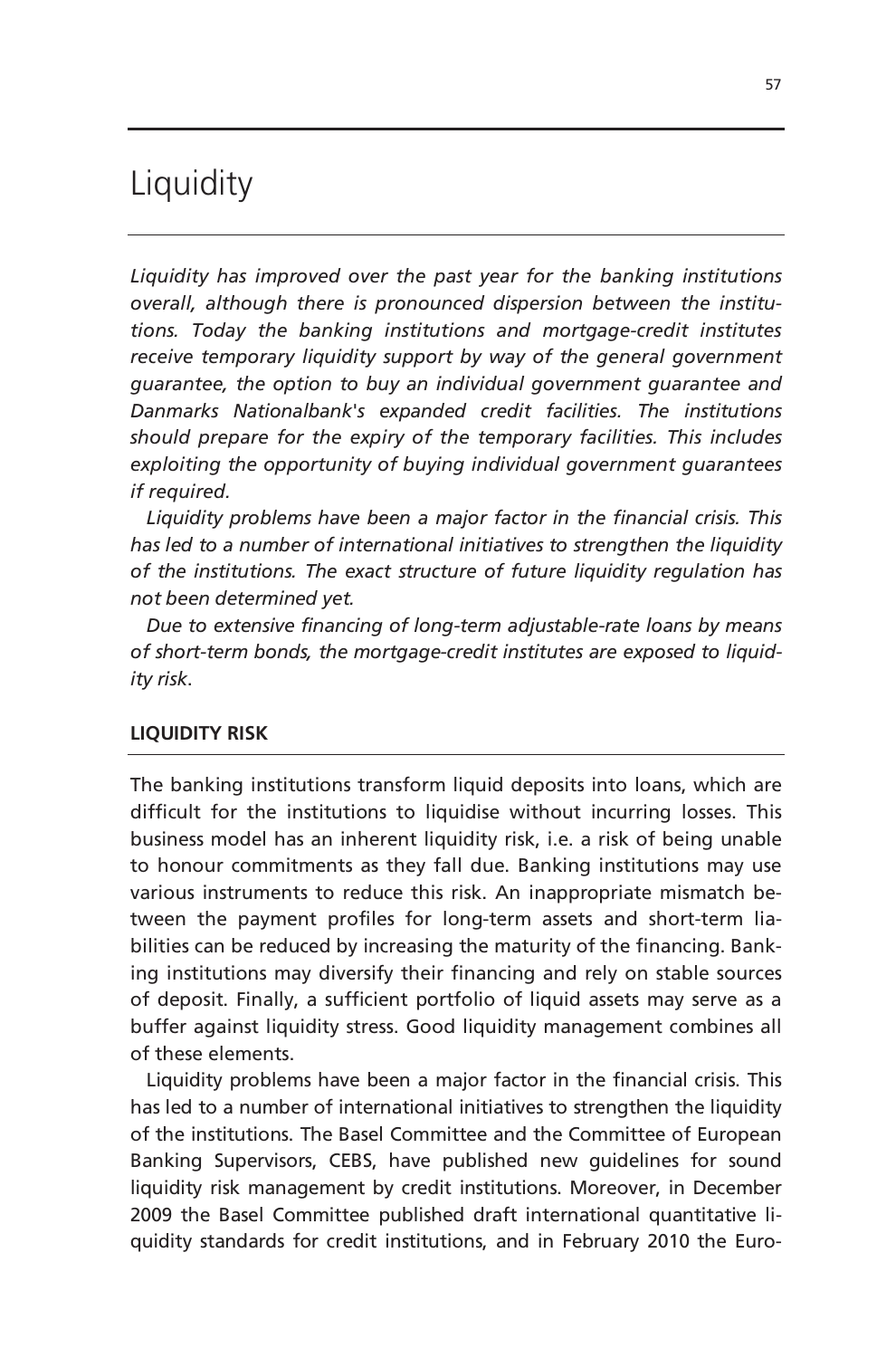# Liquidity

*Liquidity has improved over the past year for the banking institutions overall, although there is pronounced dispersion between the institutions. Today the banking institutions and mortgage-credit institutes receive temporary liquidity support by way of the general government guarantee, the option to buy an individual government guarantee and Danmarks Nationalbank's expanded credit facilities. The institutions should prepare for the expiry of the temporary facilities. This includes exploiting the opportunity of buying individual government guarantees if required.*

*Liquidity problems have been a major factor in the financial crisis. This has led to a number of international initiatives to strengthen the liquidity of the institutions. The exact structure of future liquidity regulation has not been determined yet.*

*Due to extensive financing of long-term adjustable-rate loans by means of short-term bonds, the mortgage-credit institutes are exposed to liquidity risk.*

## LIQUIDITY RISK

The banking institutions transform liquid deposits into loans, which are difficult for the institutions to liquidise without incurring losses. This business model has an inherent liquidity risk, i.e. a risk of being unable to honour commitments as they fall due. Banking institutions may use various instruments to reduce this risk. An inappropriate mismatch between the payment profiles for long-term assets and short-term liabilities can be reduced by increasing the maturity of the financing. Banking institutions may diversify their financing and rely on stable sources of deposit. Finally, a sufficient portfolio of liquid assets may serve as a buffer against liquidity stress. Good liquidity management combines all of these elements.

Liquidity problems have been a major factor in the financial crisis. This has led to a number of international initiatives to strengthen the liquidity of the institutions. The Basel Committee and the Committee of European Banking Supervisors, CEBS, have published new guidelines for sound liquidity risk management by credit institutions. Moreover, in December 2009 the Basel Committee published draft international quantitative liquidity standards for credit institutions, and in February 2010 the Euro-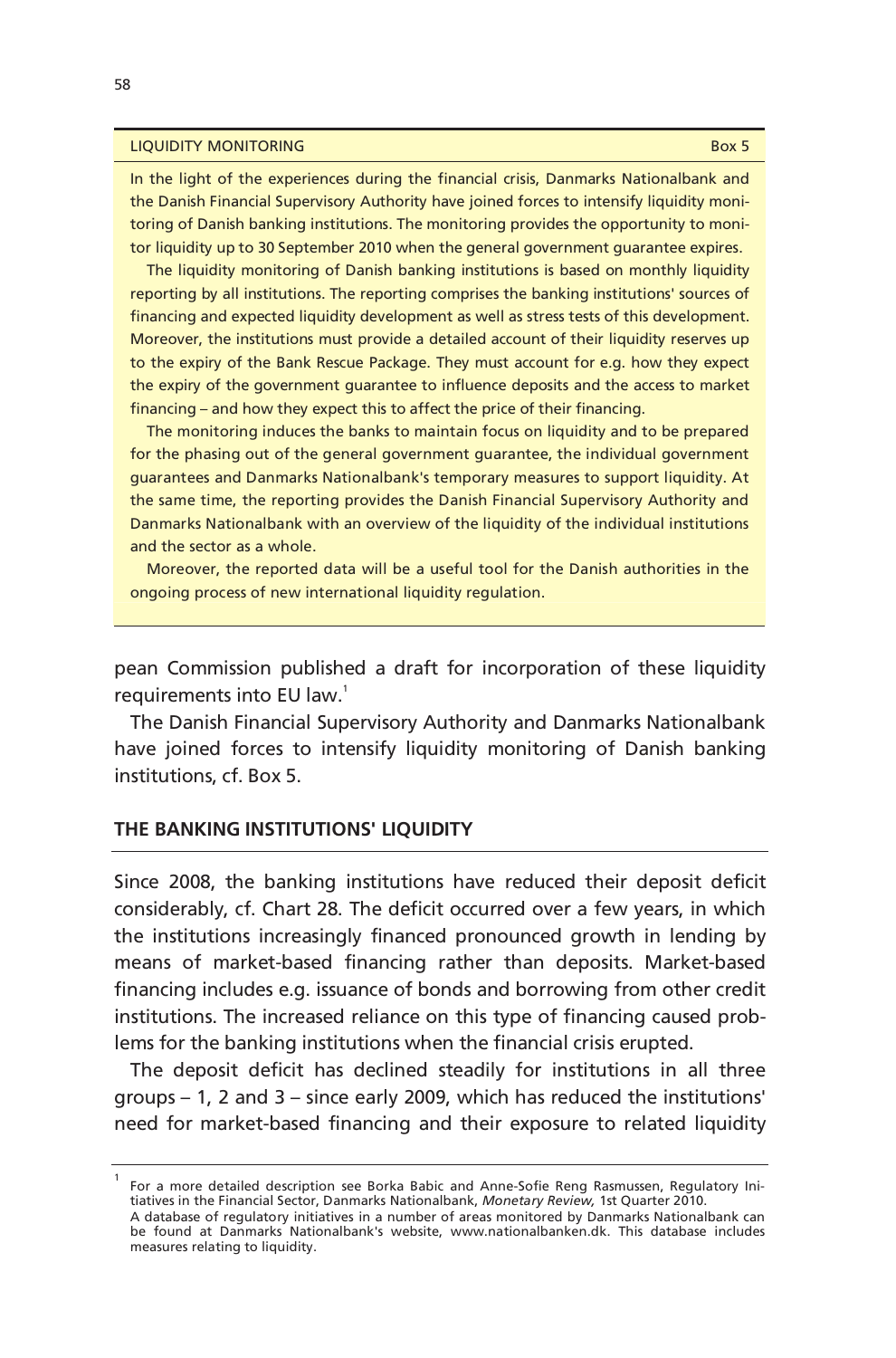**LIQUIDITY MONITORING** — Box 5

In the light of the experiences during the financial crisis, Danmarks Nationalbank and the Danish Financial Supervisory Authority have joined forces to intensify liquidity monitoring of Danish banking institutions. The monitoring provides the opportunity to monitor liquidity up to 30 September 2010 when the general government guarantee expires.

The liquidity monitoring of Danish banking institutions is based on monthly liquidity reporting by all institutions. The reporting comprises the banking institutions' sources of financing and expected liquidity development as well as stress tests of this development. Moreover, the institutions must provide a detailed account of their liquidity reserves up to the expiry of the Bank Rescue Package. They must account for e.g. how they expect the expiry of the government guarantee to influence deposits and the access to market financing – and how they expect this to affect the price of their financing.

The monitoring induces the banks to maintain focus on liquidity and to be prepared for the phasing out of the general government guarantee, the individual government guarantees and Danmarks Nationalbank's temporary measures to support liquidity. At the same time, the reporting provides the Danish Financial Supervisory Authority and Danmarks Nationalbank with an overview of the liquidity of the individual institutions and the sector as a whole.

Moreover, the reported data will be a useful tool for the Danish authorities in the ongoing process of new international liquidity regulation.

---

pean Commission published a draft for incorporation of these liquidity requirements into EU law.[1]

The Danish Financial Supervisory Authority and Danmarks Nationalbank have joined forces to intensify liquidity monitoring of Danish banking institutions, cf. Box 5.

## THE BANKING INSTITUTIONS' LIQUIDITY

Since 2008, the banking institutions have reduced their deposit deficit considerably, cf. Chart 28. The deficit occurred over a few years, in which the institutions increasingly financed pronounced growth in lending by means of market-based financing rather than deposits. Market-based financing includes e.g. issuance of bonds and borrowing from other credit institutions. The increased reliance on this type of financing caused problems for the banking institutions when the financial crisis erupted.

The deposit deficit has declined steadily for institutions in all three groups – 1, 2 and 3 – since early 2009, which has reduced the institutions' need for market-based financing and their exposure to related liquidity

---

[1] For a more detailed description see Borka Babic and Anne-Sofie Reng Rasmussen, Regulatory Initiatives in the Financial Sector, Danmarks Nationalbank, *Monetary Review,* 1st Quarter 2010.
A database of regulatory initiatives in a number of areas monitored by Danmarks Nationalbank can be found at Danmarks Nationalbank's website, www.nationalbanken.dk. This database includes measures relating to liquidity.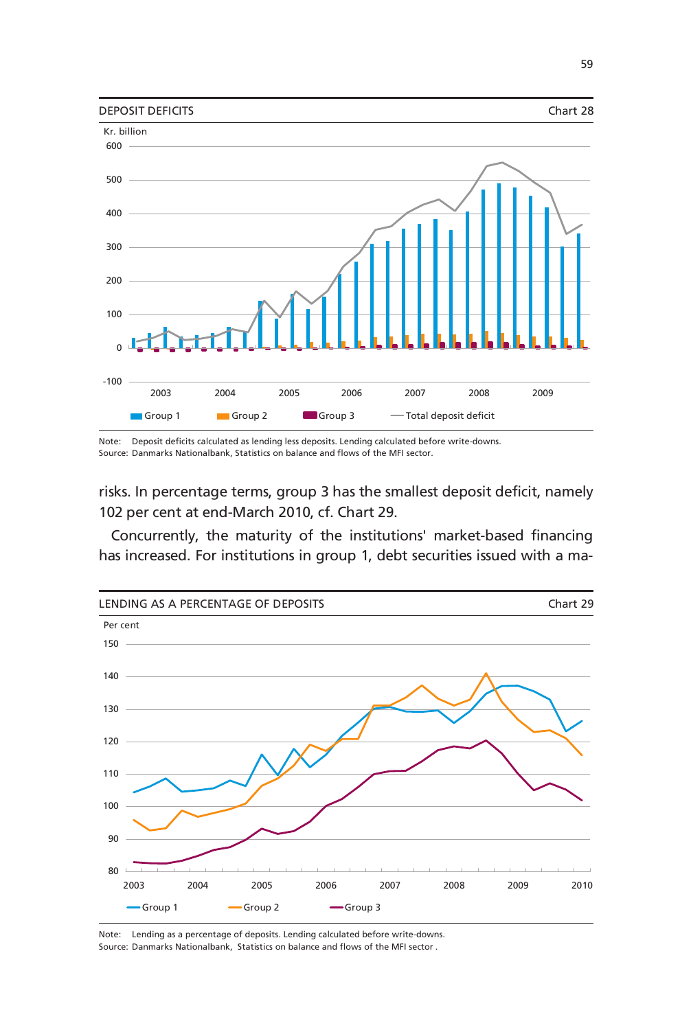DEPOSIT DEFICITS

Chart 28

Kr. billion

Note: Deposit deficits calculated as lending less deposits. Lending calculated before write-downs.
Source: Danmarks Nationalbank, Statistics on balance and flows of the MFI sector.

risks. In percentage terms, group 3 has the smallest deposit deficit, namely 102 per cent at end-March 2010, cf. Chart 29.

Concurrently, the maturity of the institutions' market-based financing has increased. For institutions in group 1, debt securities issued with a ma-

LENDING AS A PERCENTAGE OF DEPOSITS

Chart 29

Per cent

Note: Lending as a percentage of deposits. Lending calculated before write-downs.
Source: Danmarks Nationalbank, Statistics on balance and flows of the MFI sector .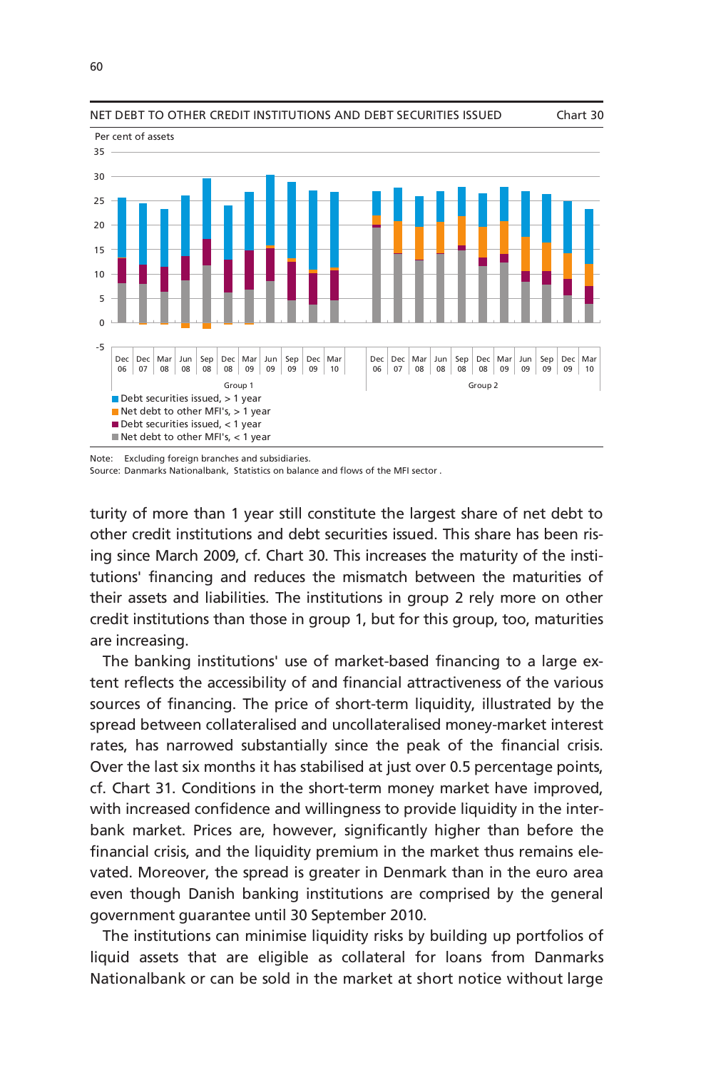NET DEBT TO OTHER CREDIT INSTITUTIONS AND DEBT SECURITIES ISSUED — Chart 30

Per cent of assets

Group 1: Dec 06, Dec 07, Mar 08, Jun 08, Sep 08, Dec 08, Mar 09, Jun 09, Sep 09, Dec 09, Mar 10

Group 2: Dec 06, Dec 07, Mar 08, Jun 08, Sep 08, Dec 08, Mar 09, Jun 09, Sep 09, Dec 09, Mar 10

- Debt securities issued, > 1 year
- Net debt to other MFI's, > 1 year
- Debt securities issued, < 1 year
- Net debt to other MFI's, < 1 year

Note: Excluding foreign branches and subsidiaries.
Source: Danmarks Nationalbank, Statistics on balance and flows of the MFI sector .

turity of more than 1 year still constitute the largest share of net debt to other credit institutions and debt securities issued. This share has been rising since March 2009, cf. Chart 30. This increases the maturity of the institutions' financing and reduces the mismatch between the maturities of their assets and liabilities. The institutions in group 2 rely more on other credit institutions than those in group 1, but for this group, too, maturities are increasing.

The banking institutions' use of market-based financing to a large extent reflects the accessibility of and financial attractiveness of the various sources of financing. The price of short-term liquidity, illustrated by the spread between collateralised and uncollateralised money-market interest rates, has narrowed substantially since the peak of the financial crisis. Over the last six months it has stabilised at just over 0.5 percentage points, cf. Chart 31. Conditions in the short-term money market have improved, with increased confidence and willingness to provide liquidity in the interbank market. Prices are, however, significantly higher than before the financial crisis, and the liquidity premium in the market thus remains elevated. Moreover, the spread is greater in Denmark than in the euro area even though Danish banking institutions are comprised by the general government guarantee until 30 September 2010.

The institutions can minimise liquidity risks by building up portfolios of liquid assets that are eligible as collateral for loans from Danmarks Nationalbank or can be sold in the market at short notice without large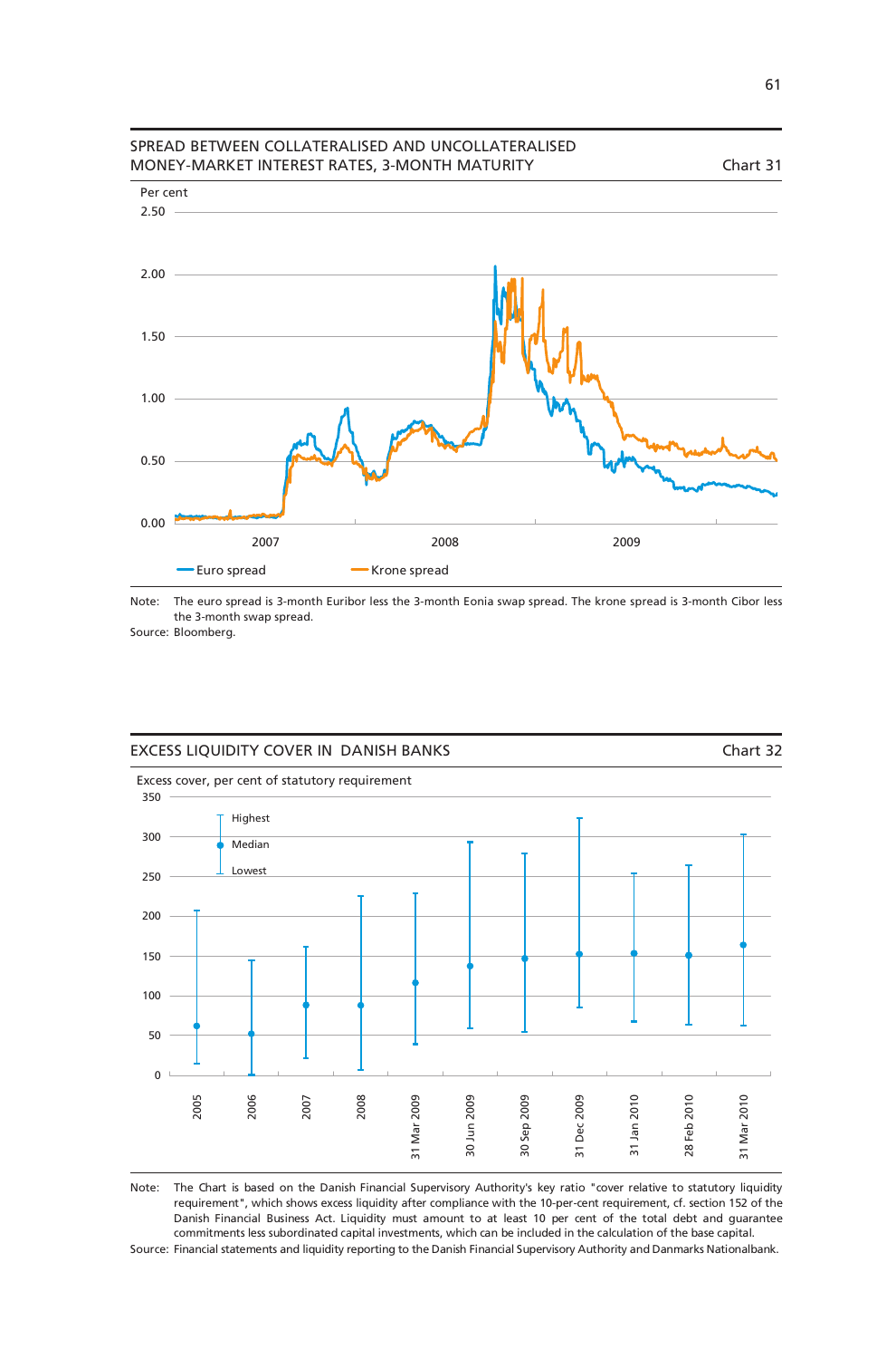## SPREAD BETWEEN COLLATERALISED AND UNCOLLATERALISED MONEY-MARKET INTEREST RATES, 3-MONTH MATURITY — Chart 31

Note: The euro spread is 3-month Euribor less the 3-month Eonia swap spread. The krone spread is 3-month Cibor less the 3-month swap spread.

Source: Bloomberg.

## EXCESS LIQUIDITY COVER IN DANISH BANKS — Chart 32

Note: The Chart is based on the Danish Financial Supervisory Authority's key ratio "cover relative to statutory liquidity requirement", which shows excess liquidity after compliance with the 10-per-cent requirement, cf. section 152 of the Danish Financial Business Act. Liquidity must amount to at least 10 per cent of the total debt and guarantee commitments less subordinated capital investments, which can be included in the calculation of the base capital.

Source: Financial statements and liquidity reporting to the Danish Financial Supervisory Authority and Danmarks Nationalbank.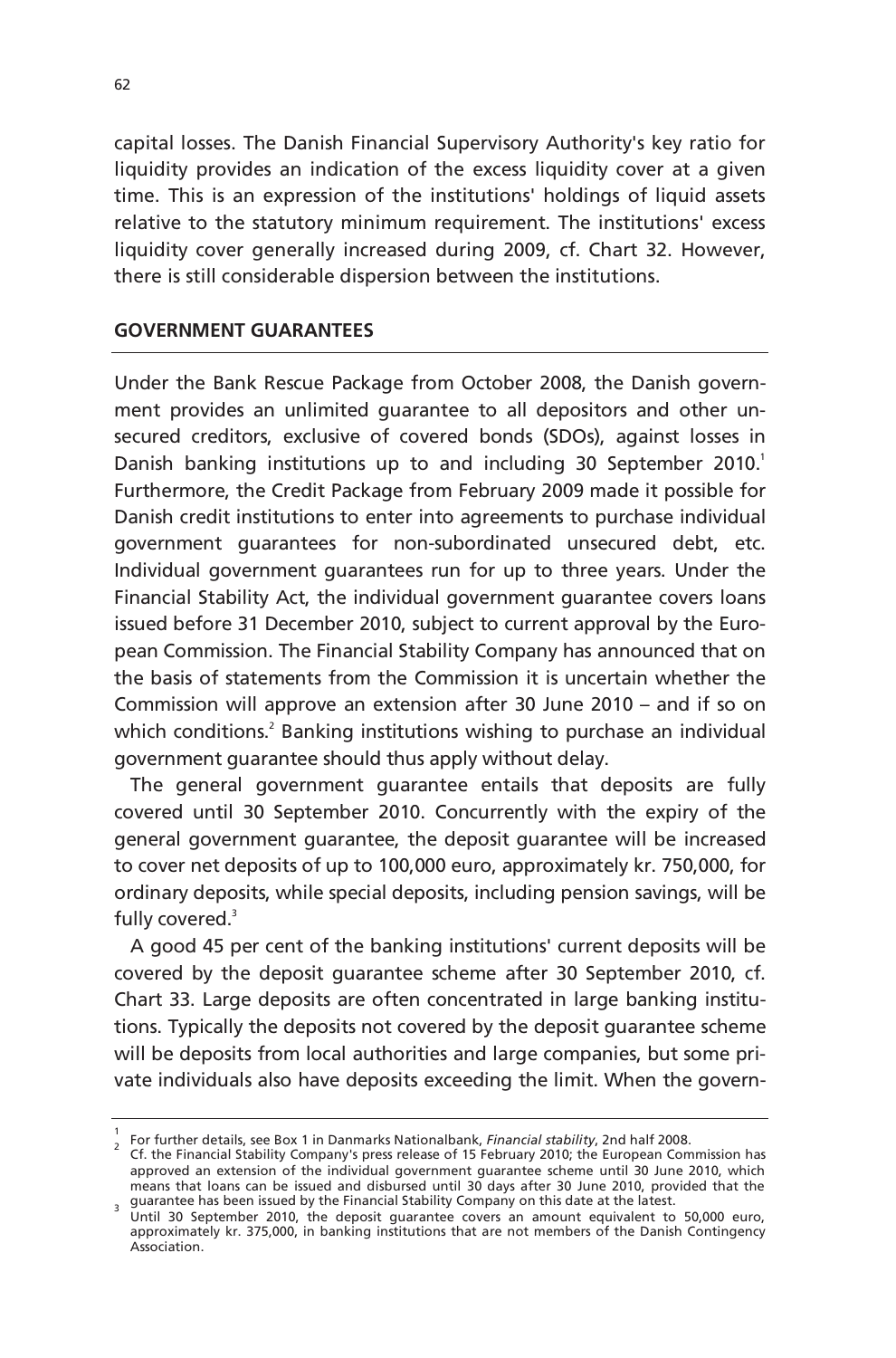capital losses. The Danish Financial Supervisory Authority's key ratio for liquidity provides an indication of the excess liquidity cover at a given time. This is an expression of the institutions' holdings of liquid assets relative to the statutory minimum requirement. The institutions' excess liquidity cover generally increased during 2009, cf. Chart 32. However, there is still considerable dispersion between the institutions.

## GOVERNMENT GUARANTEES

Under the Bank Rescue Package from October 2008, the Danish government provides an unlimited guarantee to all depositors and other unsecured creditors, exclusive of covered bonds (SDOs), against losses in Danish banking institutions up to and including 30 September 2010.[1] Furthermore, the Credit Package from February 2009 made it possible for Danish credit institutions to enter into agreements to purchase individual government guarantees for non-subordinated unsecured debt, etc. Individual government guarantees run for up to three years. Under the Financial Stability Act, the individual government guarantee covers loans issued before 31 December 2010, subject to current approval by the European Commission. The Financial Stability Company has announced that on the basis of statements from the Commission it is uncertain whether the Commission will approve an extension after 30 June 2010 – and if so on which conditions.[2] Banking institutions wishing to purchase an individual government guarantee should thus apply without delay.

The general government guarantee entails that deposits are fully covered until 30 September 2010. Concurrently with the expiry of the general government guarantee, the deposit guarantee will be increased to cover net deposits of up to 100,000 euro, approximately kr. 750,000, for ordinary deposits, while special deposits, including pension savings, will be fully covered.[3]

A good 45 per cent of the banking institutions' current deposits will be covered by the deposit guarantee scheme after 30 September 2010, cf. Chart 33. Large deposits are often concentrated in large banking institutions. Typically the deposits not covered by the deposit guarantee scheme will be deposits from local authorities and large companies, but some private individuals also have deposits exceeding the limit. When the govern-

---

[1] For further details, see Box 1 in Danmarks Nationalbank, *Financial stability*, 2nd half 2008.

[2] Cf. the Financial Stability Company's press release of 15 February 2010; the European Commission has approved an extension of the individual government guarantee scheme until 30 June 2010, which means that loans can be issued and disbursed until 30 days after 30 June 2010, provided that the guarantee has been issued by the Financial Stability Company on this date at the latest.

[3] Until 30 September 2010, the deposit guarantee covers an amount equivalent to 50,000 euro, approximately kr. 375,000, in banking institutions that are not members of the Danish Contingency Association.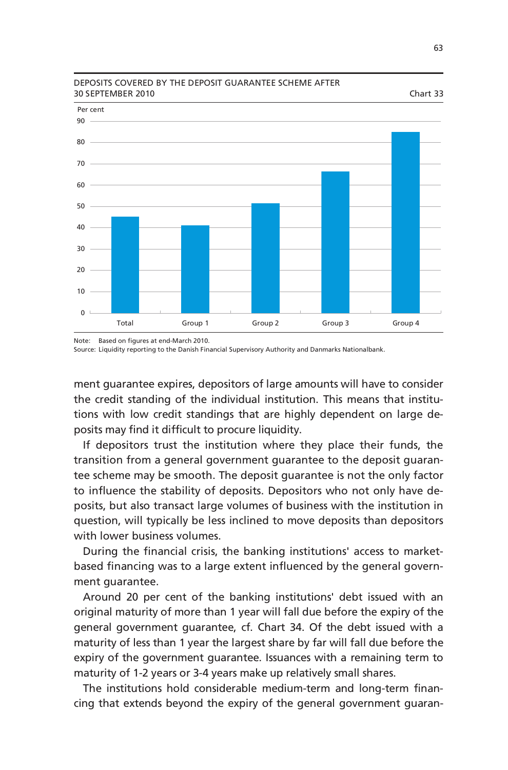DEPOSITS COVERED BY THE DEPOSIT GUARANTEE SCHEME AFTER 30 SEPTEMBER 2010 Chart 33

Note: Based on figures at end-March 2010.
Source: Liquidity reporting to the Danish Financial Supervisory Authority and Danmarks Nationalbank.

ment guarantee expires, depositors of large amounts will have to consider the credit standing of the individual institution. This means that institutions with low credit standings that are highly dependent on large deposits may find it difficult to procure liquidity.

If depositors trust the institution where they place their funds, the transition from a general government guarantee to the deposit guarantee scheme may be smooth. The deposit guarantee is not the only factor to influence the stability of deposits. Depositors who not only have deposits, but also transact large volumes of business with the institution in question, will typically be less inclined to move deposits than depositors with lower business volumes.

During the financial crisis, the banking institutions' access to market-based financing was to a large extent influenced by the general government guarantee.

Around 20 per cent of the banking institutions' debt issued with an original maturity of more than 1 year will fall due before the expiry of the general government guarantee, cf. Chart 34. Of the debt issued with a maturity of less than 1 year the largest share by far will fall due before the expiry of the government guarantee. Issuances with a remaining term to maturity of 1-2 years or 3-4 years make up relatively small shares.

The institutions hold considerable medium-term and long-term financing that extends beyond the expiry of the general government guaran-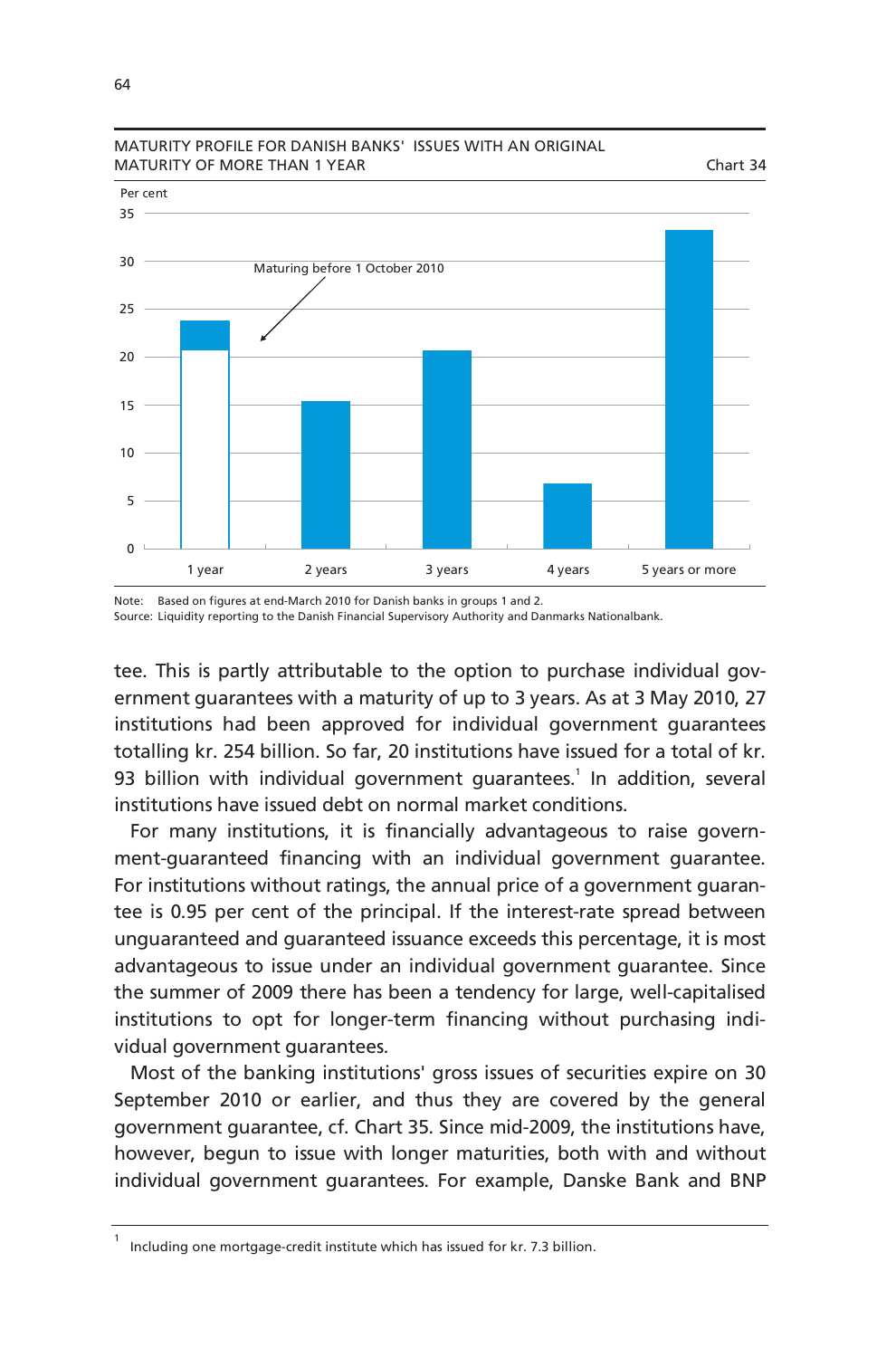MATURITY PROFILE FOR DANISH BANKS' ISSUES WITH AN ORIGINAL MATURITY OF MORE THAN 1 YEAR

Chart 34

Note: Based on figures at end-March 2010 for Danish banks in groups 1 and 2.
Source: Liquidity reporting to the Danish Financial Supervisory Authority and Danmarks Nationalbank.

tee. This is partly attributable to the option to purchase individual government guarantees with a maturity of up to 3 years. As at 3 May 2010, 27 institutions had been approved for individual government guarantees totalling kr. 254 billion. So far, 20 institutions have issued for a total of kr. 93 billion with individual government guarantees.[1] In addition, several institutions have issued debt on normal market conditions.

For many institutions, it is financially advantageous to raise government-guaranteed financing with an individual government guarantee. For institutions without ratings, the annual price of a government guarantee is 0.95 per cent of the principal. If the interest-rate spread between unguaranteed and guaranteed issuance exceeds this percentage, it is most advantageous to issue under an individual government guarantee. Since the summer of 2009 there has been a tendency for large, well-capitalised institutions to opt for longer-term financing without purchasing individual government guarantees.

Most of the banking institutions' gross issues of securities expire on 30 September 2010 or earlier, and thus they are covered by the general government guarantee, cf. Chart 35. Since mid-2009, the institutions have, however, begun to issue with longer maturities, both with and without individual government guarantees. For example, Danske Bank and BNP

[1] Including one mortgage-credit institute which has issued for kr. 7.3 billion.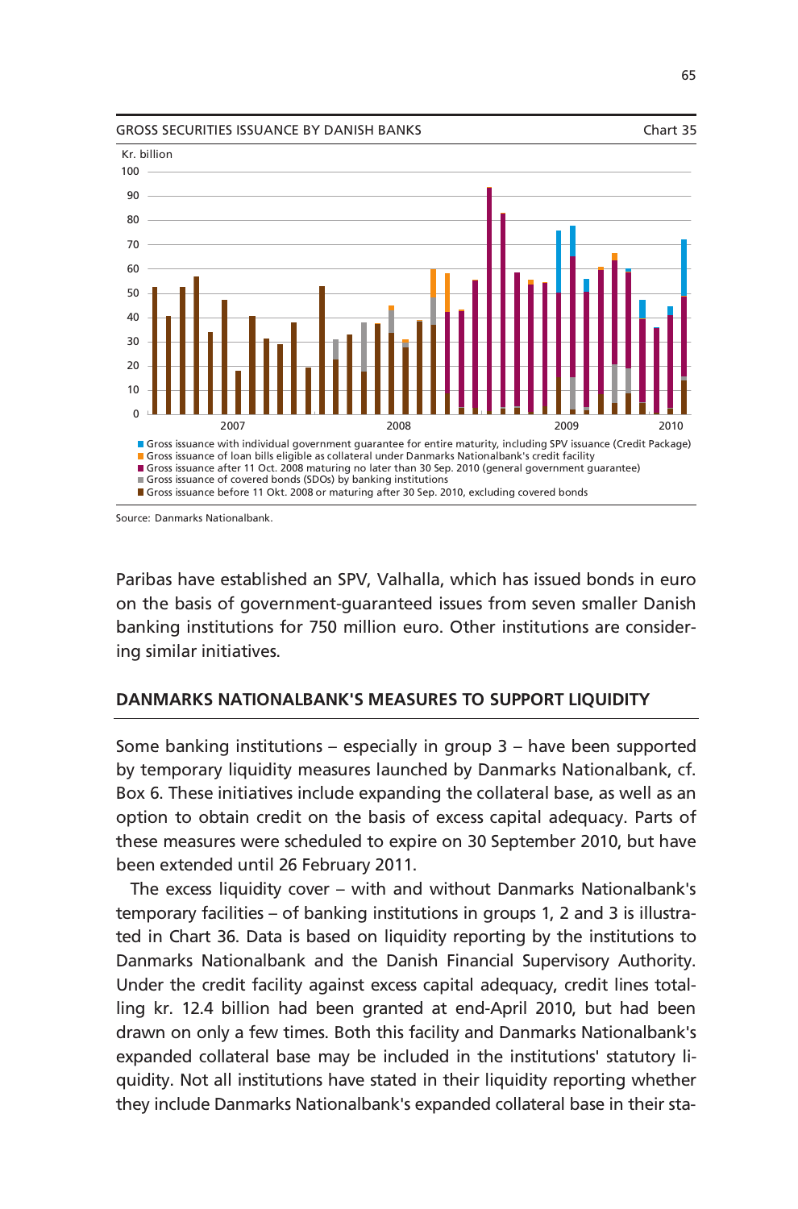GROSS SECURITIES ISSUANCE BY DANISH BANKS Chart 35

Kr. billion

- Gross issuance with individual government guarantee for entire maturity, including SPV issuance (Credit Package)
- Gross issuance of loan bills eligible as collateral under Danmarks Nationalbank's credit facility
- Gross issuance after 11 Oct. 2008 maturing no later than 30 Sep. 2010 (general government guarantee)
- Gross issuance of covered bonds (SDOs) by banking institutions
- Gross issuance before 11 Okt. 2008 or maturing after 30 Sep. 2010, excluding covered bonds

Source: Danmarks Nationalbank.

Paribas have established an SPV, Valhalla, which has issued bonds in euro on the basis of government-guaranteed issues from seven smaller Danish banking institutions for 750 million euro. Other institutions are considering similar initiatives.

## DANMARKS NATIONALBANK'S MEASURES TO SUPPORT LIQUIDITY

Some banking institutions – especially in group 3 – have been supported by temporary liquidity measures launched by Danmarks Nationalbank, cf. Box 6. These initiatives include expanding the collateral base, as well as an option to obtain credit on the basis of excess capital adequacy. Parts of these measures were scheduled to expire on 30 September 2010, but have been extended until 26 February 2011.

The excess liquidity cover – with and without Danmarks Nationalbank's temporary facilities – of banking institutions in groups 1, 2 and 3 is illustrated in Chart 36. Data is based on liquidity reporting by the institutions to Danmarks Nationalbank and the Danish Financial Supervisory Authority. Under the credit facility against excess capital adequacy, credit lines totalling kr. 12.4 billion had been granted at end-April 2010, but had been drawn on only a few times. Both this facility and Danmarks Nationalbank's expanded collateral base may be included in the institutions' statutory liquidity. Not all institutions have stated in their liquidity reporting whether they include Danmarks Nationalbank's expanded collateral base in their sta-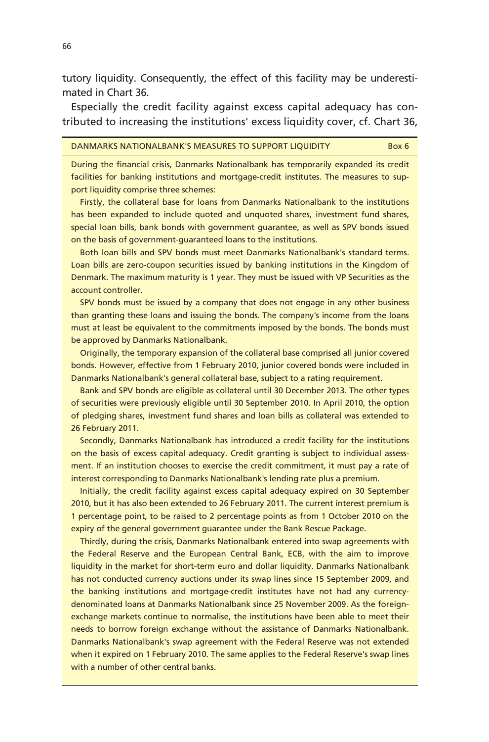tutory liquidity. Consequently, the effect of this facility may be underestimated in Chart 36.

Especially the credit facility against excess capital adequacy has contributed to increasing the institutions' excess liquidity cover, cf. Chart 36,

---

**DANMARKS NATIONALBANK'S MEASURES TO SUPPORT LIQUIDITY** — Box 6

During the financial crisis, Danmarks Nationalbank has temporarily expanded its credit facilities for banking institutions and mortgage-credit institutes. The measures to support liquidity comprise three schemes:

Firstly, the collateral base for loans from Danmarks Nationalbank to the institutions has been expanded to include quoted and unquoted shares, investment fund shares, special loan bills, bank bonds with government guarantee, as well as SPV bonds issued on the basis of government-guaranteed loans to the institutions.

Both loan bills and SPV bonds must meet Danmarks Nationalbank's standard terms. Loan bills are zero-coupon securities issued by banking institutions in the Kingdom of Denmark. The maximum maturity is 1 year. They must be issued with VP Securities as the account controller.

SPV bonds must be issued by a company that does not engage in any other business than granting these loans and issuing the bonds. The company's income from the loans must at least be equivalent to the commitments imposed by the bonds. The bonds must be approved by Danmarks Nationalbank.

Originally, the temporary expansion of the collateral base comprised all junior covered bonds. However, effective from 1 February 2010, junior covered bonds were included in Danmarks Nationalbank's general collateral base, subject to a rating requirement.

Bank and SPV bonds are eligible as collateral until 30 December 2013. The other types of securities were previously eligible until 30 September 2010. In April 2010, the option of pledging shares, investment fund shares and loan bills as collateral was extended to 26 February 2011.

Secondly, Danmarks Nationalbank has introduced a credit facility for the institutions on the basis of excess capital adequacy. Credit granting is subject to individual assessment. If an institution chooses to exercise the credit commitment, it must pay a rate of interest corresponding to Danmarks Nationalbank's lending rate plus a premium.

Initially, the credit facility against excess capital adequacy expired on 30 September 2010, but it has also been extended to 26 February 2011. The current interest premium is 1 percentage point, to be raised to 2 percentage points as from 1 October 2010 on the expiry of the general government guarantee under the Bank Rescue Package.

Thirdly, during the crisis, Danmarks Nationalbank entered into swap agreements with the Federal Reserve and the European Central Bank, ECB, with the aim to improve liquidity in the market for short-term euro and dollar liquidity. Danmarks Nationalbank has not conducted currency auctions under its swap lines since 15 September 2009, and the banking institutions and mortgage-credit institutes have not had any currency-denominated loans at Danmarks Nationalbank since 25 November 2009. As the foreign-exchange markets continue to normalise, the institutions have been able to meet their needs to borrow foreign exchange without the assistance of Danmarks Nationalbank. Danmarks Nationalbank's swap agreement with the Federal Reserve was not extended when it expired on 1 February 2010. The same applies to the Federal Reserve's swap lines with a number of other central banks.

---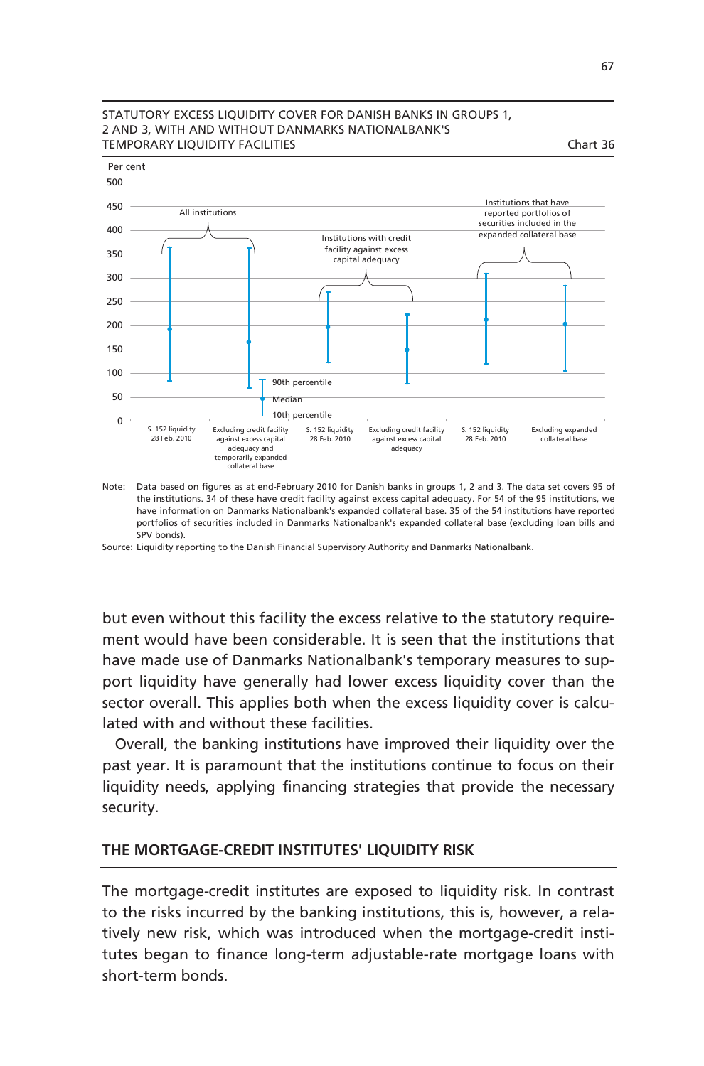STATUTORY EXCESS LIQUIDITY COVER FOR DANISH BANKS IN GROUPS 1, 2 AND 3, WITH AND WITHOUT DANMARKS NATIONALBANK'S TEMPORARY LIQUIDITY FACILITIES

Chart 36

Note: Data based on figures as at end-February 2010 for Danish banks in groups 1, 2 and 3. The data set covers 95 of the institutions. 34 of these have credit facility against excess capital adequacy. For 54 of the 95 institutions, we have information on Danmarks Nationalbank's expanded collateral base. 35 of the 54 institutions have reported portfolios of securities included in Danmarks Nationalbank's expanded collateral base (excluding loan bills and SPV bonds).

Source: Liquidity reporting to the Danish Financial Supervisory Authority and Danmarks Nationalbank.

but even without this facility the excess relative to the statutory requirement would have been considerable. It is seen that the institutions that have made use of Danmarks Nationalbank's temporary measures to support liquidity have generally had lower excess liquidity cover than the sector overall. This applies both when the excess liquidity cover is calculated with and without these facilities.

Overall, the banking institutions have improved their liquidity over the past year. It is paramount that the institutions continue to focus on their liquidity needs, applying financing strategies that provide the necessary security.

## THE MORTGAGE-CREDIT INSTITUTES' LIQUIDITY RISK

The mortgage-credit institutes are exposed to liquidity risk. In contrast to the risks incurred by the banking institutions, this is, however, a relatively new risk, which was introduced when the mortgage-credit institutes began to finance long-term adjustable-rate mortgage loans with short-term bonds.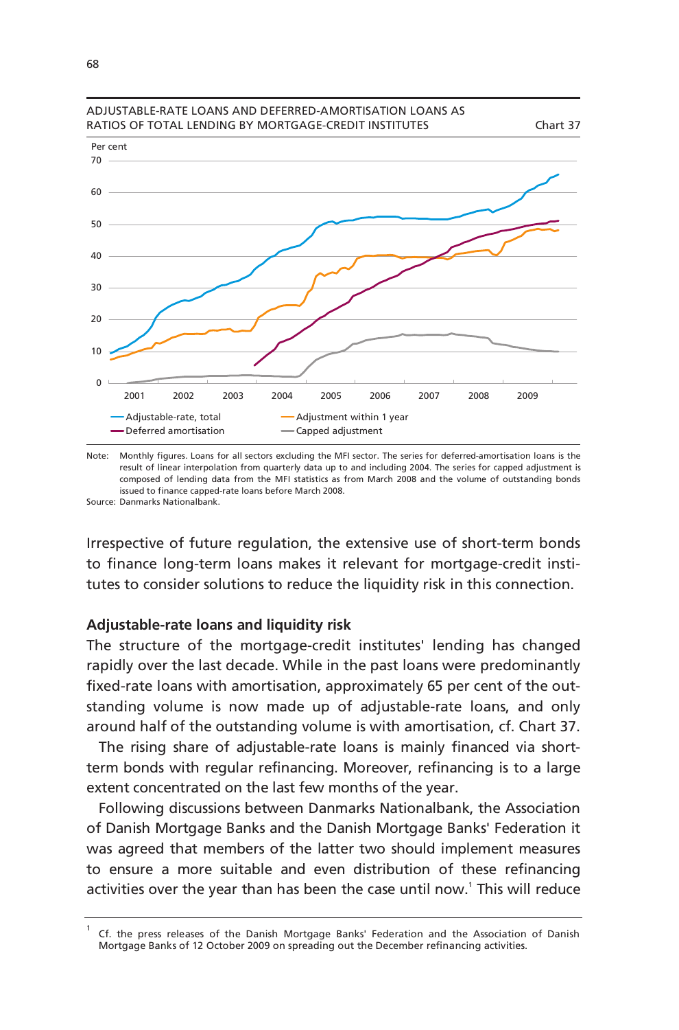ADJUSTABLE-RATE LOANS AND DEFERRED-AMORTISATION LOANS AS RATIOS OF TOTAL LENDING BY MORTGAGE-CREDIT INSTITUTES — Chart 37

Note: Monthly figures. Loans for all sectors excluding the MFI sector. The series for deferred-amortisation loans is the result of linear interpolation from quarterly data up to and including 2004. The series for capped adjustment is composed of lending data from the MFI statistics as from March 2008 and the volume of outstanding bonds issued to finance capped-rate loans before March 2008.

Source: Danmarks Nationalbank.

Irrespective of future regulation, the extensive use of short-term bonds to finance long-term loans makes it relevant for mortgage-credit institutes to consider solutions to reduce the liquidity risk in this connection.

### Adjustable-rate loans and liquidity risk

The structure of the mortgage-credit institutes' lending has changed rapidly over the last decade. While in the past loans were predominantly fixed-rate loans with amortisation, approximately 65 per cent of the outstanding volume is now made up of adjustable-rate loans, and only around half of the outstanding volume is with amortisation, cf. Chart 37.

The rising share of adjustable-rate loans is mainly financed via short-term bonds with regular refinancing. Moreover, refinancing is to a large extent concentrated on the last few months of the year.

Following discussions between Danmarks Nationalbank, the Association of Danish Mortgage Banks and the Danish Mortgage Banks' Federation it was agreed that members of the latter two should implement measures to ensure a more suitable and even distribution of these refinancing activities over the year than has been the case until now.[1] This will reduce

[1] Cf. the press releases of the Danish Mortgage Banks' Federation and the Association of Danish Mortgage Banks of 12 October 2009 on spreading out the December refinancing activities.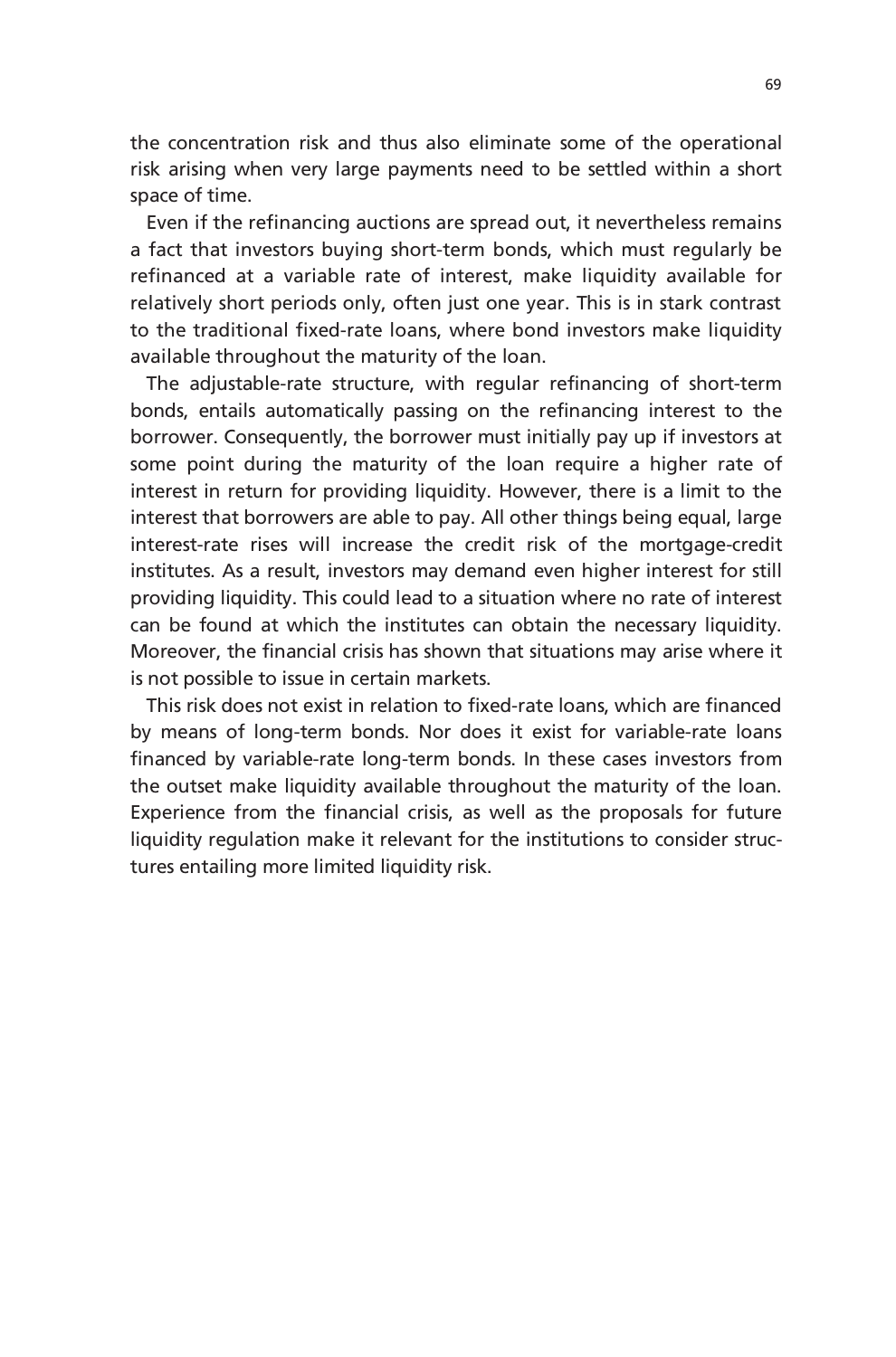the concentration risk and thus also eliminate some of the operational risk arising when very large payments need to be settled within a short space of time.

Even if the refinancing auctions are spread out, it nevertheless remains a fact that investors buying short-term bonds, which must regularly be refinanced at a variable rate of interest, make liquidity available for relatively short periods only, often just one year. This is in stark contrast to the traditional fixed-rate loans, where bond investors make liquidity available throughout the maturity of the loan.

The adjustable-rate structure, with regular refinancing of short-term bonds, entails automatically passing on the refinancing interest to the borrower. Consequently, the borrower must initially pay up if investors at some point during the maturity of the loan require a higher rate of interest in return for providing liquidity. However, there is a limit to the interest that borrowers are able to pay. All other things being equal, large interest-rate rises will increase the credit risk of the mortgage-credit institutes. As a result, investors may demand even higher interest for still providing liquidity. This could lead to a situation where no rate of interest can be found at which the institutes can obtain the necessary liquidity. Moreover, the financial crisis has shown that situations may arise where it is not possible to issue in certain markets.

This risk does not exist in relation to fixed-rate loans, which are financed by means of long-term bonds. Nor does it exist for variable-rate loans financed by variable-rate long-term bonds. In these cases investors from the outset make liquidity available throughout the maturity of the loan. Experience from the financial crisis, as well as the proposals for future liquidity regulation make it relevant for the institutions to consider structures entailing more limited liquidity risk.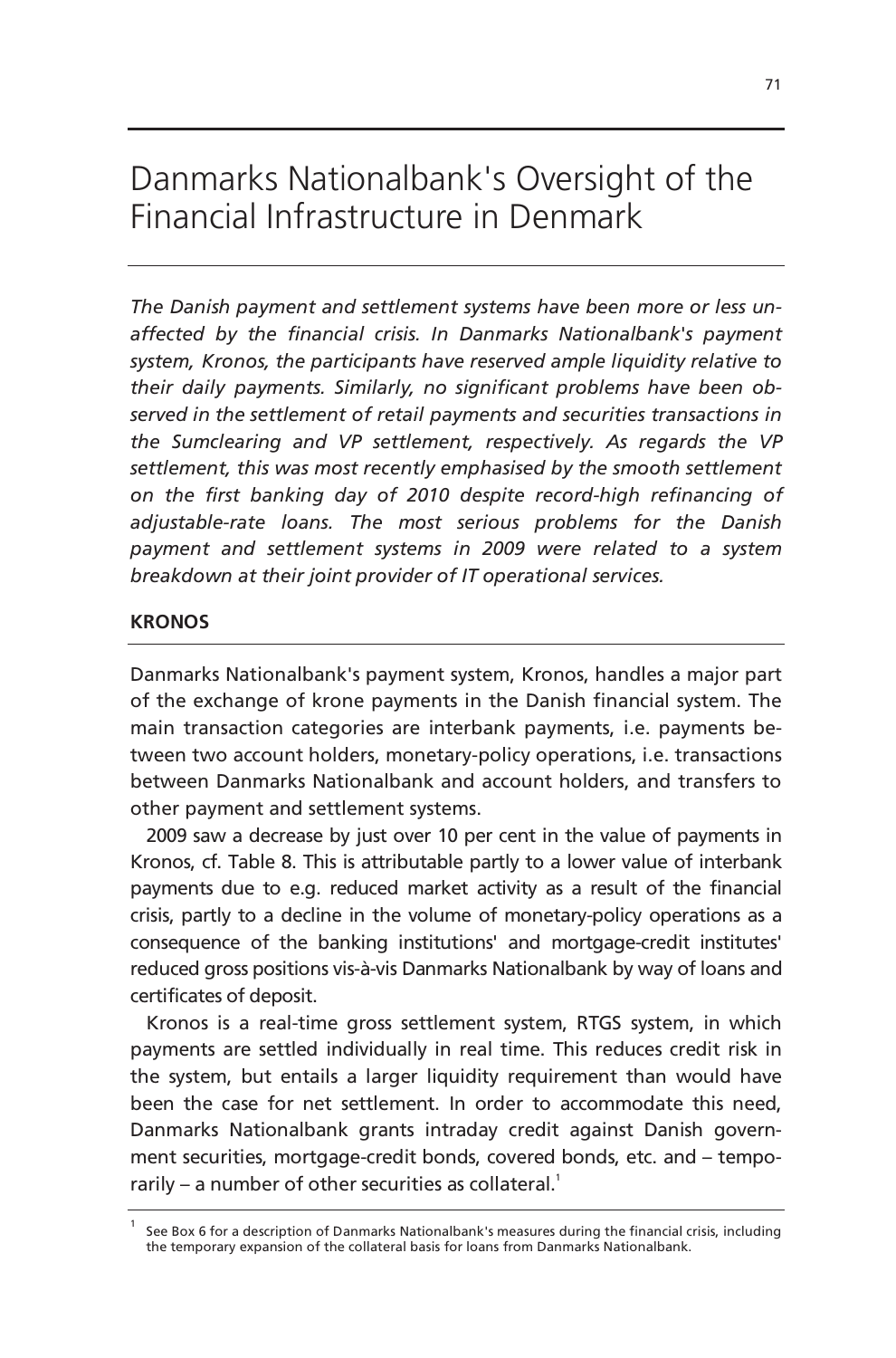# Danmarks Nationalbank's Oversight of the Financial Infrastructure in Denmark

*The Danish payment and settlement systems have been more or less unaffected by the financial crisis. In Danmarks Nationalbank's payment system, Kronos, the participants have reserved ample liquidity relative to their daily payments. Similarly, no significant problems have been observed in the settlement of retail payments and securities transactions in the Sumclearing and VP settlement, respectively. As regards the VP settlement, this was most recently emphasised by the smooth settlement on the first banking day of 2010 despite record-high refinancing of adjustable-rate loans. The most serious problems for the Danish payment and settlement systems in 2009 were related to a system breakdown at their joint provider of IT operational services.*

## KRONOS

Danmarks Nationalbank's payment system, Kronos, handles a major part of the exchange of krone payments in the Danish financial system. The main transaction categories are interbank payments, i.e. payments between two account holders, monetary-policy operations, i.e. transactions between Danmarks Nationalbank and account holders, and transfers to other payment and settlement systems.

2009 saw a decrease by just over 10 per cent in the value of payments in Kronos, cf. Table 8. This is attributable partly to a lower value of interbank payments due to e.g. reduced market activity as a result of the financial crisis, partly to a decline in the volume of monetary-policy operations as a consequence of the banking institutions' and mortgage-credit institutes' reduced gross positions vis-à-vis Danmarks Nationalbank by way of loans and certificates of deposit.

Kronos is a real-time gross settlement system, RTGS system, in which payments are settled individually in real time. This reduces credit risk in the system, but entails a larger liquidity requirement than would have been the case for net settlement. In order to accommodate this need, Danmarks Nationalbank grants intraday credit against Danish government securities, mortgage-credit bonds, covered bonds, etc. and – temporarily – a number of other securities as collateral.[1]

[1] See Box 6 for a description of Danmarks Nationalbank's measures during the financial crisis, including the temporary expansion of the collateral basis for loans from Danmarks Nationalbank.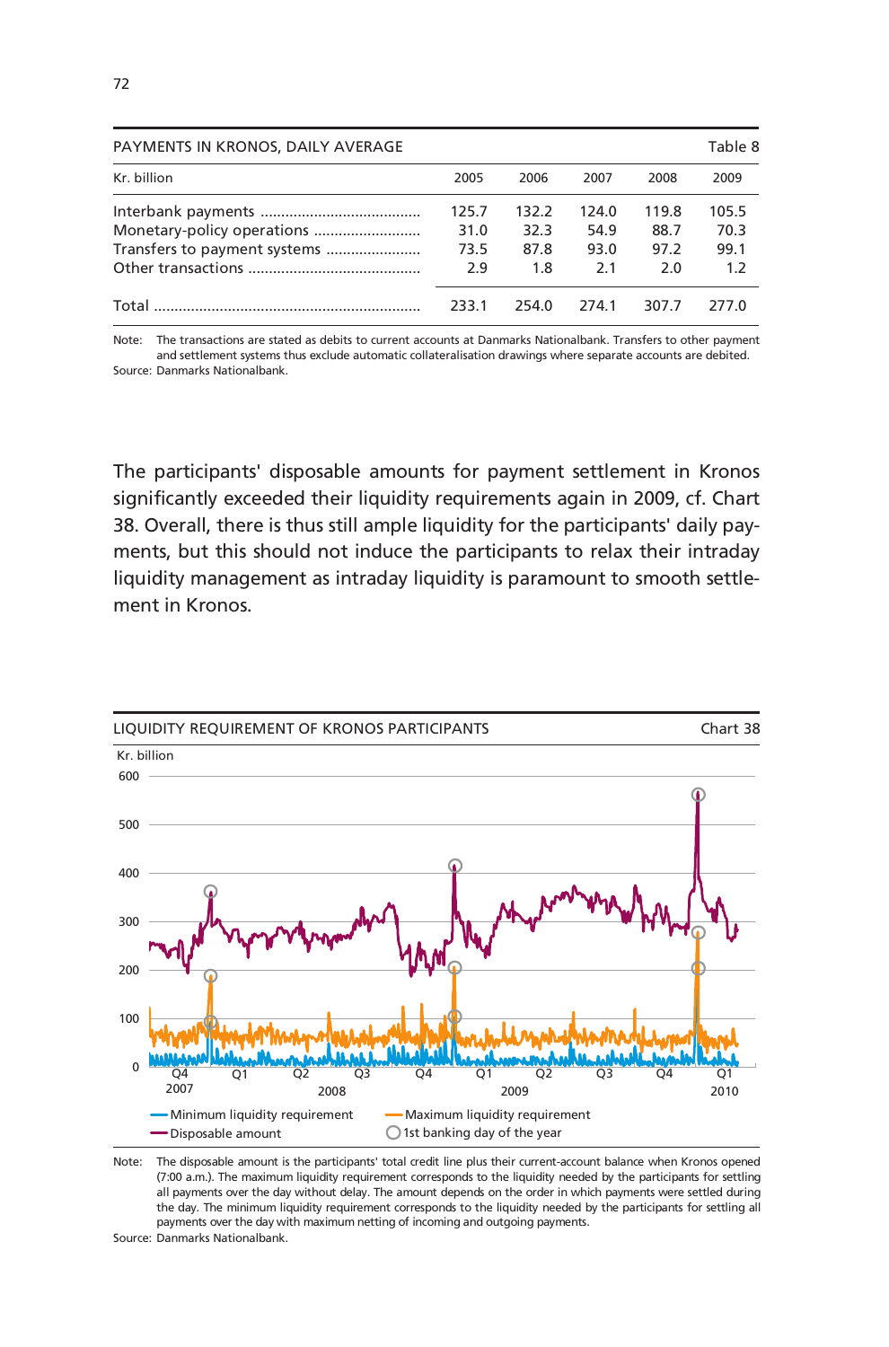PAYMENTS IN KRONOS, DAILY AVERAGE — Table 8

| Kr. billion | 2005 | 2006 | 2007 | 2008 | 2009 |
|---|---|---|---|---|---|
| Interbank payments | 125.7 | 132.2 | 124.0 | 119.8 | 105.5 |
| Monetary-policy operations | 31.0 | 32.3 | 54.9 | 88.7 | 70.3 |
| Transfers to payment systems | 73.5 | 87.8 | 93.0 | 97.2 | 99.1 |
| Other transactions | 2.9 | 1.8 | 2.1 | 2.0 | 1.2 |
| Total | 233.1 | 254.0 | 274.1 | 307.7 | 277.0 |

Note: The transactions are stated as debits to current accounts at Danmarks Nationalbank. Transfers to other payment and settlement systems thus exclude automatic collateralisation drawings where separate accounts are debited.
Source: Danmarks Nationalbank.

The participants' disposable amounts for payment settlement in Kronos significantly exceeded their liquidity requirements again in 2009, cf. Chart 38. Overall, there is thus still ample liquidity for the participants' daily payments, but this should not induce the participants to relax their intraday liquidity management as intraday liquidity is paramount to smooth settlement in Kronos.

LIQUIDITY REQUIREMENT OF KRONOS PARTICIPANTS — Chart 38

Note: The disposable amount is the participants' total credit line plus their current-account balance when Kronos opened (7:00 a.m.). The maximum liquidity requirement corresponds to the liquidity needed by the participants for settling all payments over the day without delay. The amount depends on the order in which payments were settled during the day. The minimum liquidity requirement corresponds to the liquidity needed by the participants for settling all payments over the day with maximum netting of incoming and outgoing payments.
Source: Danmarks Nationalbank.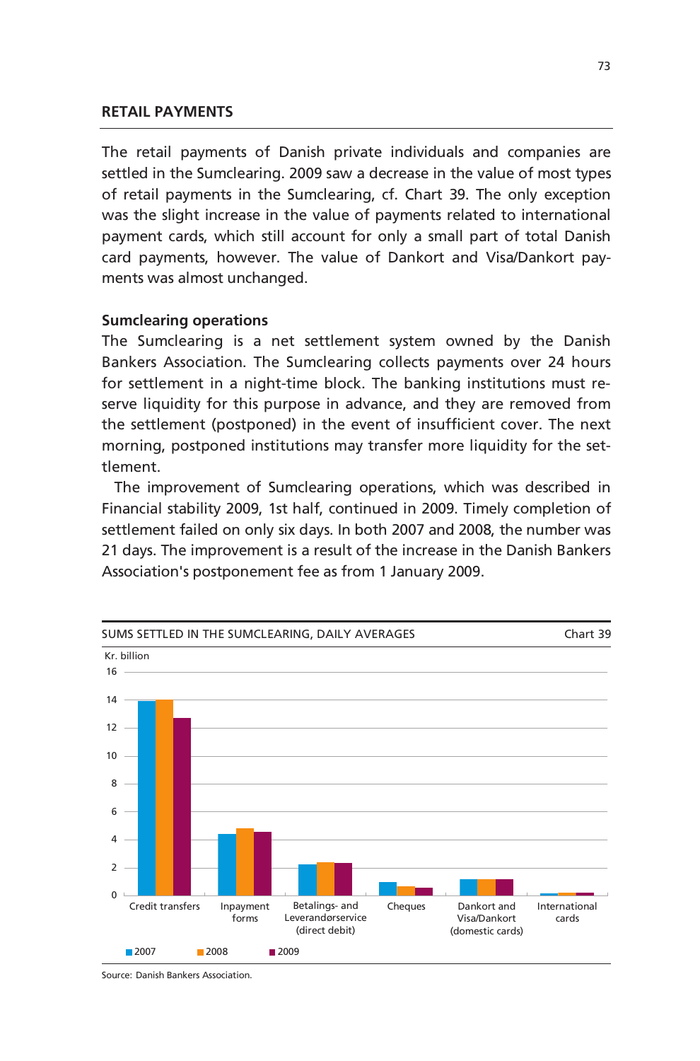## RETAIL PAYMENTS

The retail payments of Danish private individuals and companies are settled in the Sumclearing. 2009 saw a decrease in the value of most types of retail payments in the Sumclearing, cf. Chart 39. The only exception was the slight increase in the value of payments related to international payment cards, which still account for only a small part of total Danish card payments, however. The value of Dankort and Visa/Dankort payments was almost unchanged.

### Sumclearing operations

The Sumclearing is a net settlement system owned by the Danish Bankers Association. The Sumclearing collects payments over 24 hours for settlement in a night-time block. The banking institutions must reserve liquidity for this purpose in advance, and they are removed from the settlement (postponed) in the event of insufficient cover. The next morning, postponed institutions may transfer more liquidity for the settlement.

The improvement of Sumclearing operations, which was described in Financial stability 2009, 1st half, continued in 2009. Timely completion of settlement failed on only six days. In both 2007 and 2008, the number was 21 days. The improvement is a result of the increase in the Danish Bankers Association's postponement fee as from 1 January 2009.

SUMS SETTLED IN THE SUMCLEARING, DAILY AVERAGES — Chart 39

Kr. billion

Categories: Credit transfers; Inpayment forms; Betalings- and Leverandørservice (direct debit); Cheques; Dankort and Visa/Dankort (domestic cards); International cards

Legend: 2007, 2008, 2009

Source: Danish Bankers Association.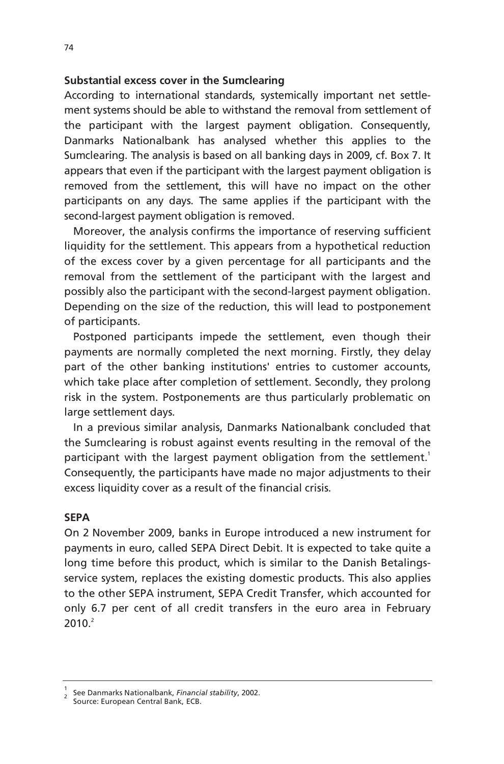## Substantial excess cover in the Sumclearing

According to international standards, systemically important net settlement systems should be able to withstand the removal from settlement of the participant with the largest payment obligation. Consequently, Danmarks Nationalbank has analysed whether this applies to the Sumclearing. The analysis is based on all banking days in 2009, cf. Box 7. It appears that even if the participant with the largest payment obligation is removed from the settlement, this will have no impact on the other participants on any days. The same applies if the participant with the second-largest payment obligation is removed.

Moreover, the analysis confirms the importance of reserving sufficient liquidity for the settlement. This appears from a hypothetical reduction of the excess cover by a given percentage for all participants and the removal from the settlement of the participant with the largest and possibly also the participant with the second-largest payment obligation. Depending on the size of the reduction, this will lead to postponement of participants.

Postponed participants impede the settlement, even though their payments are normally completed the next morning. Firstly, they delay part of the other banking institutions' entries to customer accounts, which take place after completion of settlement. Secondly, they prolong risk in the system. Postponements are thus particularly problematic on large settlement days.

In a previous similar analysis, Danmarks Nationalbank concluded that the Sumclearing is robust against events resulting in the removal of the participant with the largest payment obligation from the settlement.[1] Consequently, the participants have made no major adjustments to their excess liquidity cover as a result of the financial crisis.

## SEPA

On 2 November 2009, banks in Europe introduced a new instrument for payments in euro, called SEPA Direct Debit. It is expected to take quite a long time before this product, which is similar to the Danish Betalingsservice system, replaces the existing domestic products. This also applies to the other SEPA instrument, SEPA Credit Transfer, which accounted for only 6.7 per cent of all credit transfers in the euro area in February 2010.[2]

---

[1] See Danmarks Nationalbank, *Financial stability*, 2002.
[2] Source: European Central Bank, ECB.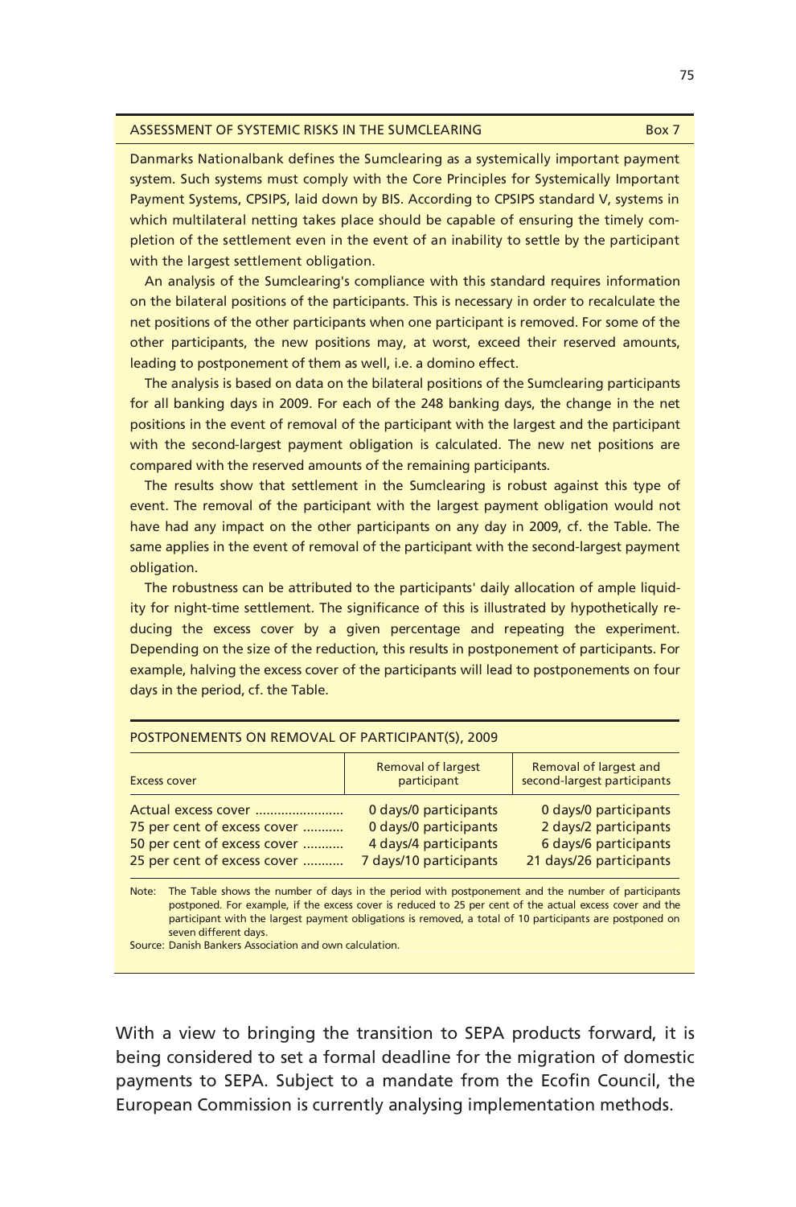### ASSESSMENT OF SYSTEMIC RISKS IN THE SUMCLEARING Box 7

Danmarks Nationalbank defines the Sumclearing as a systemically important payment system. Such systems must comply with the Core Principles for Systemically Important Payment Systems, CPSIPS, laid down by BIS. According to CPSIPS standard V, systems in which multilateral netting takes place should be capable of ensuring the timely completion of the settlement even in the event of an inability to settle by the participant with the largest settlement obligation.

An analysis of the Sumclearing's compliance with this standard requires information on the bilateral positions of the participants. This is necessary in order to recalculate the net positions of the other participants when one participant is removed. For some of the other participants, the new positions may, at worst, exceed their reserved amounts, leading to postponement of them as well, i.e. a domino effect.

The analysis is based on data on the bilateral positions of the Sumclearing participants for all banking days in 2009. For each of the 248 banking days, the change in the net positions in the event of removal of the participant with the largest and the participant with the second-largest payment obligation is calculated. The new net positions are compared with the reserved amounts of the remaining participants.

The results show that settlement in the Sumclearing is robust against this type of event. The removal of the participant with the largest payment obligation would not have had any impact on the other participants on any day in 2009, cf. the Table. The same applies in the event of removal of the participant with the second-largest payment obligation.

The robustness can be attributed to the participants' daily allocation of ample liquidity for night-time settlement. The significance of this is illustrated by hypothetically reducing the excess cover by a given percentage and repeating the experiment. Depending on the size of the reduction, this results in postponement of participants. For example, halving the excess cover of the participants will lead to postponements on four days in the period, cf. the Table.

POSTPONEMENTS ON REMOVAL OF PARTICIPANT(S), 2009

| Excess cover | Removal of largest participant | Removal of largest and second-largest participants |
|---|---|---|
| Actual excess cover | 0 days/0 participants | 0 days/0 participants |
| 75 per cent of excess cover | 0 days/0 participants | 2 days/2 participants |
| 50 per cent of excess cover | 4 days/4 participants | 6 days/6 participants |
| 25 per cent of excess cover | 7 days/10 participants | 21 days/26 participants |

Note: The Table shows the number of days in the period with postponement and the number of participants postponed. For example, if the excess cover is reduced to 25 per cent of the actual excess cover and the participant with the largest payment obligations is removed, a total of 10 participants are postponed on seven different days.

Source: Danish Bankers Association and own calculation.

With a view to bringing the transition to SEPA products forward, it is being considered to set a formal deadline for the migration of domestic payments to SEPA. Subject to a mandate from the Ecofin Council, the European Commission is currently analysing implementation methods.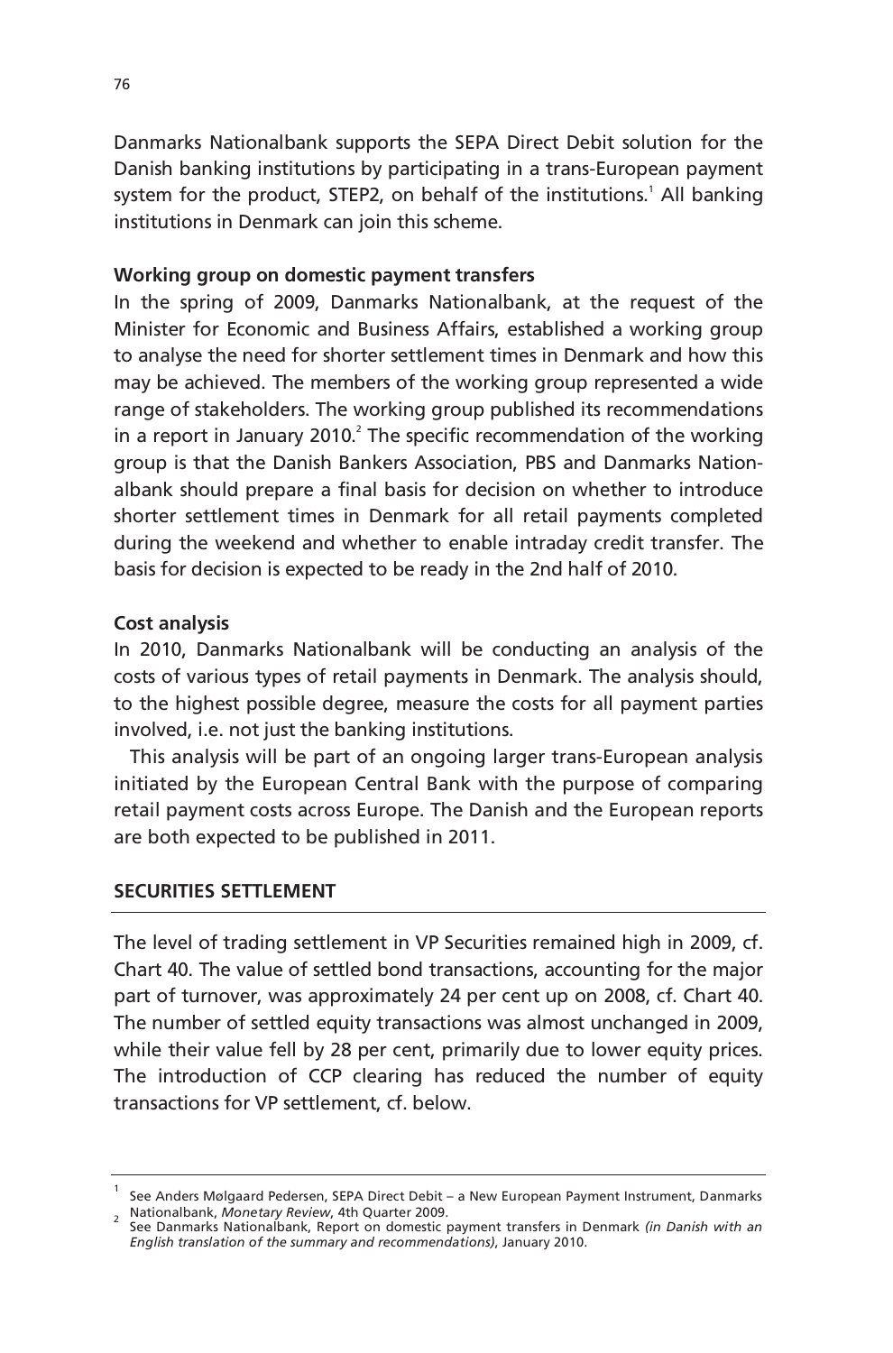Danmarks Nationalbank supports the SEPA Direct Debit solution for the Danish banking institutions by participating in a trans-European payment system for the product, STEP2, on behalf of the institutions.[1] All banking institutions in Denmark can join this scheme.

**Working group on domestic payment transfers**

In the spring of 2009, Danmarks Nationalbank, at the request of the Minister for Economic and Business Affairs, established a working group to analyse the need for shorter settlement times in Denmark and how this may be achieved. The members of the working group represented a wide range of stakeholders. The working group published its recommendations in a report in January 2010.[2] The specific recommendation of the working group is that the Danish Bankers Association, PBS and Danmarks Nationalbank should prepare a final basis for decision on whether to introduce shorter settlement times in Denmark for all retail payments completed during the weekend and whether to enable intraday credit transfer. The basis for decision is expected to be ready in the 2nd half of 2010.

**Cost analysis**

In 2010, Danmarks Nationalbank will be conducting an analysis of the costs of various types of retail payments in Denmark. The analysis should, to the highest possible degree, measure the costs for all payment parties involved, i.e. not just the banking institutions.

This analysis will be part of an ongoing larger trans-European analysis initiated by the European Central Bank with the purpose of comparing retail payment costs across Europe. The Danish and the European reports are both expected to be published in 2011.

## SECURITIES SETTLEMENT

The level of trading settlement in VP Securities remained high in 2009, cf. Chart 40. The value of settled bond transactions, accounting for the major part of turnover, was approximately 24 per cent up on 2008, cf. Chart 40. The number of settled equity transactions was almost unchanged in 2009, while their value fell by 28 per cent, primarily due to lower equity prices. The introduction of CCP clearing has reduced the number of equity transactions for VP settlement, cf. below.

---

[1] See Anders Mølgaard Pedersen, SEPA Direct Debit – a New European Payment Instrument, Danmarks Nationalbank, *Monetary Review*, 4th Quarter 2009.

[2] See Danmarks Nationalbank, Report on domestic payment transfers in Denmark *(in Danish with an English translation of the summary and recommendations)*, January 2010.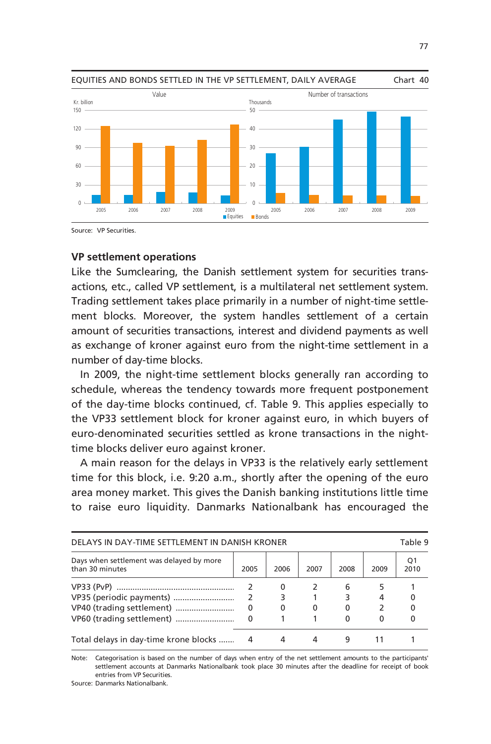EQUITIES AND BONDS SETTLED IN THE VP SETTLEMENT, DAILY AVERAGE — Chart 40

Source: VP Securities.

### VP settlement operations

Like the Sumclearing, the Danish settlement system for securities transactions, etc., called VP settlement, is a multilateral net settlement system. Trading settlement takes place primarily in a number of night-time settlement blocks. Moreover, the system handles settlement of a certain amount of securities transactions, interest and dividend payments as well as exchange of kroner against euro from the night-time settlement in a number of day-time blocks.

In 2009, the night-time settlement blocks generally ran according to schedule, whereas the tendency towards more frequent postponement of the day-time blocks continued, cf. Table 9. This applies especially to the VP33 settlement block for kroner against euro, in which buyers of euro-denominated securities settled as krone transactions in the night-time blocks deliver euro against kroner.

A main reason for the delays in VP33 is the relatively early settlement time for this block, i.e. 9:20 a.m., shortly after the opening of the euro area money market. This gives the Danish banking institutions little time to raise euro liquidity. Danmarks Nationalbank has encouraged the

DELAYS IN DAY-TIME SETTLEMENT IN DANISH KRONER — Table 9

| Days when settlement was delayed by more than 30 minutes | 2005 | 2006 | 2007 | 2008 | 2009 | Q1 2010 |
|---|---|---|---|---|---|---|
| VP33 (PvP) | 2 | 0 | 2 | 6 | 5 | 1 |
| VP35 (periodic payments) | 2 | 3 | 1 | 3 | 4 | 0 |
| VP40 (trading settlement) | 0 | 0 | 0 | 0 | 2 | 0 |
| VP60 (trading settlement) | 0 | 1 | 1 | 0 | 0 | 0 |
| Total delays in day-time krone blocks | 4 | 4 | 4 | 9 | 11 | 1 |

Note: Categorisation is based on the number of days when entry of the net settlement amounts to the participants' settlement accounts at Danmarks Nationalbank took place 30 minutes after the deadline for receipt of book entries from VP Securities.

Source: Danmarks Nationalbank.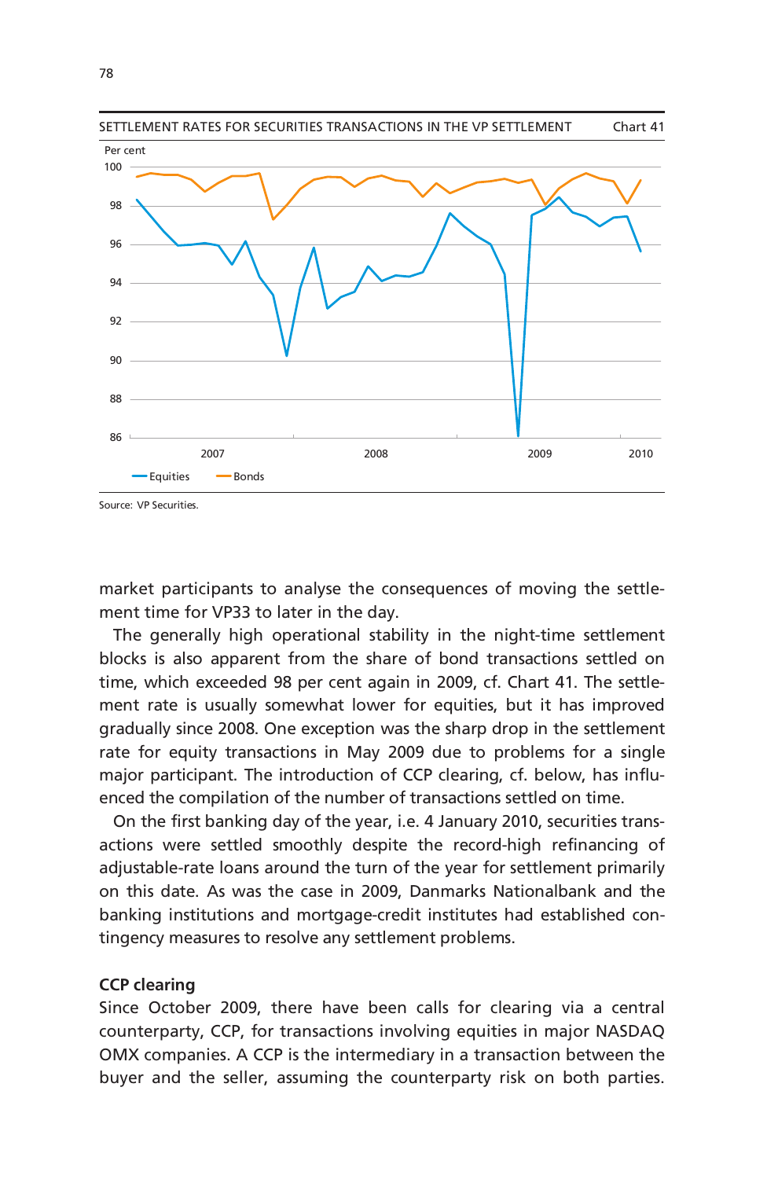SETTLEMENT RATES FOR SECURITIES TRANSACTIONS IN THE VP SETTLEMENT — Chart 41

Source: VP Securities.

market participants to analyse the consequences of moving the settlement time for VP33 to later in the day.

The generally high operational stability in the night-time settlement blocks is also apparent from the share of bond transactions settled on time, which exceeded 98 per cent again in 2009, cf. Chart 41. The settlement rate is usually somewhat lower for equities, but it has improved gradually since 2008. One exception was the sharp drop in the settlement rate for equity transactions in May 2009 due to problems for a single major participant. The introduction of CCP clearing, cf. below, has influenced the compilation of the number of transactions settled on time.

On the first banking day of the year, i.e. 4 January 2010, securities transactions were settled smoothly despite the record-high refinancing of adjustable-rate loans around the turn of the year for settlement primarily on this date. As was the case in 2009, Danmarks Nationalbank and the banking institutions and mortgage-credit institutes had established contingency measures to resolve any settlement problems.

### CCP clearing

Since October 2009, there have been calls for clearing via a central counterparty, CCP, for transactions involving equities in major NASDAQ OMX companies. A CCP is the intermediary in a transaction between the buyer and the seller, assuming the counterparty risk on both parties.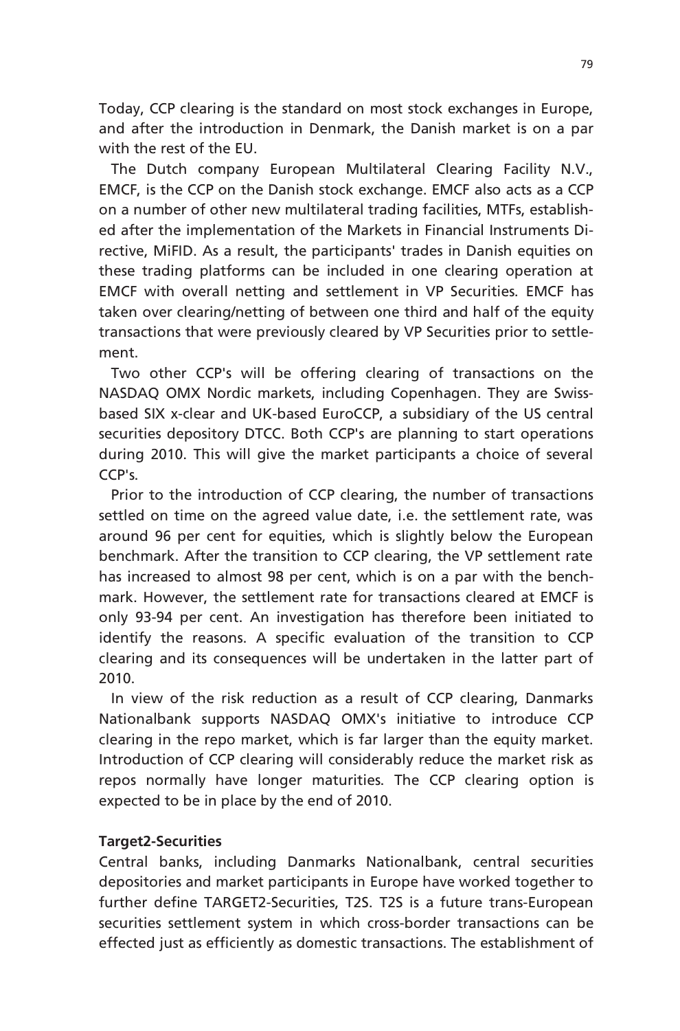Today, CCP clearing is the standard on most stock exchanges in Europe, and after the introduction in Denmark, the Danish market is on a par with the rest of the EU.

The Dutch company European Multilateral Clearing Facility N.V., EMCF, is the CCP on the Danish stock exchange. EMCF also acts as a CCP on a number of other new multilateral trading facilities, MTFs, established after the implementation of the Markets in Financial Instruments Directive, MiFID. As a result, the participants' trades in Danish equities on these trading platforms can be included in one clearing operation at EMCF with overall netting and settlement in VP Securities. EMCF has taken over clearing/netting of between one third and half of the equity transactions that were previously cleared by VP Securities prior to settlement.

Two other CCP's will be offering clearing of transactions on the NASDAQ OMX Nordic markets, including Copenhagen. They are Swiss-based SIX x-clear and UK-based EuroCCP, a subsidiary of the US central securities depository DTCC. Both CCP's are planning to start operations during 2010. This will give the market participants a choice of several CCP's.

Prior to the introduction of CCP clearing, the number of transactions settled on time on the agreed value date, i.e. the settlement rate, was around 96 per cent for equities, which is slightly below the European benchmark. After the transition to CCP clearing, the VP settlement rate has increased to almost 98 per cent, which is on a par with the benchmark. However, the settlement rate for transactions cleared at EMCF is only 93-94 per cent. An investigation has therefore been initiated to identify the reasons. A specific evaluation of the transition to CCP clearing and its consequences will be undertaken in the latter part of 2010.

In view of the risk reduction as a result of CCP clearing, Danmarks Nationalbank supports NASDAQ OMX's initiative to introduce CCP clearing in the repo market, which is far larger than the equity market. Introduction of CCP clearing will considerably reduce the market risk as repos normally have longer maturities. The CCP clearing option is expected to be in place by the end of 2010.

**Target2-Securities**

Central banks, including Danmarks Nationalbank, central securities depositories and market participants in Europe have worked together to further define TARGET2-Securities, T2S. T2S is a future trans-European securities settlement system in which cross-border transactions can be effected just as efficiently as domestic transactions. The establishment of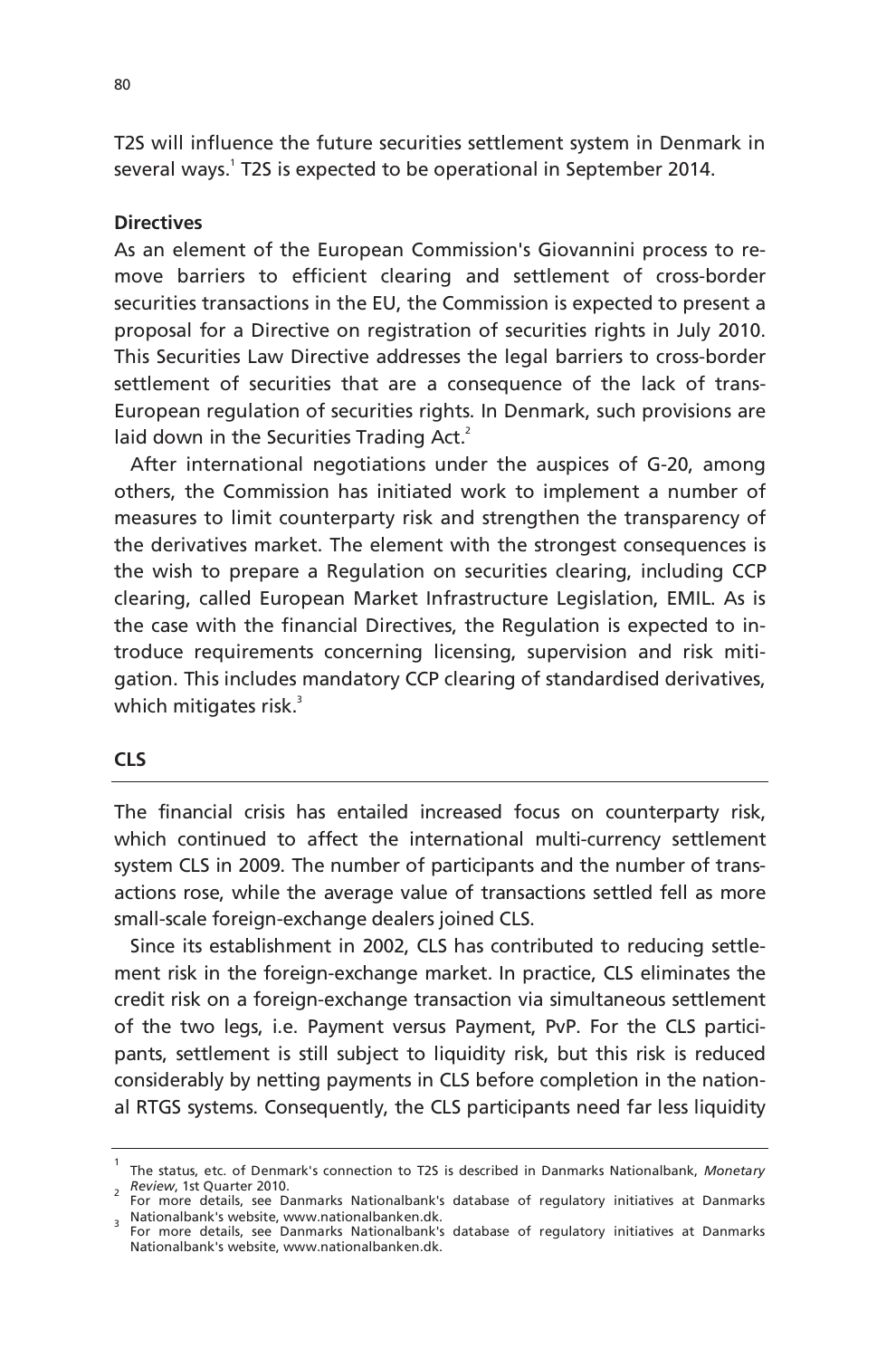T2S will influence the future securities settlement system in Denmark in several ways.[1] T2S is expected to be operational in September 2014.

**Directives**

As an element of the European Commission's Giovannini process to remove barriers to efficient clearing and settlement of cross-border securities transactions in the EU, the Commission is expected to present a proposal for a Directive on registration of securities rights in July 2010. This Securities Law Directive addresses the legal barriers to cross-border settlement of securities that are a consequence of the lack of trans-European regulation of securities rights. In Denmark, such provisions are laid down in the Securities Trading Act.[2]

After international negotiations under the auspices of G-20, among others, the Commission has initiated work to implement a number of measures to limit counterparty risk and strengthen the transparency of the derivatives market. The element with the strongest consequences is the wish to prepare a Regulation on securities clearing, including CCP clearing, called European Market Infrastructure Legislation, EMIL. As is the case with the financial Directives, the Regulation is expected to introduce requirements concerning licensing, supervision and risk mitigation. This includes mandatory CCP clearing of standardised derivatives, which mitigates risk.[3]

## CLS

The financial crisis has entailed increased focus on counterparty risk, which continued to affect the international multi-currency settlement system CLS in 2009. The number of participants and the number of transactions rose, while the average value of transactions settled fell as more small-scale foreign-exchange dealers joined CLS.

Since its establishment in 2002, CLS has contributed to reducing settlement risk in the foreign-exchange market. In practice, CLS eliminates the credit risk on a foreign-exchange transaction via simultaneous settlement of the two legs, i.e. Payment versus Payment, PvP. For the CLS participants, settlement is still subject to liquidity risk, but this risk is reduced considerably by netting payments in CLS before completion in the national RTGS systems. Consequently, the CLS participants need far less liquidity

---

[1] The status, etc. of Denmark's connection to T2S is described in Danmarks Nationalbank, *Monetary Review*, 1st Quarter 2010.

[2] For more details, see Danmarks Nationalbank's database of regulatory initiatives at Danmarks Nationalbank's website, www.nationalbanken.dk.

[3] For more details, see Danmarks Nationalbank's database of regulatory initiatives at Danmarks Nationalbank's website, www.nationalbanken.dk.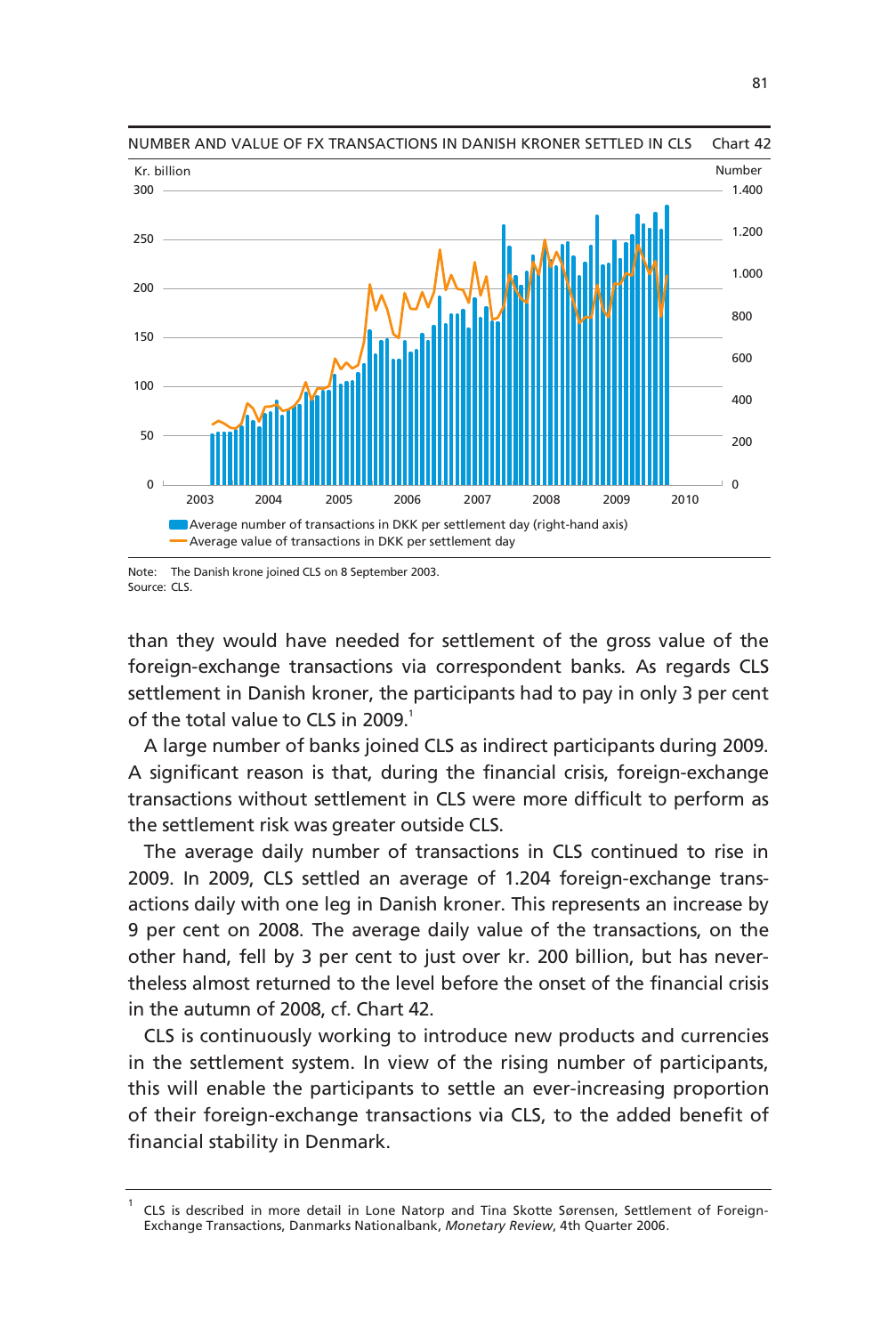NUMBER AND VALUE OF FX TRANSACTIONS IN DANISH KRONER SETTLED IN CLS — Chart 42

Note: The Danish krone joined CLS on 8 September 2003.
Source: CLS.

than they would have needed for settlement of the gross value of the foreign-exchange transactions via correspondent banks. As regards CLS settlement in Danish kroner, the participants had to pay in only 3 per cent of the total value to CLS in 2009.[1]

A large number of banks joined CLS as indirect participants during 2009. A significant reason is that, during the financial crisis, foreign-exchange transactions without settlement in CLS were more difficult to perform as the settlement risk was greater outside CLS.

The average daily number of transactions in CLS continued to rise in 2009. In 2009, CLS settled an average of 1.204 foreign-exchange transactions daily with one leg in Danish kroner. This represents an increase by 9 per cent on 2008. The average daily value of the transactions, on the other hand, fell by 3 per cent to just over kr. 200 billion, but has nevertheless almost returned to the level before the onset of the financial crisis in the autumn of 2008, cf. Chart 42.

CLS is continuously working to introduce new products and currencies in the settlement system. In view of the rising number of participants, this will enable the participants to settle an ever-increasing proportion of their foreign-exchange transactions via CLS, to the added benefit of financial stability in Denmark.

---

[1] CLS is described in more detail in Lone Natorp and Tina Skotte Sørensen, Settlement of Foreign-Exchange Transactions, Danmarks Nationalbank, *Monetary Review*, 4th Quarter 2006.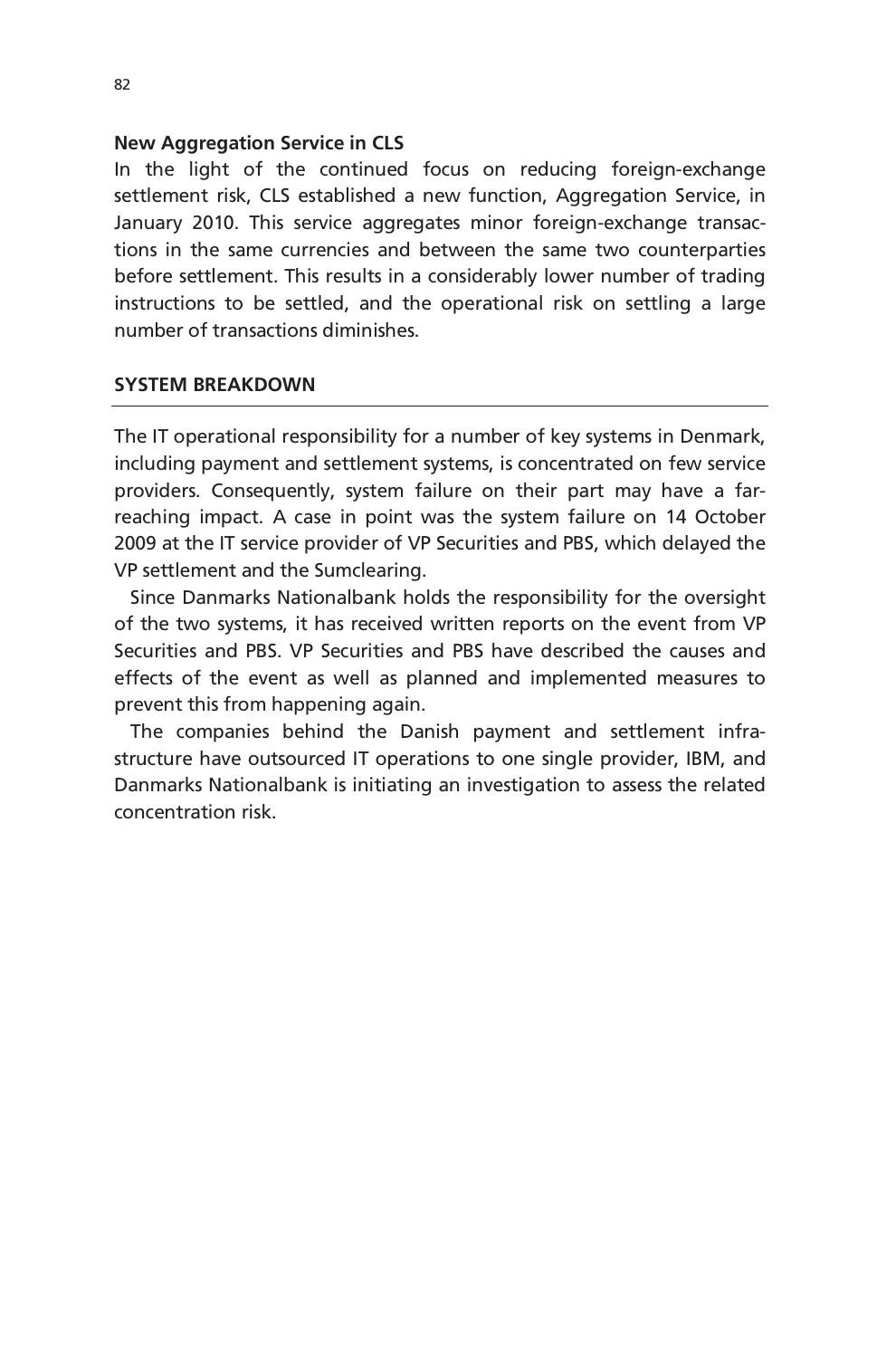### New Aggregation Service in CLS

In the light of the continued focus on reducing foreign-exchange settlement risk, CLS established a new function, Aggregation Service, in January 2010. This service aggregates minor foreign-exchange transactions in the same currencies and between the same two counterparties before settlement. This results in a considerably lower number of trading instructions to be settled, and the operational risk on settling a large number of transactions diminishes.

## SYSTEM BREAKDOWN

The IT operational responsibility for a number of key systems in Denmark, including payment and settlement systems, is concentrated on few service providers. Consequently, system failure on their part may have a far-reaching impact. A case in point was the system failure on 14 October 2009 at the IT service provider of VP Securities and PBS, which delayed the VP settlement and the Sumclearing.

Since Danmarks Nationalbank holds the responsibility for the oversight of the two systems, it has received written reports on the event from VP Securities and PBS. VP Securities and PBS have described the causes and effects of the event as well as planned and implemented measures to prevent this from happening again.

The companies behind the Danish payment and settlement infrastructure have outsourced IT operations to one single provider, IBM, and Danmarks Nationalbank is initiating an investigation to assess the related concentration risk.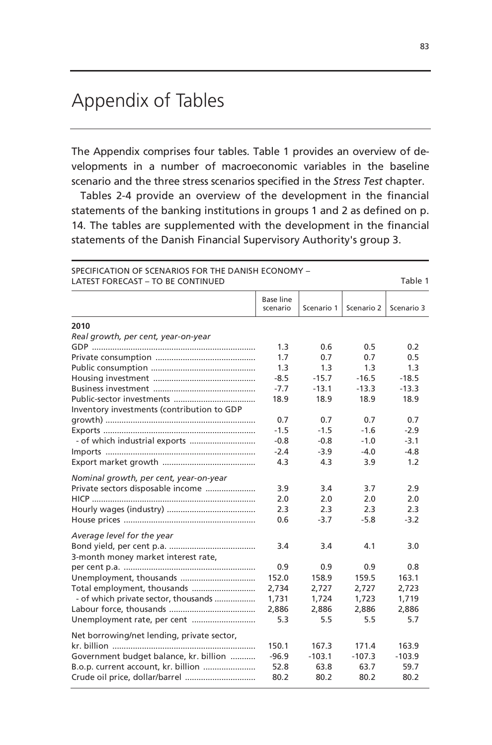# Appendix of Tables

The Appendix comprises four tables. Table 1 provides an overview of developments in a number of macroeconomic variables in the baseline scenario and the three stress scenarios specified in the *Stress Test* chapter.

Tables 2-4 provide an overview of the development in the financial statements of the banking institutions in groups 1 and 2 as defined on p. 14. The tables are supplemented with the development in the financial statements of the Danish Financial Supervisory Authority's group 3.

SPECIFICATION OF SCENARIOS FOR THE DANISH ECONOMY – LATEST FORECAST – TO BE CONTINUED — Table 1

| | Base line scenario | Scenario 1 | Scenario 2 | Scenario 3 |
|---|---|---|---|---|
| **2010** | | | | |
| *Real growth, per cent, year-on-year* | | | | |
| GDP | 1.3 | 0.6 | 0.5 | 0.2 |
| Private consumption | 1.7 | 0.7 | 0.7 | 0.5 |
| Public consumption | 1.3 | 1.3 | 1.3 | 1.3 |
| Housing investment | -8.5 | -15.7 | -16.5 | -18.5 |
| Business investment | -7.7 | -13.1 | -13.3 | -13.3 |
| Public-sector investments | 18.9 | 18.9 | 18.9 | 18.9 |
| Inventory investments (contribution to GDP growth) | 0.7 | 0.7 | 0.7 | 0.7 |
| Exports | -1.5 | -1.5 | -1.6 | -2.9 |
| - of which industrial exports | -0.8 | -0.8 | -1.0 | -3.1 |
| Imports | -2.4 | -3.9 | -4.0 | -4.8 |
| Export market growth | 4.3 | 4.3 | 3.9 | 1.2 |
| *Nominal growth, per cent, year-on-year* | | | | |
| Private sectors disposable income | 3.9 | 3.4 | 3.7 | 2.9 |
| HICP | 2.0 | 2.0 | 2.0 | 2.0 |
| Hourly wages (industry) | 2.3 | 2.3 | 2.3 | 2.3 |
| House prices | 0.6 | -3.7 | -5.8 | -3.2 |
| *Average level for the year* | | | | |
| Bond yield, per cent p.a. | 3.4 | 3.4 | 4.1 | 3.0 |
| 3-month money market interest rate, per cent p.a. | 0.9 | 0.9 | 0.9 | 0.8 |
| Unemployment, thousands | 152.0 | 158.9 | 159.5 | 163.1 |
| Total employment, thousands | 2,734 | 2,727 | 2,727 | 2,723 |
| - of which private sector, thousands | 1,731 | 1,724 | 1,723 | 1,719 |
| Labour force, thousands | 2,886 | 2,886 | 2,886 | 2,886 |
| Unemployment rate, per cent | 5.3 | 5.5 | 5.5 | 5.7 |
| Net borrowing/net lending, private sector, kr. billion | 150.1 | 167.3 | 171.4 | 163.9 |
| Government budget balance, kr. billion | -96.9 | -103.1 | -107.3 | -103.9 |
| B.o.p. current account, kr. billion | 52.8 | 63.8 | 63.7 | 59.7 |
| Crude oil price, dollar/barrel | 80.2 | 80.2 | 80.2 | 80.2 |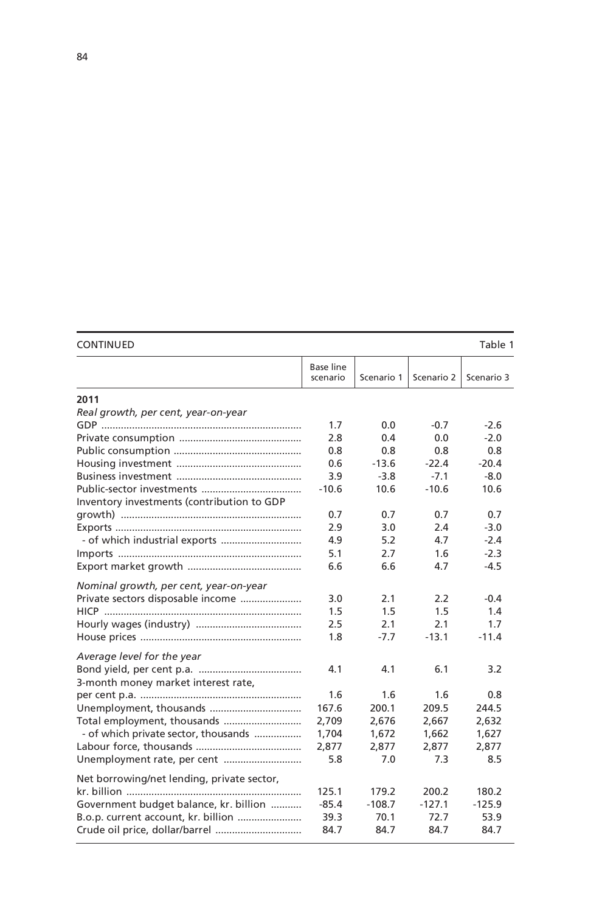CONTINUED Table 1

| | Base line scenario | Scenario 1 | Scenario 2 | Scenario 3 |
|---|---|---|---|---|
| **2011** | | | | |
| *Real growth, per cent, year-on-year* | | | | |
| GDP | 1.7 | 0.0 | -0.7 | -2.6 |
| Private consumption | 2.8 | 0.4 | 0.0 | -2.0 |
| Public consumption | 0.8 | 0.8 | 0.8 | 0.8 |
| Housing investment | 0.6 | -13.6 | -22.4 | -20.4 |
| Business investment | 3.9 | -3.8 | -7.1 | -8.0 |
| Public-sector investments | -10.6 | 10.6 | -10.6 | 10.6 |
| Inventory investments (contribution to GDP growth) | 0.7 | 0.7 | 0.7 | 0.7 |
| Exports | 2.9 | 3.0 | 2.4 | -3.0 |
| - of which industrial exports | 4.9 | 5.2 | 4.7 | -2.4 |
| Imports | 5.1 | 2.7 | 1.6 | -2.3 |
| Export market growth | 6.6 | 6.6 | 4.7 | -4.5 |
| *Nominal growth, per cent, year-on-year* | | | | |
| Private sectors disposable income | 3.0 | 2.1 | 2.2 | -0.4 |
| HICP | 1.5 | 1.5 | 1.5 | 1.4 |
| Hourly wages (industry) | 2.5 | 2.1 | 2.1 | 1.7 |
| House prices | 1.8 | -7.7 | -13.1 | -11.4 |
| *Average level for the year* | | | | |
| Bond yield, per cent p.a. | 4.1 | 4.1 | 6.1 | 3.2 |
| 3-month money market interest rate, per cent p.a. | 1.6 | 1.6 | 1.6 | 0.8 |
| Unemployment, thousands | 167.6 | 200.1 | 209.5 | 244.5 |
| Total employment, thousands | 2,709 | 2,676 | 2,667 | 2,632 |
| - of which private sector, thousands | 1,704 | 1,672 | 1,662 | 1,627 |
| Labour force, thousands | 2,877 | 2,877 | 2,877 | 2,877 |
| Unemployment rate, per cent | 5.8 | 7.0 | 7.3 | 8.5 |
| Net borrowing/net lending, private sector, kr. billion | 125.1 | 179.2 | 200.2 | 180.2 |
| Government budget balance, kr. billion | -85.4 | -108.7 | -127.1 | -125.9 |
| B.o.p. current account, kr. billion | 39.3 | 70.1 | 72.7 | 53.9 |
| Crude oil price, dollar/barrel | 84.7 | 84.7 | 84.7 | 84.7 |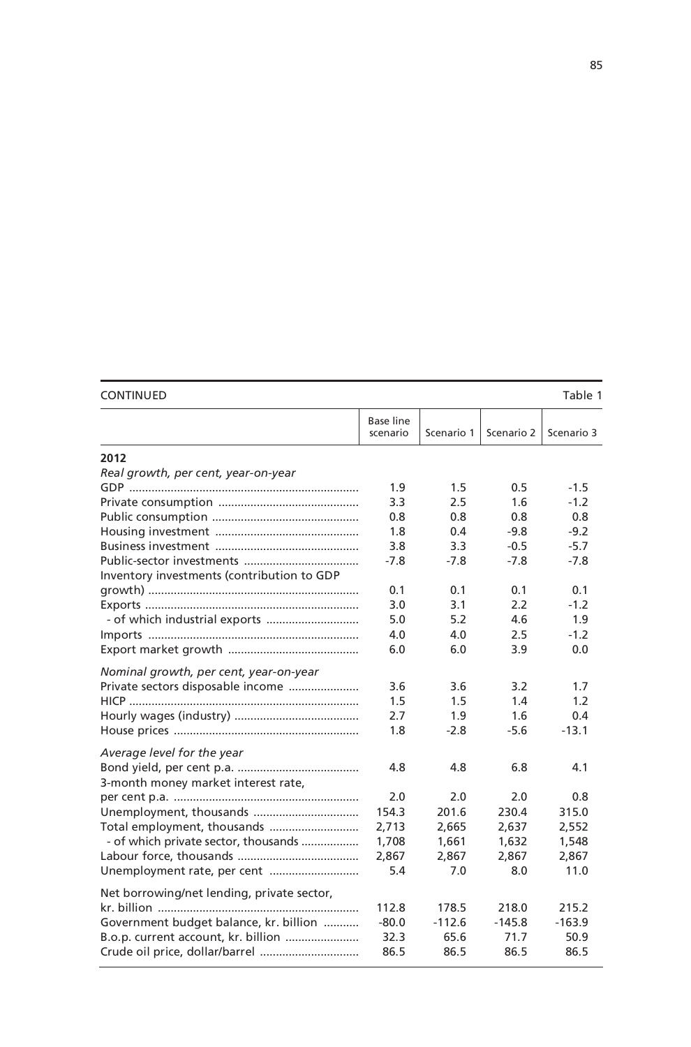CONTINUED Table 1

| | Base line scenario | Scenario 1 | Scenario 2 | Scenario 3 |
|---|---|---|---|---|
| **2012** | | | | |
| *Real growth, per cent, year-on-year* | | | | |
| GDP | 1.9 | 1.5 | 0.5 | -1.5 |
| Private consumption | 3.3 | 2.5 | 1.6 | -1.2 |
| Public consumption | 0.8 | 0.8 | 0.8 | 0.8 |
| Housing investment | 1.8 | 0.4 | -9.8 | -9.2 |
| Business investment | 3.8 | 3.3 | -0.5 | -5.7 |
| Public-sector investments | -7.8 | -7.8 | -7.8 | -7.8 |
| Inventory investments (contribution to GDP growth) | 0.1 | 0.1 | 0.1 | 0.1 |
| Exports | 3.0 | 3.1 | 2.2 | -1.2 |
| - of which industrial exports | 5.0 | 5.2 | 4.6 | 1.9 |
| Imports | 4.0 | 4.0 | 2.5 | -1.2 |
| Export market growth | 6.0 | 6.0 | 3.9 | 0.0 |
| *Nominal growth, per cent, year-on-year* | | | | |
| Private sectors disposable income | 3.6 | 3.6 | 3.2 | 1.7 |
| HICP | 1.5 | 1.5 | 1.4 | 1.2 |
| Hourly wages (industry) | 2.7 | 1.9 | 1.6 | 0.4 |
| House prices | 1.8 | -2.8 | -5.6 | -13.1 |
| *Average level for the year* | | | | |
| Bond yield, per cent p.a. | 4.8 | 4.8 | 6.8 | 4.1 |
| 3-month money market interest rate, per cent p.a. | 2.0 | 2.0 | 2.0 | 0.8 |
| Unemployment, thousands | 154.3 | 201.6 | 230.4 | 315.0 |
| Total employment, thousands | 2,713 | 2,665 | 2,637 | 2,552 |
| - of which private sector, thousands | 1,708 | 1,661 | 1,632 | 1,548 |
| Labour force, thousands | 2,867 | 2,867 | 2,867 | 2,867 |
| Unemployment rate, per cent | 5.4 | 7.0 | 8.0 | 11.0 |
| Net borrowing/net lending, private sector, kr. billion | 112.8 | 178.5 | 218.0 | 215.2 |
| Government budget balance, kr. billion | -80.0 | -112.6 | -145.8 | -163.9 |
| B.o.p. current account, kr. billion | 32.3 | 65.6 | 71.7 | 50.9 |
| Crude oil price, dollar/barrel | 86.5 | 86.5 | 86.5 | 86.5 |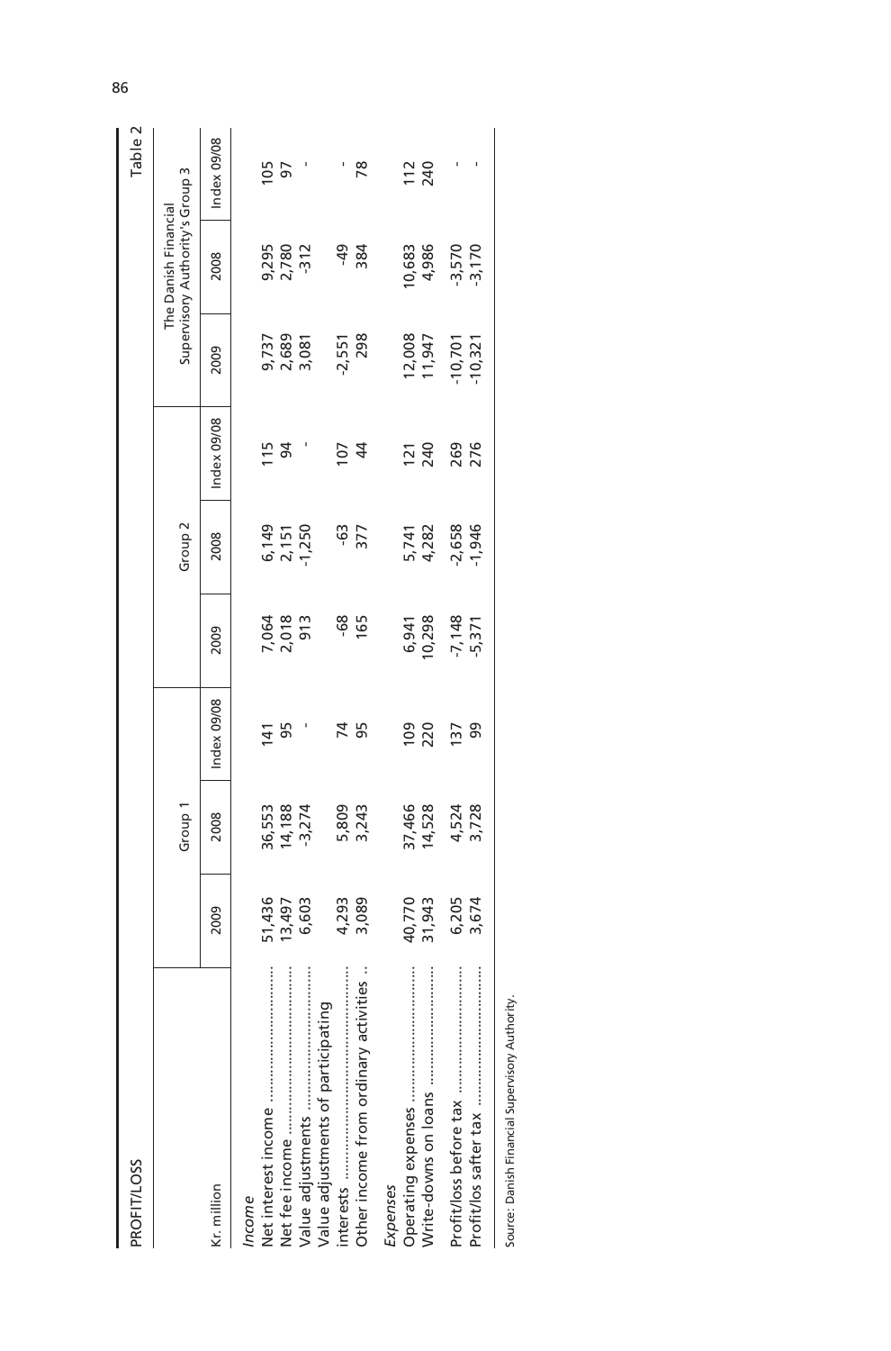PROFIT/LOSS

Table 2

| Kr. million | Group 1 | | | Group 2 | | | The Danish Financial Supervisory Authority's Group 3 | | |
|---|---|---|---|---|---|---|---|---|---|
| | 2009 | 2008 | Index 09/08 | 2009 | 2008 | Index 09/08 | 2009 | 2008 | Index 09/08 |
| *Income* | | | | | | | | | |
| Net interest income | 51,436 | 36,553 | 141 | 7,064 | 6,149 | 115 | 9,737 | 9,295 | 105 |
| Net fee income | 13,497 | 14,188 | 95 | 2,018 | 2,151 | 94 | 2,689 | 2,780 | 97 |
| Value adjustments | 6,603 | -3,274 | - | 913 | -1,250 | - | 3,081 | -312 | - |
| Value adjustments of participating interests | 4,293 | 5,809 | 74 | -68 | -63 | 107 | -2,551 | -49 | - |
| Other income from ordinary activities | 3,089 | 3,243 | 95 | 165 | 377 | 44 | 298 | 384 | 78 |
| *Expenses* | | | | | | | | | |
| Operating expenses | 40,770 | 37,466 | 109 | 6,941 | 5,741 | 121 | 12,008 | 10,683 | 112 |
| Write-downs on loans | 31,943 | 14,528 | 220 | 10,298 | 4,282 | 240 | 11,947 | 4,986 | 240 |
| Profit/loss before tax | 6,205 | 4,524 | 137 | -7,148 | -2,658 | 269 | -10,701 | -3,570 | - |
| Profit/los safter tax | 3,674 | 3,728 | 99 | -5,371 | -1,946 | 276 | -10,321 | -3,170 | - |

Source: Danish Financial Supervisory Authority.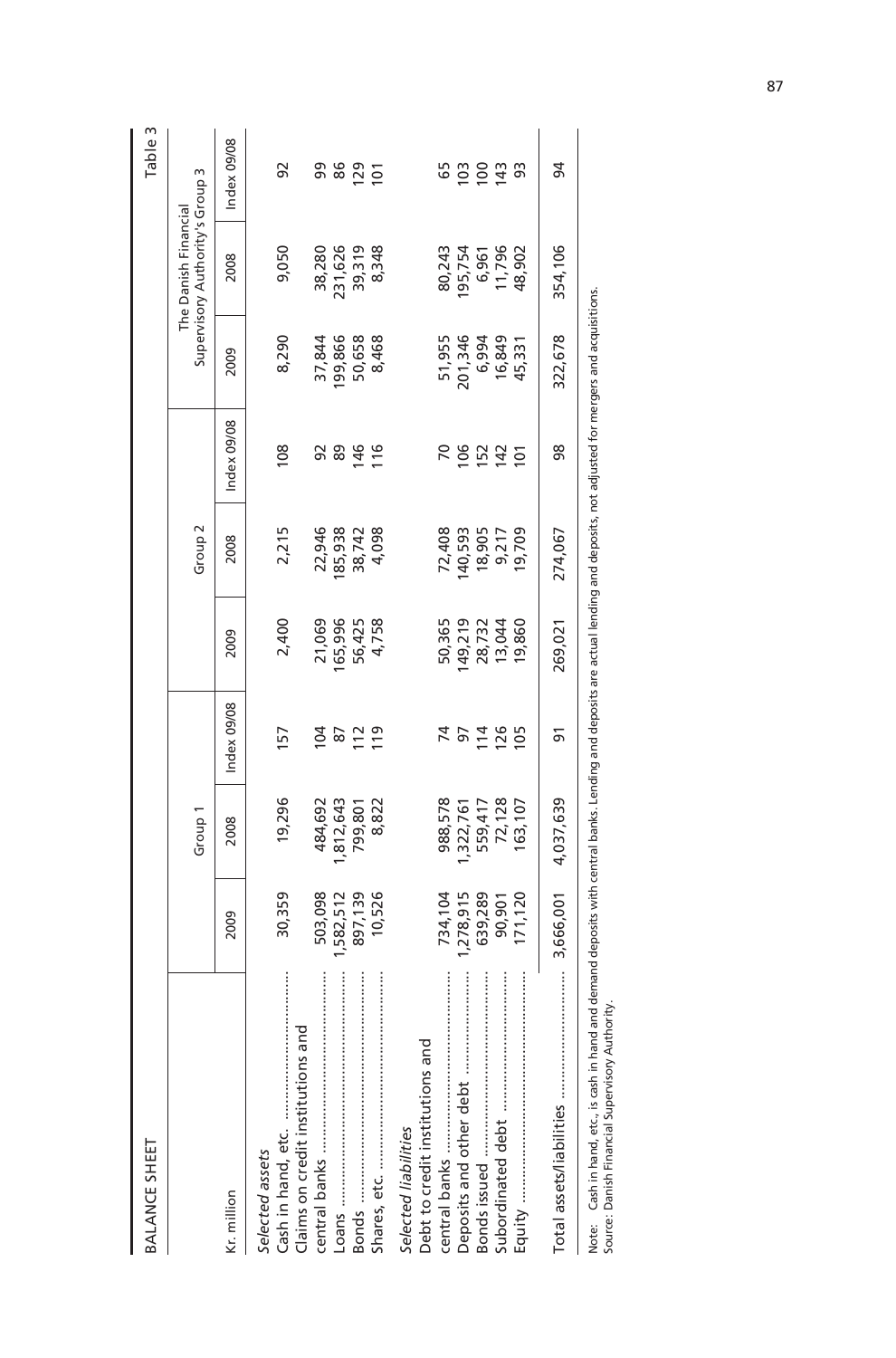BALANCE SHEET

Table 3

| Kr. million | Group 1 | | | Group 2 | | | The Danish Financial Supervisory Authority's Group 3 | | |
|---|---|---|---|---|---|---|---|---|---|
| | 2009 | 2008 | Index 09/08 | 2009 | 2008 | Index 09/08 | 2009 | 2008 | Index 09/08 |
| *Selected assets* | | | | | | | | | |
| Cash in hand, etc. | 30,359 | 19,296 | 157 | 2,400 | 2,215 | 108 | 8,290 | 9,050 | 92 |
| Claims on credit institutions and central banks | 503,098 | 484,692 | 104 | 21,069 | 22,946 | 92 | 37,844 | 38,280 | 99 |
| Loans | 1,582,512 | 1,812,643 | 87 | 165,996 | 185,938 | 89 | 199,866 | 231,626 | 86 |
| Bonds | 897,139 | 799,801 | 112 | 56,425 | 38,742 | 146 | 50,658 | 39,319 | 129 |
| Shares, etc. | 10,526 | 8,822 | 119 | 4,758 | 4,098 | 116 | 8,468 | 8,348 | 101 |
| *Selected liabilities* | | | | | | | | | |
| Debt to credit institutions and central banks | 734,104 | 988,578 | 74 | 50,365 | 72,408 | 70 | 51,955 | 80,243 | 65 |
| Deposits and other debt | 1,278,915 | 1,322,761 | 97 | 149,219 | 140,593 | 106 | 201,346 | 195,754 | 103 |
| Bonds issued | 639,289 | 559,417 | 114 | 28,732 | 18,905 | 152 | 6,994 | 6,961 | 100 |
| Subordinated debt | 90,901 | 72,128 | 126 | 13,044 | 9,217 | 142 | 16,849 | 11,796 | 143 |
| Equity | 171,120 | 163,107 | 105 | 19,860 | 19,709 | 101 | 45,331 | 48,902 | 93 |
| Total assets/liabilities | 3,666,001 | 4,037,639 | 91 | 269,021 | 274,067 | 98 | 322,678 | 354,106 | 94 |

Note: Cash in hand, etc., is cash in hand and demand deposits with central banks. Lending and deposits are actual lending and deposits, not adjusted for mergers and acquisitions.
Source: Danish Financial Supervisory Authority.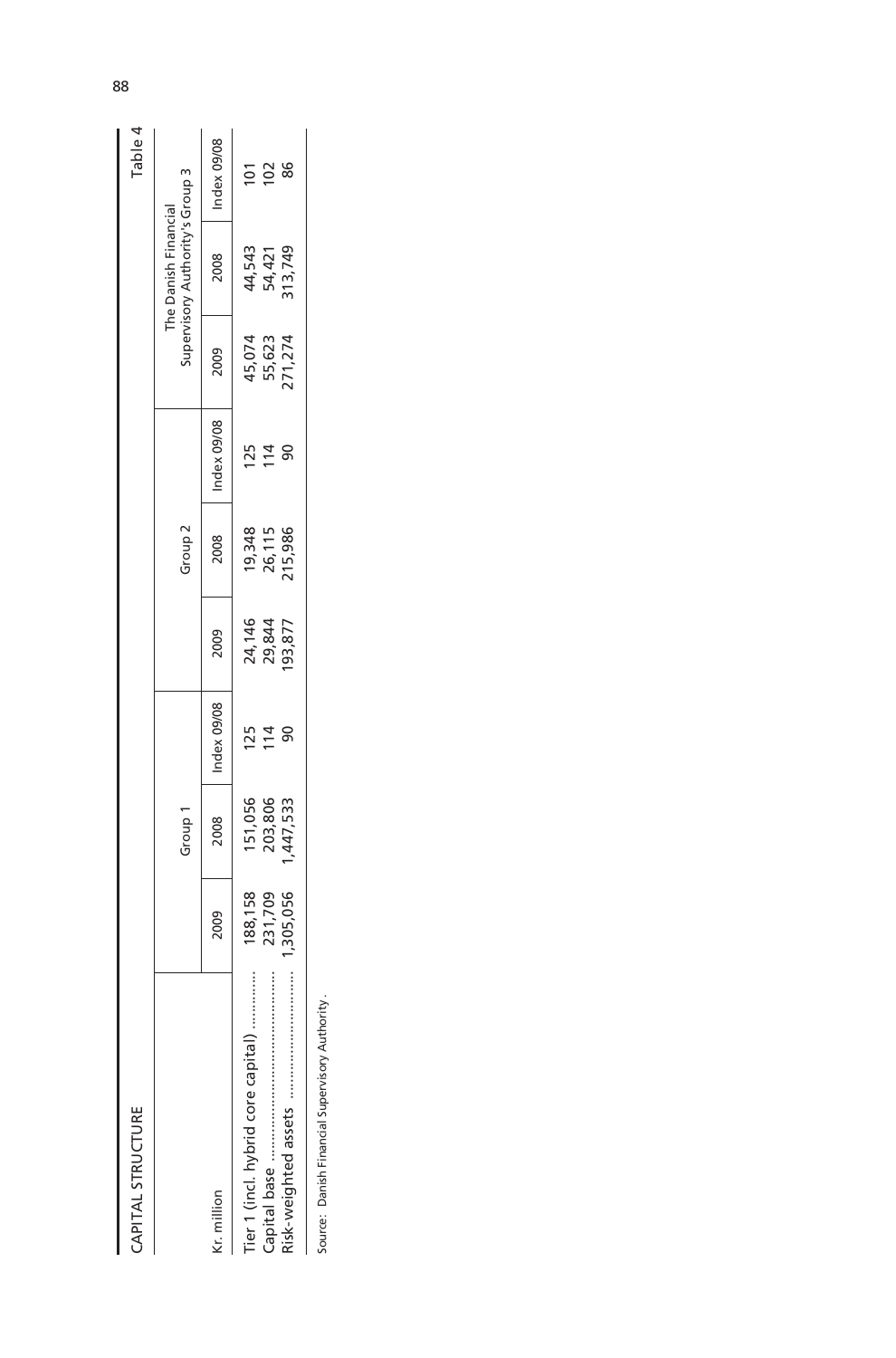CAPITAL STRUCTURE

Table 4

| Kr. million | Group 1 | | | Group 2 | | | The Danish Financial Supervisory Authority's Group 3 | | |
|---|---|---|---|---|---|---|---|---|---|
| | 2009 | 2008 | Index 09/08 | 2009 | 2008 | Index 09/08 | 2009 | 2008 | Index 09/08 |
| Tier 1 (incl. hybrid core capital) ............ | 188,158 | 151,056 | 125 | 24,146 | 19,348 | 125 | 45,074 | 44,543 | 101 |
| Capital base ............................................ | 231,709 | 203,806 | 114 | 29,844 | 26,115 | 114 | 55,623 | 54,421 | 102 |
| Risk-weighted assets ............................ | 1,305,056 | 1,447,533 | 90 | 193,877 | 215,986 | 90 | 271,274 | 313,749 | 86 |

Source: Danish Financial Supervisory Authority.